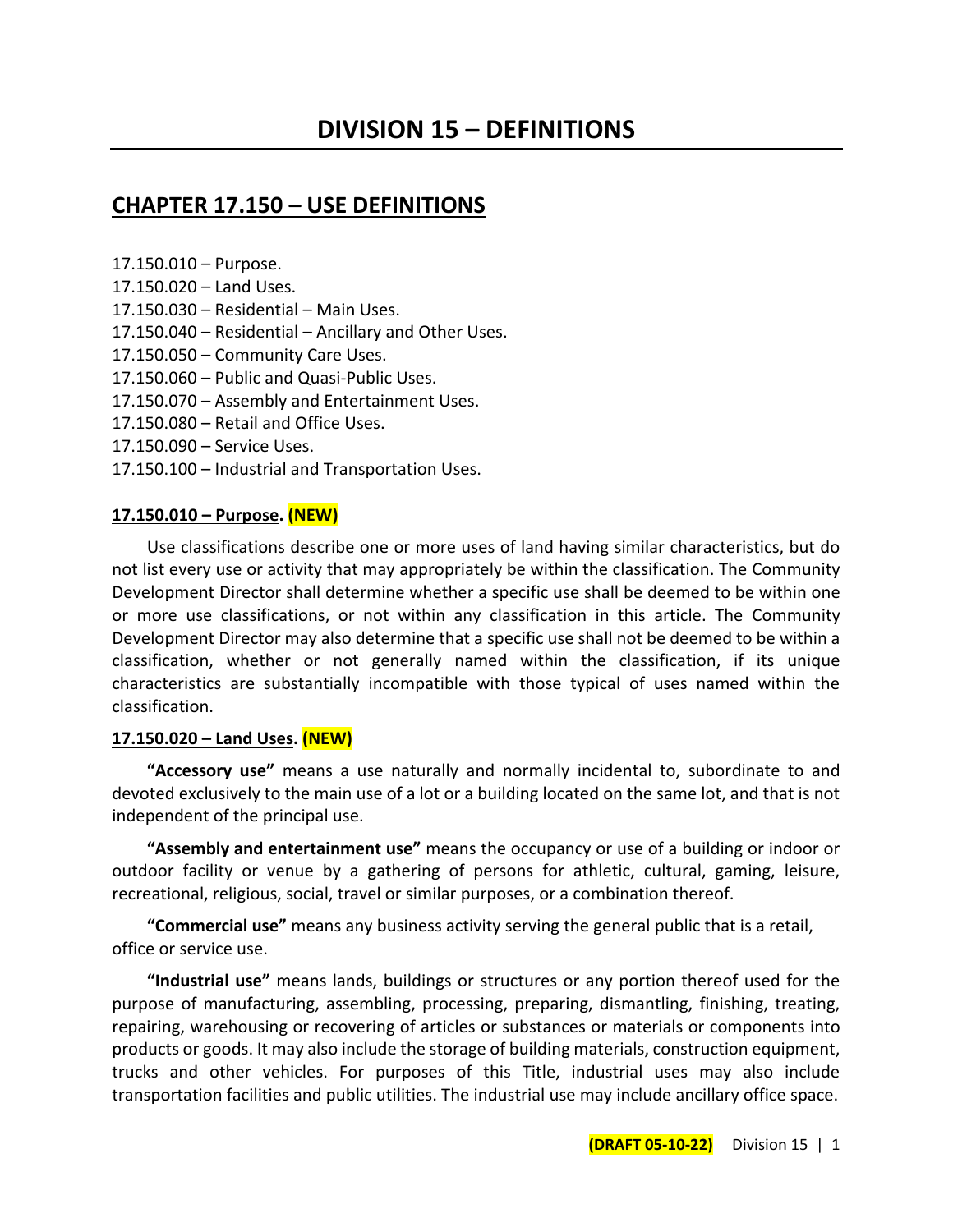# DIVISION 15 – DEFINITIONS

## CHAPTER 17.150 – USE DEFINITIONS

17.150.010 – Purpose.
17.150.020 – Land Uses.
17.150.030 – Residential – Main Uses.
17.150.040 – Residential – Ancillary and Other Uses.
17.150.050 – Community Care Uses.
17.150.060 – Public and Quasi-Public Uses.
17.150.070 – Assembly and Entertainment Uses.
17.150.080 – Retail and Office Uses.
17.150.090 – Service Uses.
17.150.100 – Industrial and Transportation Uses.

**17.150.010 – Purpose. (NEW)**

Use classifications describe one or more uses of land having similar characteristics, but do not list every use or activity that may appropriately be within the classification. The Community Development Director shall determine whether a specific use shall be deemed to be within one or more use classifications, or not within any classification in this article. The Community Development Director may also determine that a specific use shall not be deemed to be within a classification, whether or not generally named within the classification, if its unique characteristics are substantially incompatible with those typical of uses named within the classification.

**17.150.020 – Land Uses. (NEW)**

**"Accessory use"** means a use naturally and normally incidental to, subordinate to and devoted exclusively to the main use of a lot or a building located on the same lot, and that is not independent of the principal use.

**"Assembly and entertainment use"** means the occupancy or use of a building or indoor or outdoor facility or venue by a gathering of persons for athletic, cultural, gaming, leisure, recreational, religious, social, travel or similar purposes, or a combination thereof.

**"Commercial use"** means any business activity serving the general public that is a retail, office or service use.

**"Industrial use"** means lands, buildings or structures or any portion thereof used for the purpose of manufacturing, assembling, processing, preparing, dismantling, finishing, treating, repairing, warehousing or recovering of articles or substances or materials or components into products or goods. It may also include the storage of building materials, construction equipment, trucks and other vehicles. For purposes of this Title, industrial uses may also include transportation facilities and public utilities. The industrial use may include ancillary office space.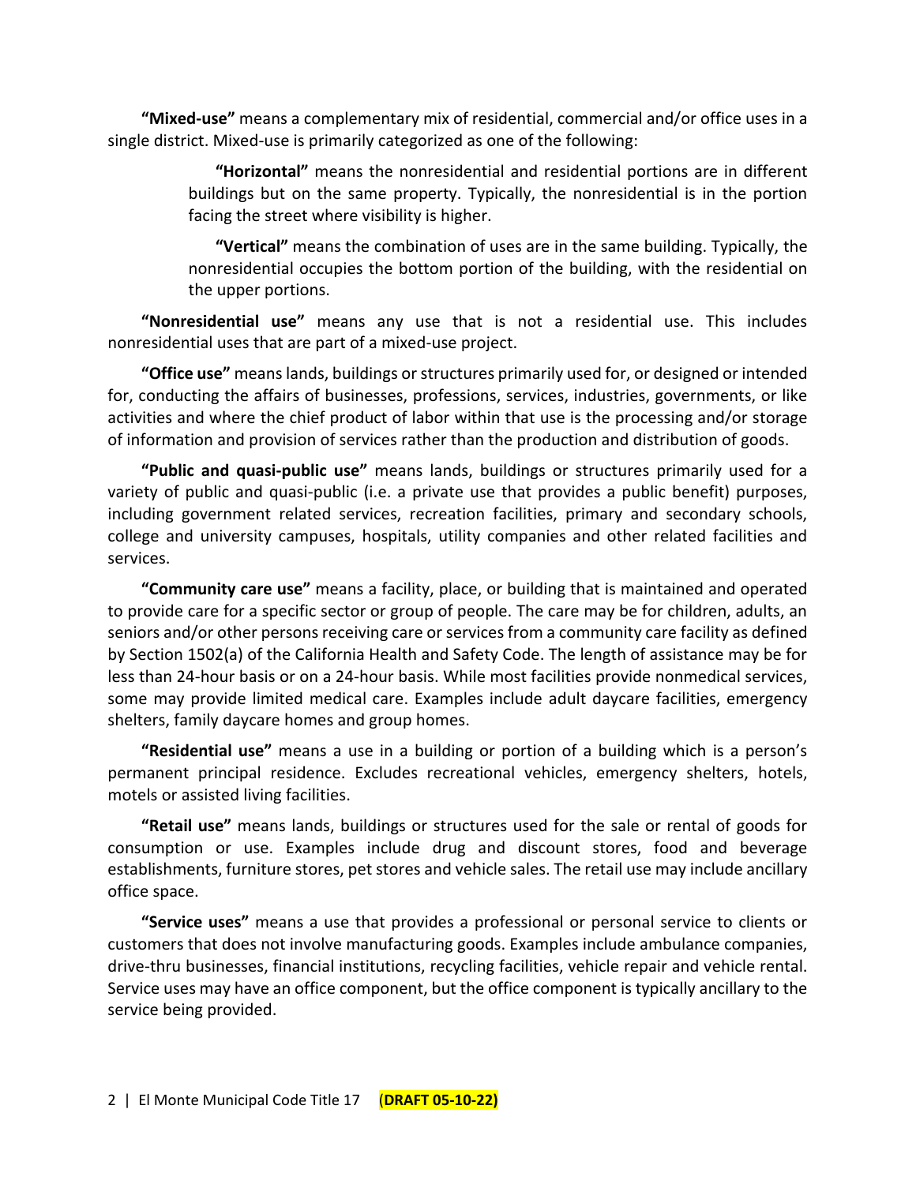**"Mixed-use"** means a complementary mix of residential, commercial and/or office uses in a single district. Mixed-use is primarily categorized as one of the following:

> **"Horizontal"** means the nonresidential and residential portions are in different buildings but on the same property. Typically, the nonresidential is in the portion facing the street where visibility is higher.
>
> **"Vertical"** means the combination of uses are in the same building. Typically, the nonresidential occupies the bottom portion of the building, with the residential on the upper portions.

**"Nonresidential use"** means any use that is not a residential use. This includes nonresidential uses that are part of a mixed-use project.

**"Office use"** means lands, buildings or structures primarily used for, or designed or intended for, conducting the affairs of businesses, professions, services, industries, governments, or like activities and where the chief product of labor within that use is the processing and/or storage of information and provision of services rather than the production and distribution of goods.

**"Public and quasi-public use"** means lands, buildings or structures primarily used for a variety of public and quasi-public (i.e. a private use that provides a public benefit) purposes, including government related services, recreation facilities, primary and secondary schools, college and university campuses, hospitals, utility companies and other related facilities and services.

**"Community care use"** means a facility, place, or building that is maintained and operated to provide care for a specific sector or group of people. The care may be for children, adults, an seniors and/or other persons receiving care or services from a community care facility as defined by Section 1502(a) of the California Health and Safety Code. The length of assistance may be for less than 24-hour basis or on a 24-hour basis. While most facilities provide nonmedical services, some may provide limited medical care. Examples include adult daycare facilities, emergency shelters, family daycare homes and group homes.

**"Residential use"** means a use in a building or portion of a building which is a person's permanent principal residence. Excludes recreational vehicles, emergency shelters, hotels, motels or assisted living facilities.

**"Retail use"** means lands, buildings or structures used for the sale or rental of goods for consumption or use. Examples include drug and discount stores, food and beverage establishments, furniture stores, pet stores and vehicle sales. The retail use may include ancillary office space.

**"Service uses"** means a use that provides a professional or personal service to clients or customers that does not involve manufacturing goods. Examples include ambulance companies, drive-thru businesses, financial institutions, recycling facilities, vehicle repair and vehicle rental. Service uses may have an office component, but the office component is typically ancillary to the service being provided.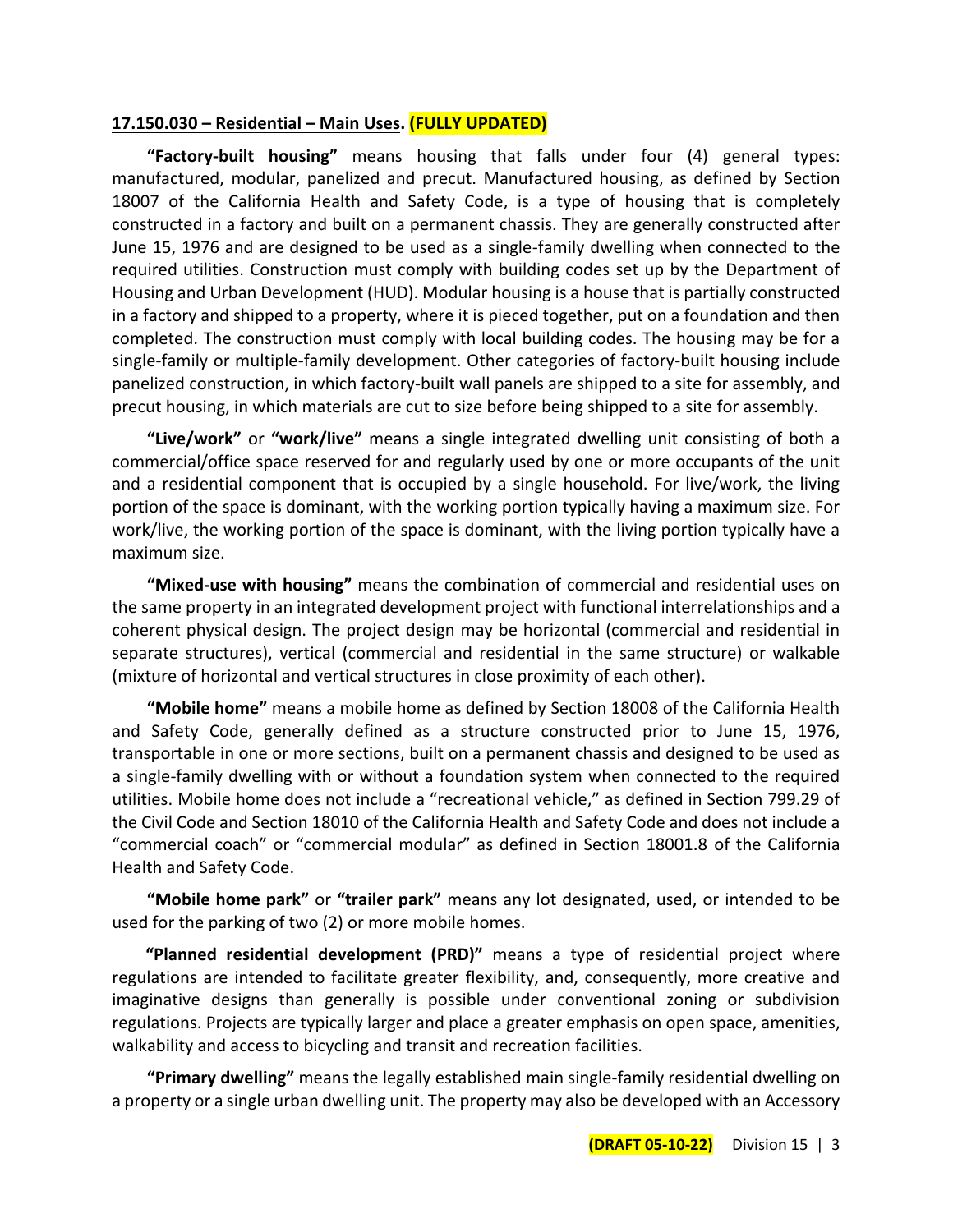**17.150.030 – Residential – Main Uses. (FULLY UPDATED)**

**"Factory-built housing"** means housing that falls under four (4) general types: manufactured, modular, panelized and precut. Manufactured housing, as defined by Section 18007 of the California Health and Safety Code, is a type of housing that is completely constructed in a factory and built on a permanent chassis. They are generally constructed after June 15, 1976 and are designed to be used as a single-family dwelling when connected to the required utilities. Construction must comply with building codes set up by the Department of Housing and Urban Development (HUD). Modular housing is a house that is partially constructed in a factory and shipped to a property, where it is pieced together, put on a foundation and then completed. The construction must comply with local building codes. The housing may be for a single-family or multiple-family development. Other categories of factory-built housing include panelized construction, in which factory-built wall panels are shipped to a site for assembly, and precut housing, in which materials are cut to size before being shipped to a site for assembly.

**"Live/work"** or **"work/live"** means a single integrated dwelling unit consisting of both a commercial/office space reserved for and regularly used by one or more occupants of the unit and a residential component that is occupied by a single household. For live/work, the living portion of the space is dominant, with the working portion typically having a maximum size. For work/live, the working portion of the space is dominant, with the living portion typically have a maximum size.

**"Mixed-use with housing"** means the combination of commercial and residential uses on the same property in an integrated development project with functional interrelationships and a coherent physical design. The project design may be horizontal (commercial and residential in separate structures), vertical (commercial and residential in the same structure) or walkable (mixture of horizontal and vertical structures in close proximity of each other).

**"Mobile home"** means a mobile home as defined by Section 18008 of the California Health and Safety Code, generally defined as a structure constructed prior to June 15, 1976, transportable in one or more sections, built on a permanent chassis and designed to be used as a single-family dwelling with or without a foundation system when connected to the required utilities. Mobile home does not include a "recreational vehicle," as defined in Section 799.29 of the Civil Code and Section 18010 of the California Health and Safety Code and does not include a "commercial coach" or "commercial modular" as defined in Section 18001.8 of the California Health and Safety Code.

**"Mobile home park"** or **"trailer park"** means any lot designated, used, or intended to be used for the parking of two (2) or more mobile homes.

**"Planned residential development (PRD)"** means a type of residential project where regulations are intended to facilitate greater flexibility, and, consequently, more creative and imaginative designs than generally is possible under conventional zoning or subdivision regulations. Projects are typically larger and place a greater emphasis on open space, amenities, walkability and access to bicycling and transit and recreation facilities.

**"Primary dwelling"** means the legally established main single-family residential dwelling on a property or a single urban dwelling unit. The property may also be developed with an Accessory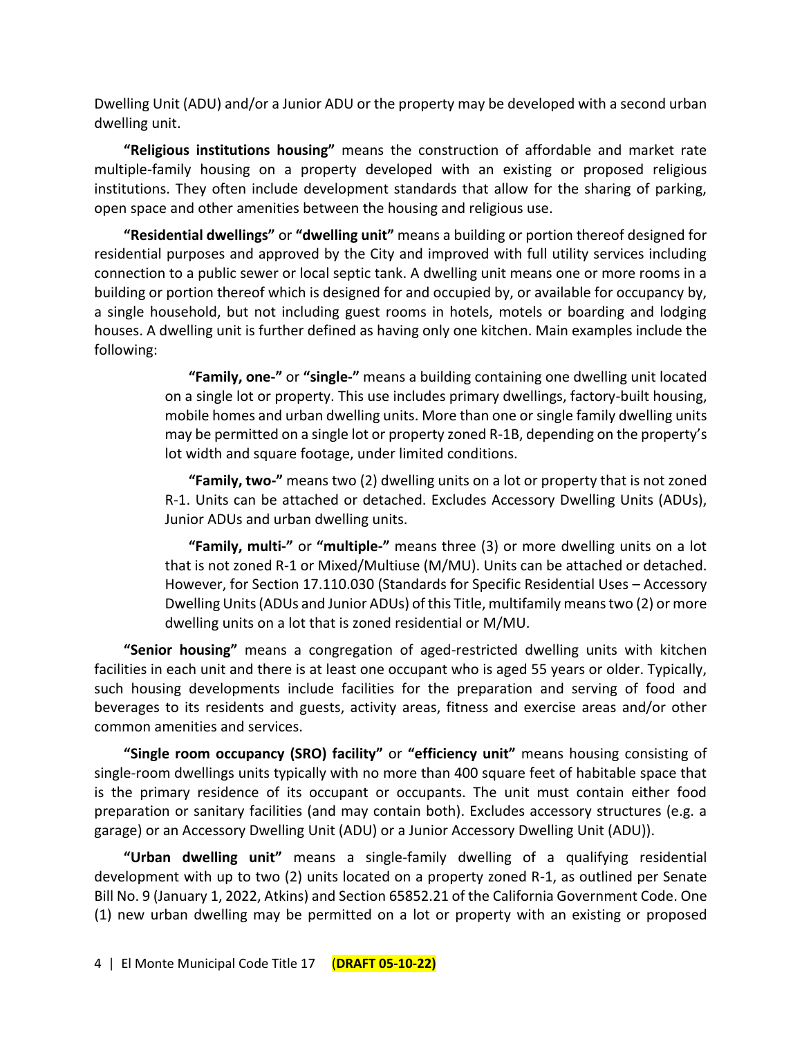Dwelling Unit (ADU) and/or a Junior ADU or the property may be developed with a second urban dwelling unit.

**"Religious institutions housing"** means the construction of affordable and market rate multiple-family housing on a property developed with an existing or proposed religious institutions. They often include development standards that allow for the sharing of parking, open space and other amenities between the housing and religious use.

**"Residential dwellings"** or **"dwelling unit"** means a building or portion thereof designed for residential purposes and approved by the City and improved with full utility services including connection to a public sewer or local septic tank. A dwelling unit means one or more rooms in a building or portion thereof which is designed for and occupied by, or available for occupancy by, a single household, but not including guest rooms in hotels, motels or boarding and lodging houses. A dwelling unit is further defined as having only one kitchen. Main examples include the following:

> **"Family, one-"** or **"single-"** means a building containing one dwelling unit located on a single lot or property. This use includes primary dwellings, factory-built housing, mobile homes and urban dwelling units. More than one or single family dwelling units may be permitted on a single lot or property zoned R-1B, depending on the property's lot width and square footage, under limited conditions.
>
> **"Family, two-"** means two (2) dwelling units on a lot or property that is not zoned R-1. Units can be attached or detached. Excludes Accessory Dwelling Units (ADUs), Junior ADUs and urban dwelling units.
>
> **"Family, multi-"** or **"multiple-"** means three (3) or more dwelling units on a lot that is not zoned R-1 or Mixed/Multiuse (M/MU). Units can be attached or detached. However, for Section 17.110.030 (Standards for Specific Residential Uses – Accessory Dwelling Units (ADUs and Junior ADUs) of this Title, multifamily means two (2) or more dwelling units on a lot that is zoned residential or M/MU.

**"Senior housing"** means a congregation of aged-restricted dwelling units with kitchen facilities in each unit and there is at least one occupant who is aged 55 years or older. Typically, such housing developments include facilities for the preparation and serving of food and beverages to its residents and guests, activity areas, fitness and exercise areas and/or other common amenities and services.

**"Single room occupancy (SRO) facility"** or **"efficiency unit"** means housing consisting of single-room dwellings units typically with no more than 400 square feet of habitable space that is the primary residence of its occupant or occupants. The unit must contain either food preparation or sanitary facilities (and may contain both). Excludes accessory structures (e.g. a garage) or an Accessory Dwelling Unit (ADU) or a Junior Accessory Dwelling Unit (ADU)).

**"Urban dwelling unit"** means a single-family dwelling of a qualifying residential development with up to two (2) units located on a property zoned R-1, as outlined per Senate Bill No. 9 (January 1, 2022, Atkins) and Section 65852.21 of the California Government Code. One (1) new urban dwelling may be permitted on a lot or property with an existing or proposed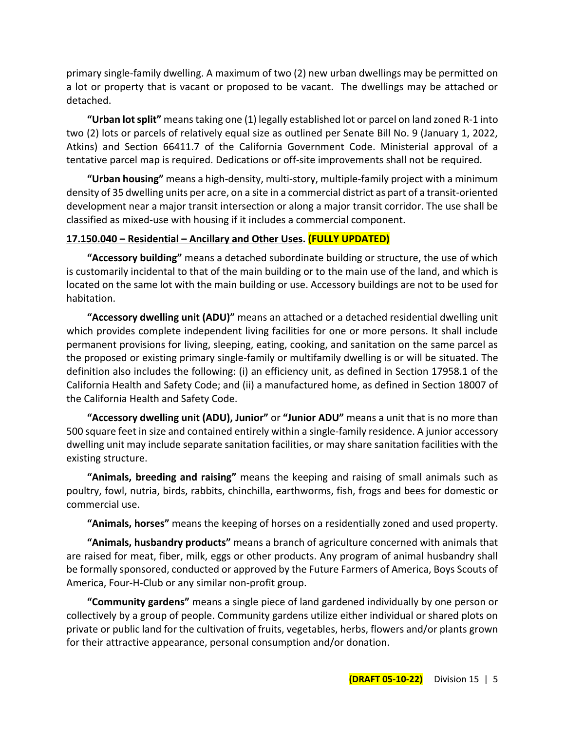primary single-family dwelling. A maximum of two (2) new urban dwellings may be permitted on a lot or property that is vacant or proposed to be vacant. The dwellings may be attached or detached.

**"Urban lot split"** means taking one (1) legally established lot or parcel on land zoned R-1 into two (2) lots or parcels of relatively equal size as outlined per Senate Bill No. 9 (January 1, 2022, Atkins) and Section 66411.7 of the California Government Code. Ministerial approval of a tentative parcel map is required. Dedications or off-site improvements shall not be required.

**"Urban housing"** means a high-density, multi-story, multiple-family project with a minimum density of 35 dwelling units per acre, on a site in a commercial district as part of a transit-oriented development near a major transit intersection or along a major transit corridor. The use shall be classified as mixed-use with housing if it includes a commercial component.

**17.150.040 – Residential – Ancillary and Other Uses. (FULLY UPDATED)**

**"Accessory building"** means a detached subordinate building or structure, the use of which is customarily incidental to that of the main building or to the main use of the land, and which is located on the same lot with the main building or use. Accessory buildings are not to be used for habitation.

**"Accessory dwelling unit (ADU)"** means an attached or a detached residential dwelling unit which provides complete independent living facilities for one or more persons. It shall include permanent provisions for living, sleeping, eating, cooking, and sanitation on the same parcel as the proposed or existing primary single-family or multifamily dwelling is or will be situated. The definition also includes the following: (i) an efficiency unit, as defined in Section 17958.1 of the California Health and Safety Code; and (ii) a manufactured home, as defined in Section 18007 of the California Health and Safety Code.

**"Accessory dwelling unit (ADU), Junior"** or **"Junior ADU"** means a unit that is no more than 500 square feet in size and contained entirely within a single-family residence. A junior accessory dwelling unit may include separate sanitation facilities, or may share sanitation facilities with the existing structure.

**"Animals, breeding and raising"** means the keeping and raising of small animals such as poultry, fowl, nutria, birds, rabbits, chinchilla, earthworms, fish, frogs and bees for domestic or commercial use.

**"Animals, horses"** means the keeping of horses on a residentially zoned and used property.

**"Animals, husbandry products"** means a branch of agriculture concerned with animals that are raised for meat, fiber, milk, eggs or other products. Any program of animal husbandry shall be formally sponsored, conducted or approved by the Future Farmers of America, Boys Scouts of America, Four-H-Club or any similar non-profit group.

**"Community gardens"** means a single piece of land gardened individually by one person or collectively by a group of people. Community gardens utilize either individual or shared plots on private or public land for the cultivation of fruits, vegetables, herbs, flowers and/or plants grown for their attractive appearance, personal consumption and/or donation.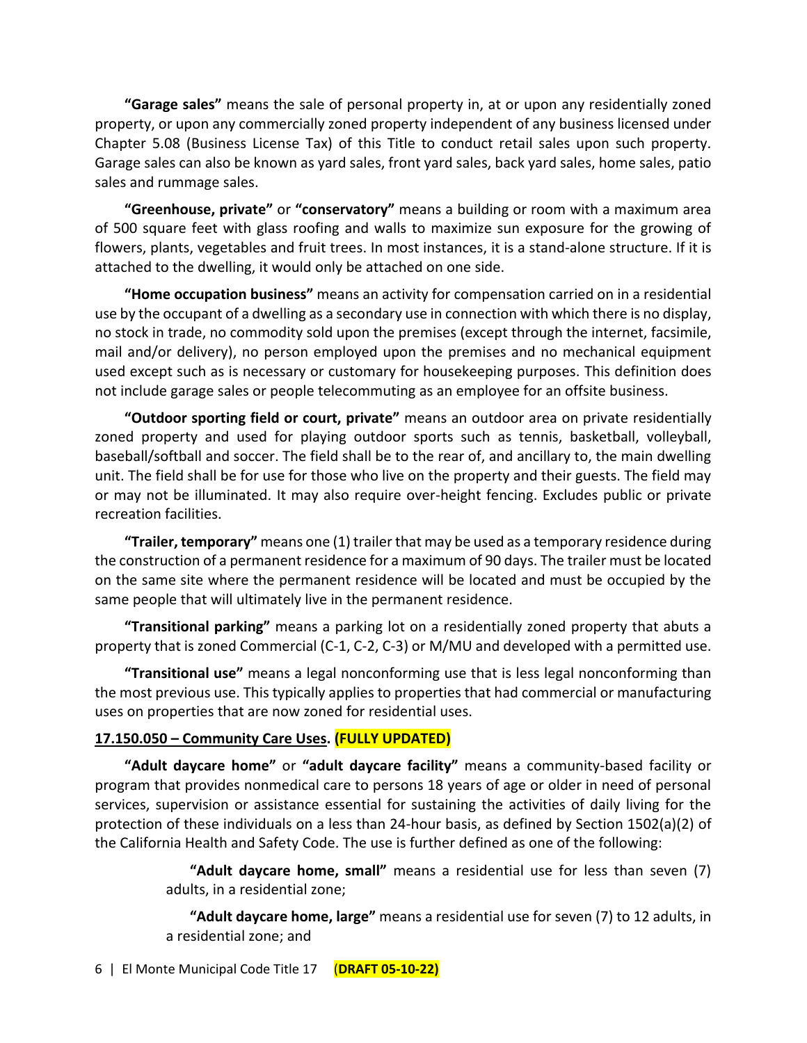**"Garage sales"** means the sale of personal property in, at or upon any residentially zoned property, or upon any commercially zoned property independent of any business licensed under Chapter 5.08 (Business License Tax) of this Title to conduct retail sales upon such property. Garage sales can also be known as yard sales, front yard sales, back yard sales, home sales, patio sales and rummage sales.

**"Greenhouse, private"** or **"conservatory"** means a building or room with a maximum area of 500 square feet with glass roofing and walls to maximize sun exposure for the growing of flowers, plants, vegetables and fruit trees. In most instances, it is a stand-alone structure. If it is attached to the dwelling, it would only be attached on one side.

**"Home occupation business"** means an activity for compensation carried on in a residential use by the occupant of a dwelling as a secondary use in connection with which there is no display, no stock in trade, no commodity sold upon the premises (except through the internet, facsimile, mail and/or delivery), no person employed upon the premises and no mechanical equipment used except such as is necessary or customary for housekeeping purposes. This definition does not include garage sales or people telecommuting as an employee for an offsite business.

**"Outdoor sporting field or court, private"** means an outdoor area on private residentially zoned property and used for playing outdoor sports such as tennis, basketball, volleyball, baseball/softball and soccer. The field shall be to the rear of, and ancillary to, the main dwelling unit. The field shall be for use for those who live on the property and their guests. The field may or may not be illuminated. It may also require over-height fencing. Excludes public or private recreation facilities.

**"Trailer, temporary"** means one (1) trailer that may be used as a temporary residence during the construction of a permanent residence for a maximum of 90 days. The trailer must be located on the same site where the permanent residence will be located and must be occupied by the same people that will ultimately live in the permanent residence.

**"Transitional parking"** means a parking lot on a residentially zoned property that abuts a property that is zoned Commercial (C-1, C-2, C-3) or M/MU and developed with a permitted use.

**"Transitional use"** means a legal nonconforming use that is less legal nonconforming than the most previous use. This typically applies to properties that had commercial or manufacturing uses on properties that are now zoned for residential uses.

## 17.150.050 – Community Care Uses. (FULLY UPDATED)

**"Adult daycare home"** or **"adult daycare facility"** means a community-based facility or program that provides nonmedical care to persons 18 years of age or older in need of personal services, supervision or assistance essential for sustaining the activities of daily living for the protection of these individuals on a less than 24-hour basis, as defined by Section 1502(a)(2) of the California Health and Safety Code. The use is further defined as one of the following:

> **"Adult daycare home, small"** means a residential use for less than seven (7) adults, in a residential zone;
>
> **"Adult daycare home, large"** means a residential use for seven (7) to 12 adults, in a residential zone; and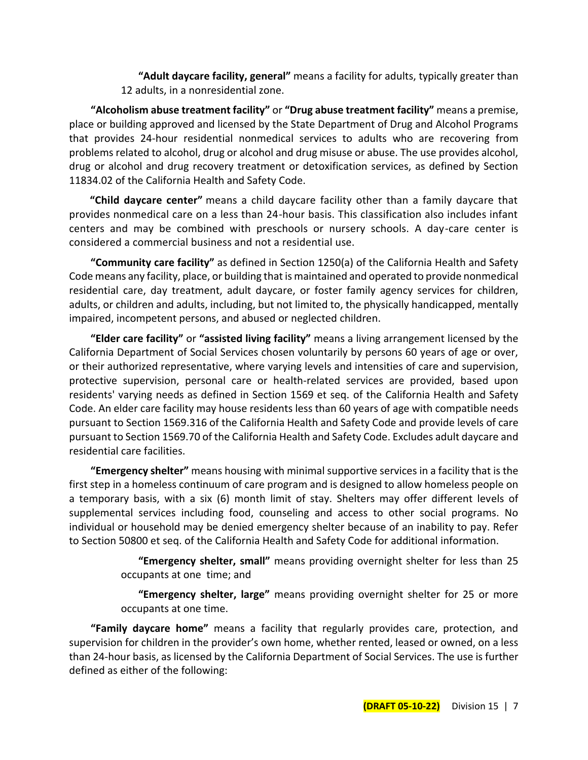**"Adult daycare facility, general"** means a facility for adults, typically greater than 12 adults, in a nonresidential zone.

**"Alcoholism abuse treatment facility"** or **"Drug abuse treatment facility"** means a premise, place or building approved and licensed by the State Department of Drug and Alcohol Programs that provides 24-hour residential nonmedical services to adults who are recovering from problems related to alcohol, drug or alcohol and drug misuse or abuse. The use provides alcohol, drug or alcohol and drug recovery treatment or detoxification services, as defined by Section 11834.02 of the California Health and Safety Code.

**"Child daycare center"** means a child daycare facility other than a family daycare that provides nonmedical care on a less than 24-hour basis. This classification also includes infant centers and may be combined with preschools or nursery schools. A day-care center is considered a commercial business and not a residential use.

**"Community care facility"** as defined in Section 1250(a) of the California Health and Safety Code means any facility, place, or building that is maintained and operated to provide nonmedical residential care, day treatment, adult daycare, or foster family agency services for children, adults, or children and adults, including, but not limited to, the physically handicapped, mentally impaired, incompetent persons, and abused or neglected children.

**"Elder care facility"** or **"assisted living facility"** means a living arrangement licensed by the California Department of Social Services chosen voluntarily by persons 60 years of age or over, or their authorized representative, where varying levels and intensities of care and supervision, protective supervision, personal care or health-related services are provided, based upon residents' varying needs as defined in Section 1569 et seq. of the California Health and Safety Code. An elder care facility may house residents less than 60 years of age with compatible needs pursuant to Section 1569.316 of the California Health and Safety Code and provide levels of care pursuant to Section 1569.70 of the California Health and Safety Code. Excludes adult daycare and residential care facilities.

**"Emergency shelter"** means housing with minimal supportive services in a facility that is the first step in a homeless continuum of care program and is designed to allow homeless people on a temporary basis, with a six (6) month limit of stay. Shelters may offer different levels of supplemental services including food, counseling and access to other social programs. No individual or household may be denied emergency shelter because of an inability to pay. Refer to Section 50800 et seq. of the California Health and Safety Code for additional information.

**"Emergency shelter, small"** means providing overnight shelter for less than 25 occupants at one time; and

**"Emergency shelter, large"** means providing overnight shelter for 25 or more occupants at one time.

**"Family daycare home"** means a facility that regularly provides care, protection, and supervision for children in the provider's own home, whether rented, leased or owned, on a less than 24-hour basis, as licensed by the California Department of Social Services. The use is further defined as either of the following: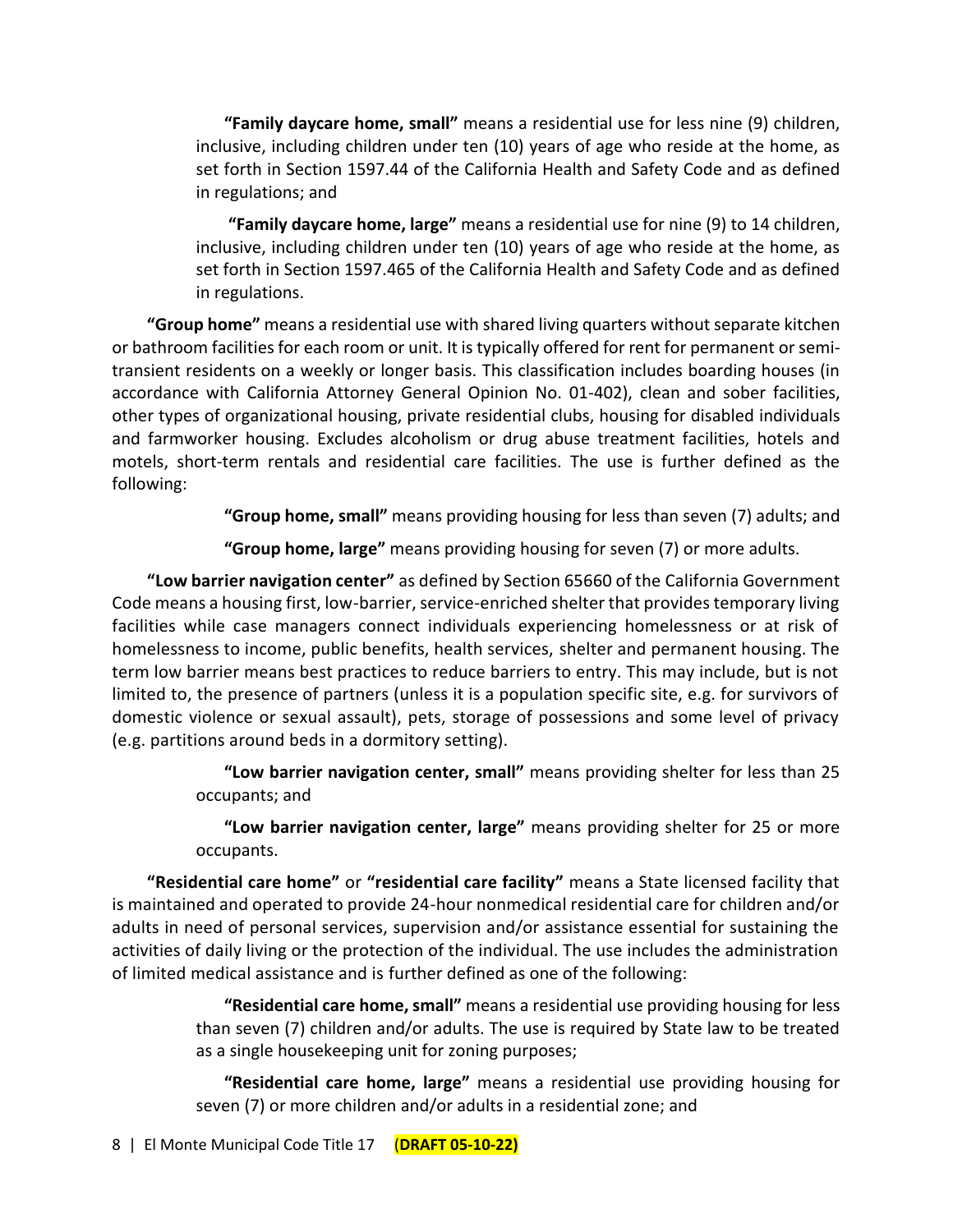**"Family daycare home, small"** means a residential use for less nine (9) children, inclusive, including children under ten (10) years of age who reside at the home, as set forth in Section 1597.44 of the California Health and Safety Code and as defined in regulations; and

**"Family daycare home, large"** means a residential use for nine (9) to 14 children, inclusive, including children under ten (10) years of age who reside at the home, as set forth in Section 1597.465 of the California Health and Safety Code and as defined in regulations.

**"Group home"** means a residential use with shared living quarters without separate kitchen or bathroom facilities for each room or unit. It is typically offered for rent for permanent or semi-transient residents on a weekly or longer basis. This classification includes boarding houses (in accordance with California Attorney General Opinion No. 01-402), clean and sober facilities, other types of organizational housing, private residential clubs, housing for disabled individuals and farmworker housing. Excludes alcoholism or drug abuse treatment facilities, hotels and motels, short-term rentals and residential care facilities. The use is further defined as the following:

**"Group home, small"** means providing housing for less than seven (7) adults; and

**"Group home, large"** means providing housing for seven (7) or more adults.

**"Low barrier navigation center"** as defined by Section 65660 of the California Government Code means a housing first, low-barrier, service-enriched shelter that provides temporary living facilities while case managers connect individuals experiencing homelessness or at risk of homelessness to income, public benefits, health services, shelter and permanent housing. The term low barrier means best practices to reduce barriers to entry. This may include, but is not limited to, the presence of partners (unless it is a population specific site, e.g. for survivors of domestic violence or sexual assault), pets, storage of possessions and some level of privacy (e.g. partitions around beds in a dormitory setting).

**"Low barrier navigation center, small"** means providing shelter for less than 25 occupants; and

**"Low barrier navigation center, large"** means providing shelter for 25 or more occupants.

**"Residential care home"** or **"residential care facility"** means a State licensed facility that is maintained and operated to provide 24-hour nonmedical residential care for children and/or adults in need of personal services, supervision and/or assistance essential for sustaining the activities of daily living or the protection of the individual. The use includes the administration of limited medical assistance and is further defined as one of the following:

**"Residential care home, small"** means a residential use providing housing for less than seven (7) children and/or adults. The use is required by State law to be treated as a single housekeeping unit for zoning purposes;

**"Residential care home, large"** means a residential use providing housing for seven (7) or more children and/or adults in a residential zone; and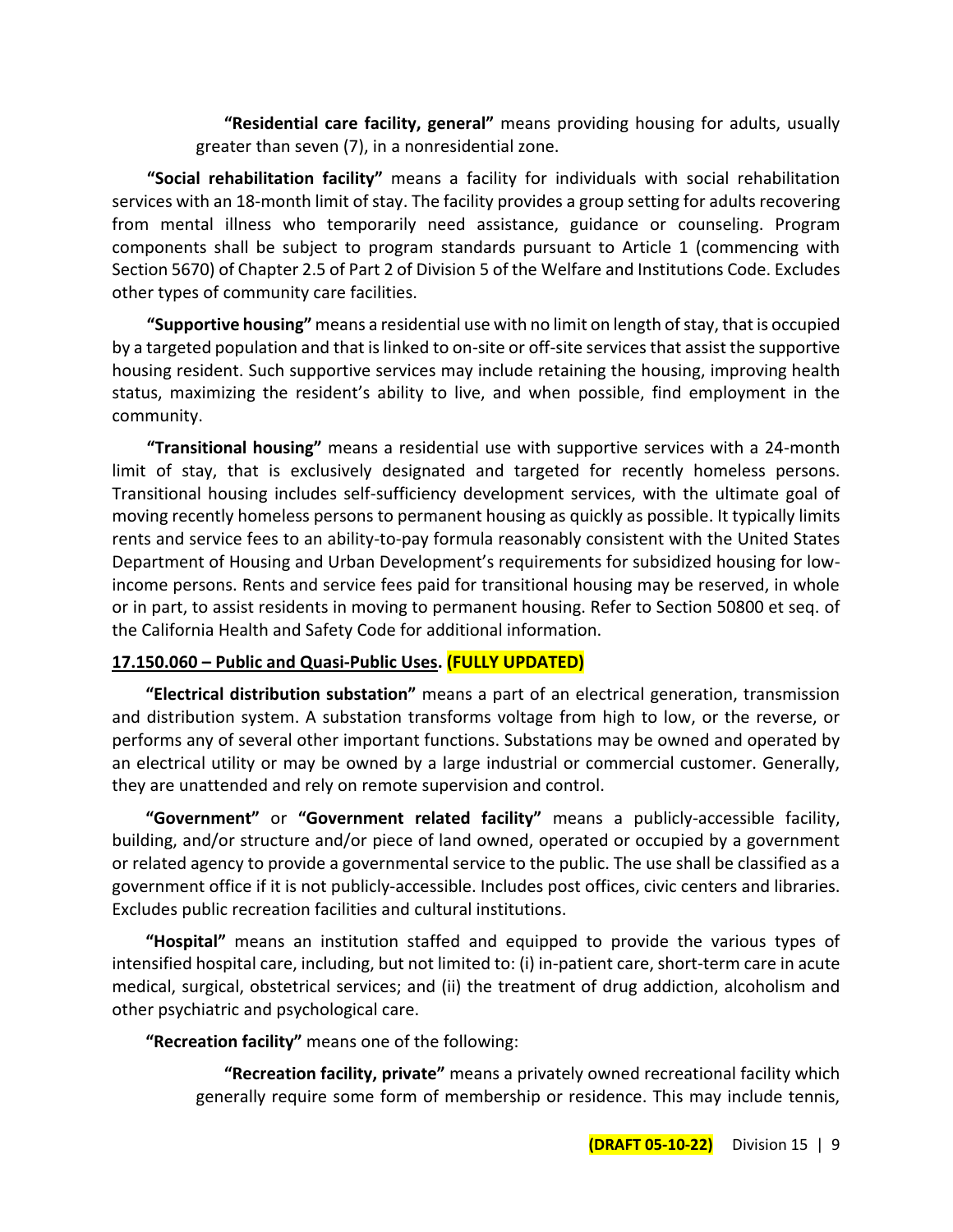**"Residential care facility, general"** means providing housing for adults, usually greater than seven (7), in a nonresidential zone.

**"Social rehabilitation facility"** means a facility for individuals with social rehabilitation services with an 18-month limit of stay. The facility provides a group setting for adults recovering from mental illness who temporarily need assistance, guidance or counseling. Program components shall be subject to program standards pursuant to Article 1 (commencing with Section 5670) of Chapter 2.5 of Part 2 of Division 5 of the Welfare and Institutions Code. Excludes other types of community care facilities.

**"Supportive housing"** means a residential use with no limit on length of stay, that is occupied by a targeted population and that is linked to on-site or off-site services that assist the supportive housing resident. Such supportive services may include retaining the housing, improving health status, maximizing the resident's ability to live, and when possible, find employment in the community.

**"Transitional housing"** means a residential use with supportive services with a 24-month limit of stay, that is exclusively designated and targeted for recently homeless persons. Transitional housing includes self-sufficiency development services, with the ultimate goal of moving recently homeless persons to permanent housing as quickly as possible. It typically limits rents and service fees to an ability-to-pay formula reasonably consistent with the United States Department of Housing and Urban Development's requirements for subsidized housing for low-income persons. Rents and service fees paid for transitional housing may be reserved, in whole or in part, to assist residents in moving to permanent housing. Refer to Section 50800 et seq. of the California Health and Safety Code for additional information.

**17.150.060 – Public and Quasi-Public Uses. (FULLY UPDATED)**

**"Electrical distribution substation"** means a part of an electrical generation, transmission and distribution system. A substation transforms voltage from high to low, or the reverse, or performs any of several other important functions. Substations may be owned and operated by an electrical utility or may be owned by a large industrial or commercial customer. Generally, they are unattended and rely on remote supervision and control.

**"Government"** or **"Government related facility"** means a publicly-accessible facility, building, and/or structure and/or piece of land owned, operated or occupied by a government or related agency to provide a governmental service to the public. The use shall be classified as a government office if it is not publicly-accessible. Includes post offices, civic centers and libraries. Excludes public recreation facilities and cultural institutions.

**"Hospital"** means an institution staffed and equipped to provide the various types of intensified hospital care, including, but not limited to: (i) in-patient care, short-term care in acute medical, surgical, obstetrical services; and (ii) the treatment of drug addiction, alcoholism and other psychiatric and psychological care.

**"Recreation facility"** means one of the following:

**"Recreation facility, private"** means a privately owned recreational facility which generally require some form of membership or residence. This may include tennis,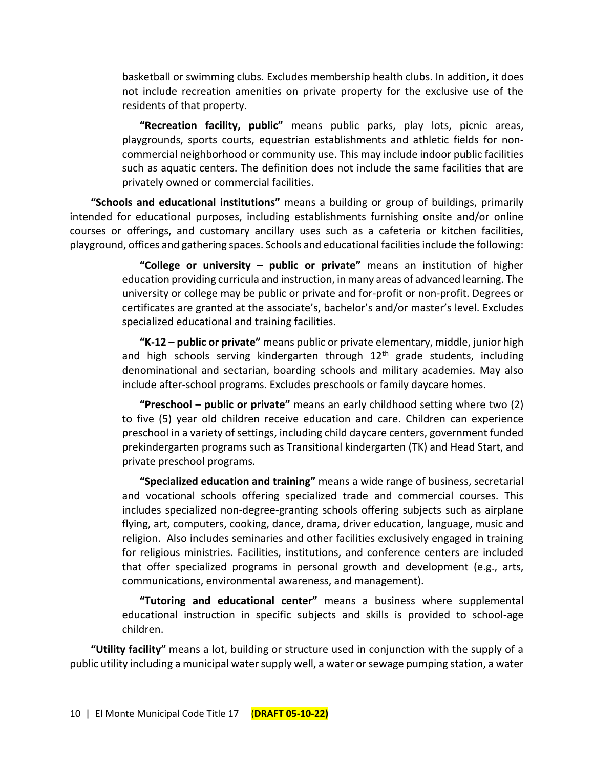basketball or swimming clubs. Excludes membership health clubs. In addition, it does not include recreation amenities on private property for the exclusive use of the residents of that property.

**"Recreation facility, public"** means public parks, play lots, picnic areas, playgrounds, sports courts, equestrian establishments and athletic fields for non-commercial neighborhood or community use. This may include indoor public facilities such as aquatic centers. The definition does not include the same facilities that are privately owned or commercial facilities.

**"Schools and educational institutions"** means a building or group of buildings, primarily intended for educational purposes, including establishments furnishing onsite and/or online courses or offerings, and customary ancillary uses such as a cafeteria or kitchen facilities, playground, offices and gathering spaces. Schools and educational facilities include the following:

**"College or university – public or private"** means an institution of higher education providing curricula and instruction, in many areas of advanced learning. The university or college may be public or private and for-profit or non-profit. Degrees or certificates are granted at the associate's, bachelor's and/or master's level. Excludes specialized educational and training facilities.

**"K-12 – public or private"** means public or private elementary, middle, junior high and high schools serving kindergarten through 12th grade students, including denominational and sectarian, boarding schools and military academies. May also include after-school programs. Excludes preschools or family daycare homes.

**"Preschool – public or private"** means an early childhood setting where two (2) to five (5) year old children receive education and care. Children can experience preschool in a variety of settings, including child daycare centers, government funded prekindergarten programs such as Transitional kindergarten (TK) and Head Start, and private preschool programs.

**"Specialized education and training"** means a wide range of business, secretarial and vocational schools offering specialized trade and commercial courses. This includes specialized non-degree-granting schools offering subjects such as airplane flying, art, computers, cooking, dance, drama, driver education, language, music and religion. Also includes seminaries and other facilities exclusively engaged in training for religious ministries. Facilities, institutions, and conference centers are included that offer specialized programs in personal growth and development (e.g., arts, communications, environmental awareness, and management).

**"Tutoring and educational center"** means a business where supplemental educational instruction in specific subjects and skills is provided to school-age children.

**"Utility facility"** means a lot, building or structure used in conjunction with the supply of a public utility including a municipal water supply well, a water or sewage pumping station, a water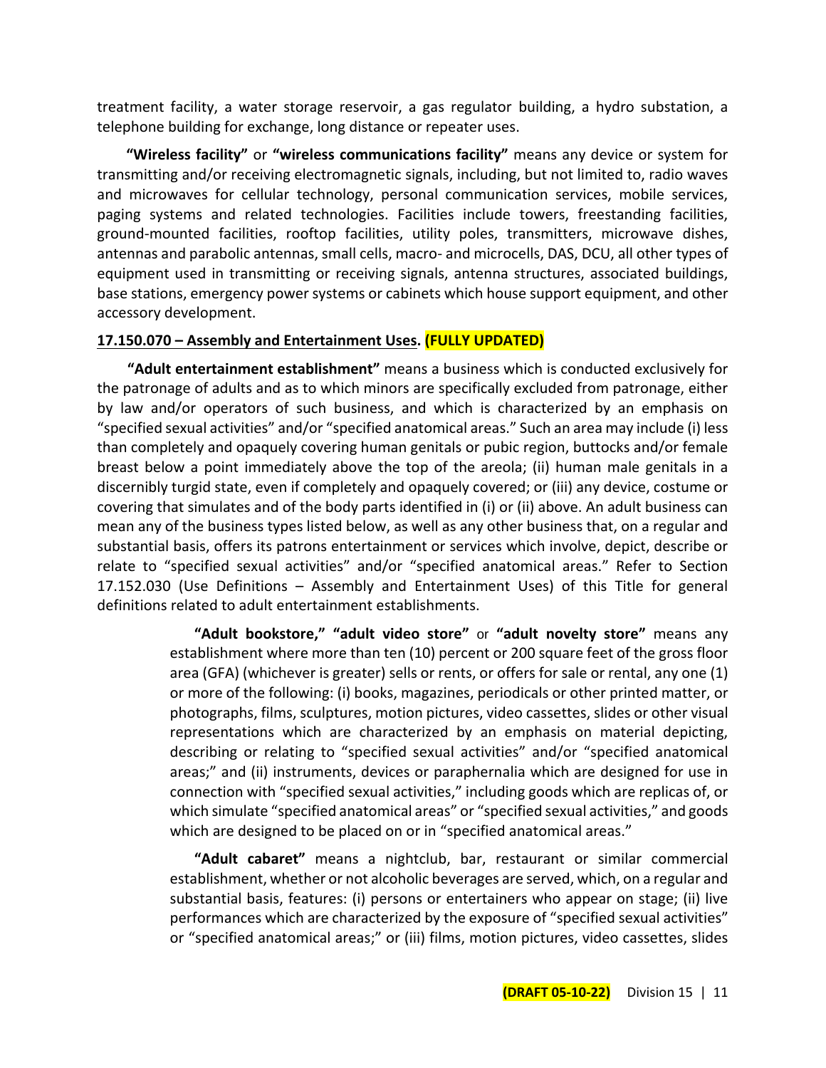treatment facility, a water storage reservoir, a gas regulator building, a hydro substation, a telephone building for exchange, long distance or repeater uses.

**"Wireless facility"** or **"wireless communications facility"** means any device or system for transmitting and/or receiving electromagnetic signals, including, but not limited to, radio waves and microwaves for cellular technology, personal communication services, mobile services, paging systems and related technologies. Facilities include towers, freestanding facilities, ground-mounted facilities, rooftop facilities, utility poles, transmitters, microwave dishes, antennas and parabolic antennas, small cells, macro- and microcells, DAS, DCU, all other types of equipment used in transmitting or receiving signals, antenna structures, associated buildings, base stations, emergency power systems or cabinets which house support equipment, and other accessory development.

**17.150.070 – Assembly and Entertainment Uses. (FULLY UPDATED)**

**"Adult entertainment establishment"** means a business which is conducted exclusively for the patronage of adults and as to which minors are specifically excluded from patronage, either by law and/or operators of such business, and which is characterized by an emphasis on "specified sexual activities" and/or "specified anatomical areas." Such an area may include (i) less than completely and opaquely covering human genitals or pubic region, buttocks and/or female breast below a point immediately above the top of the areola; (ii) human male genitals in a discernibly turgid state, even if completely and opaquely covered; or (iii) any device, costume or covering that simulates and of the body parts identified in (i) or (ii) above. An adult business can mean any of the business types listed below, as well as any other business that, on a regular and substantial basis, offers its patrons entertainment or services which involve, depict, describe or relate to "specified sexual activities" and/or "specified anatomical areas." Refer to Section 17.152.030 (Use Definitions – Assembly and Entertainment Uses) of this Title for general definitions related to adult entertainment establishments.

> **"Adult bookstore," "adult video store"** or **"adult novelty store"** means any establishment where more than ten (10) percent or 200 square feet of the gross floor area (GFA) (whichever is greater) sells or rents, or offers for sale or rental, any one (1) or more of the following: (i) books, magazines, periodicals or other printed matter, or photographs, films, sculptures, motion pictures, video cassettes, slides or other visual representations which are characterized by an emphasis on material depicting, describing or relating to "specified sexual activities" and/or "specified anatomical areas;" and (ii) instruments, devices or paraphernalia which are designed for use in connection with "specified sexual activities," including goods which are replicas of, or which simulate "specified anatomical areas" or "specified sexual activities," and goods which are designed to be placed on or in "specified anatomical areas."
>
> **"Adult cabaret"** means a nightclub, bar, restaurant or similar commercial establishment, whether or not alcoholic beverages are served, which, on a regular and substantial basis, features: (i) persons or entertainers who appear on stage; (ii) live performances which are characterized by the exposure of "specified sexual activities" or "specified anatomical areas;" or (iii) films, motion pictures, video cassettes, slides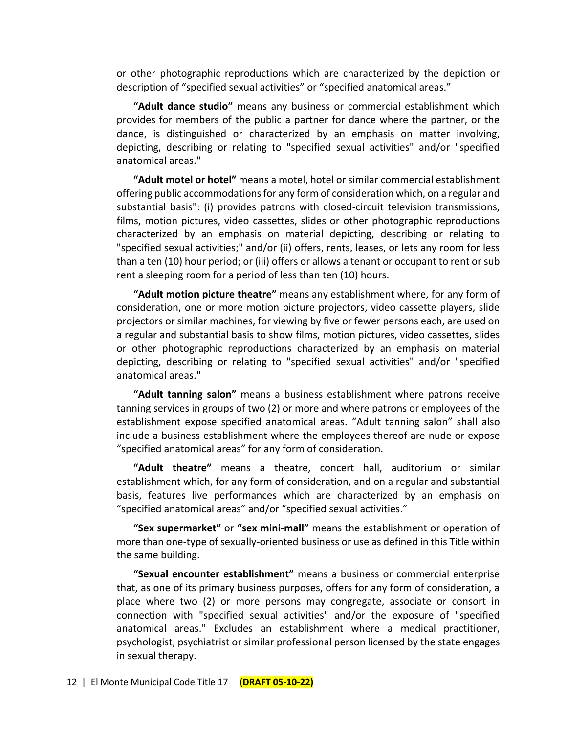or other photographic reproductions which are characterized by the depiction or description of “specified sexual activities” or “specified anatomical areas.”

**“Adult dance studio”** means any business or commercial establishment which provides for members of the public a partner for dance where the partner, or the dance, is distinguished or characterized by an emphasis on matter involving, depicting, describing or relating to "specified sexual activities" and/or "specified anatomical areas."

**“Adult motel or hotel”** means a motel, hotel or similar commercial establishment offering public accommodations for any form of consideration which, on a regular and substantial basis": (i) provides patrons with closed-circuit television transmissions, films, motion pictures, video cassettes, slides or other photographic reproductions characterized by an emphasis on material depicting, describing or relating to "specified sexual activities;" and/or (ii) offers, rents, leases, or lets any room for less than a ten (10) hour period; or (iii) offers or allows a tenant or occupant to rent or sub rent a sleeping room for a period of less than ten (10) hours.

**“Adult motion picture theatre”** means any establishment where, for any form of consideration, one or more motion picture projectors, video cassette players, slide projectors or similar machines, for viewing by five or fewer persons each, are used on a regular and substantial basis to show films, motion pictures, video cassettes, slides or other photographic reproductions characterized by an emphasis on material depicting, describing or relating to "specified sexual activities" and/or "specified anatomical areas."

**“Adult tanning salon”** means a business establishment where patrons receive tanning services in groups of two (2) or more and where patrons or employees of the establishment expose specified anatomical areas. “Adult tanning salon” shall also include a business establishment where the employees thereof are nude or expose “specified anatomical areas” for any form of consideration.

**“Adult theatre”** means a theatre, concert hall, auditorium or similar establishment which, for any form of consideration, and on a regular and substantial basis, features live performances which are characterized by an emphasis on “specified anatomical areas” and/or “specified sexual activities.”

**“Sex supermarket”** or **“sex mini-mall”** means the establishment or operation of more than one-type of sexually-oriented business or use as defined in this Title within the same building.

**“Sexual encounter establishment”** means a business or commercial enterprise that, as one of its primary business purposes, offers for any form of consideration, a place where two (2) or more persons may congregate, associate or consort in connection with "specified sexual activities" and/or the exposure of "specified anatomical areas." Excludes an establishment where a medical practitioner, psychologist, psychiatrist or similar professional person licensed by the state engages in sexual therapy.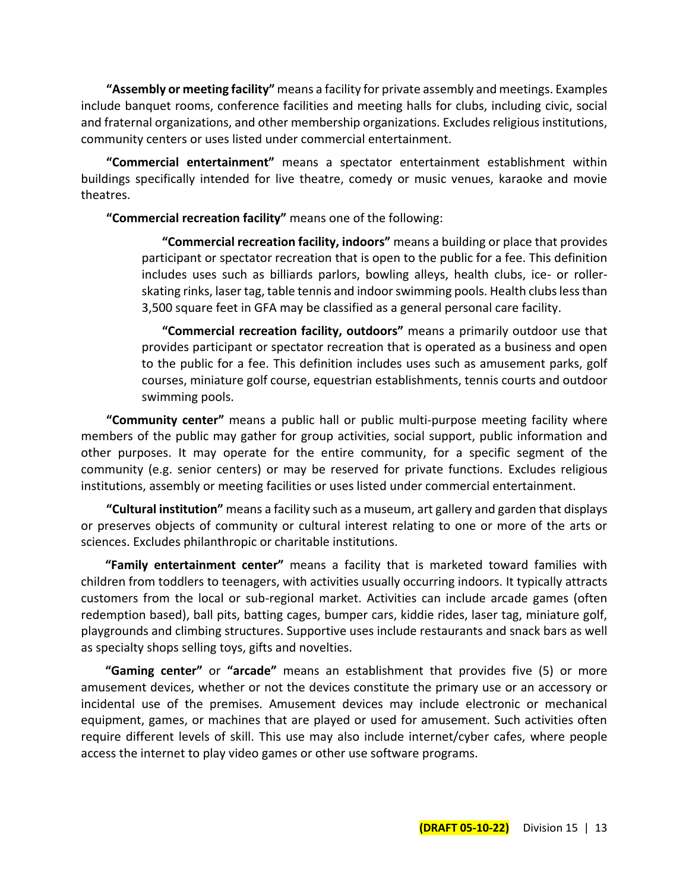**"Assembly or meeting facility"** means a facility for private assembly and meetings. Examples include banquet rooms, conference facilities and meeting halls for clubs, including civic, social and fraternal organizations, and other membership organizations. Excludes religious institutions, community centers or uses listed under commercial entertainment.

**"Commercial entertainment"** means a spectator entertainment establishment within buildings specifically intended for live theatre, comedy or music venues, karaoke and movie theatres.

**"Commercial recreation facility"** means one of the following:

> **"Commercial recreation facility, indoors"** means a building or place that provides participant or spectator recreation that is open to the public for a fee. This definition includes uses such as billiards parlors, bowling alleys, health clubs, ice- or roller-skating rinks, laser tag, table tennis and indoor swimming pools. Health clubs less than 3,500 square feet in GFA may be classified as a general personal care facility.
>
> **"Commercial recreation facility, outdoors"** means a primarily outdoor use that provides participant or spectator recreation that is operated as a business and open to the public for a fee. This definition includes uses such as amusement parks, golf courses, miniature golf course, equestrian establishments, tennis courts and outdoor swimming pools.

**"Community center"** means a public hall or public multi-purpose meeting facility where members of the public may gather for group activities, social support, public information and other purposes. It may operate for the entire community, for a specific segment of the community (e.g. senior centers) or may be reserved for private functions. Excludes religious institutions, assembly or meeting facilities or uses listed under commercial entertainment.

**"Cultural institution"** means a facility such as a museum, art gallery and garden that displays or preserves objects of community or cultural interest relating to one or more of the arts or sciences. Excludes philanthropic or charitable institutions.

**"Family entertainment center"** means a facility that is marketed toward families with children from toddlers to teenagers, with activities usually occurring indoors. It typically attracts customers from the local or sub-regional market. Activities can include arcade games (often redemption based), ball pits, batting cages, bumper cars, kiddie rides, laser tag, miniature golf, playgrounds and climbing structures. Supportive uses include restaurants and snack bars as well as specialty shops selling toys, gifts and novelties.

**"Gaming center"** or **"arcade"** means an establishment that provides five (5) or more amusement devices, whether or not the devices constitute the primary use or an accessory or incidental use of the premises. Amusement devices may include electronic or mechanical equipment, games, or machines that are played or used for amusement. Such activities often require different levels of skill. This use may also include internet/cyber cafes, where people access the internet to play video games or other use software programs.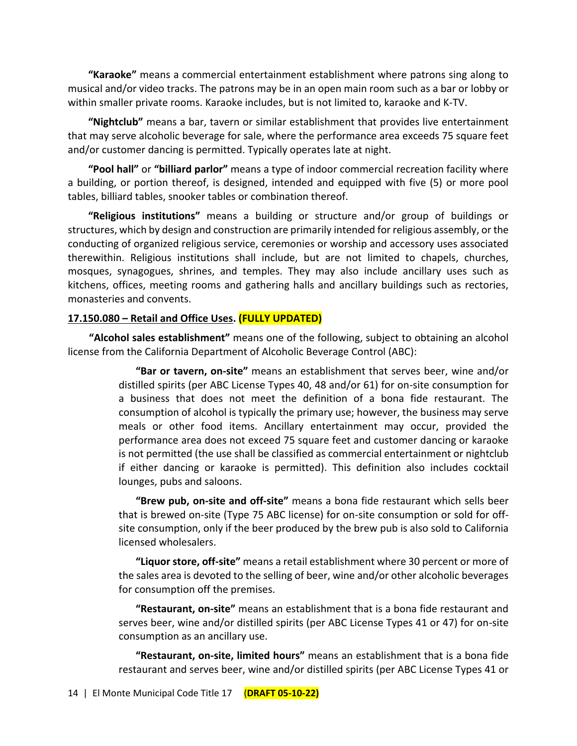**"Karaoke"** means a commercial entertainment establishment where patrons sing along to musical and/or video tracks. The patrons may be in an open main room such as a bar or lobby or within smaller private rooms. Karaoke includes, but is not limited to, karaoke and K-TV.

**"Nightclub"** means a bar, tavern or similar establishment that provides live entertainment that may serve alcoholic beverage for sale, where the performance area exceeds 75 square feet and/or customer dancing is permitted. Typically operates late at night.

**"Pool hall"** or **"billiard parlor"** means a type of indoor commercial recreation facility where a building, or portion thereof, is designed, intended and equipped with five (5) or more pool tables, billiard tables, snooker tables or combination thereof.

**"Religious institutions"** means a building or structure and/or group of buildings or structures, which by design and construction are primarily intended for religious assembly, or the conducting of organized religious service, ceremonies or worship and accessory uses associated therewithin. Religious institutions shall include, but are not limited to chapels, churches, mosques, synagogues, shrines, and temples. They may also include ancillary uses such as kitchens, offices, meeting rooms and gathering halls and ancillary buildings such as rectories, monasteries and convents.

**17.150.080 – Retail and Office Uses. (FULLY UPDATED)**

**"Alcohol sales establishment"** means one of the following, subject to obtaining an alcohol license from the California Department of Alcoholic Beverage Control (ABC):

> **"Bar or tavern, on-site"** means an establishment that serves beer, wine and/or distilled spirits (per ABC License Types 40, 48 and/or 61) for on-site consumption for a business that does not meet the definition of a bona fide restaurant. The consumption of alcohol is typically the primary use; however, the business may serve meals or other food items. Ancillary entertainment may occur, provided the performance area does not exceed 75 square feet and customer dancing or karaoke is not permitted (the use shall be classified as commercial entertainment or nightclub if either dancing or karaoke is permitted). This definition also includes cocktail lounges, pubs and saloons.
>
> **"Brew pub, on-site and off-site"** means a bona fide restaurant which sells beer that is brewed on-site (Type 75 ABC license) for on-site consumption or sold for off-site consumption, only if the beer produced by the brew pub is also sold to California licensed wholesalers.
>
> **"Liquor store, off-site"** means a retail establishment where 30 percent or more of the sales area is devoted to the selling of beer, wine and/or other alcoholic beverages for consumption off the premises.
>
> **"Restaurant, on-site"** means an establishment that is a bona fide restaurant and serves beer, wine and/or distilled spirits (per ABC License Types 41 or 47) for on-site consumption as an ancillary use.
>
> **"Restaurant, on-site, limited hours"** means an establishment that is a bona fide restaurant and serves beer, wine and/or distilled spirits (per ABC License Types 41 or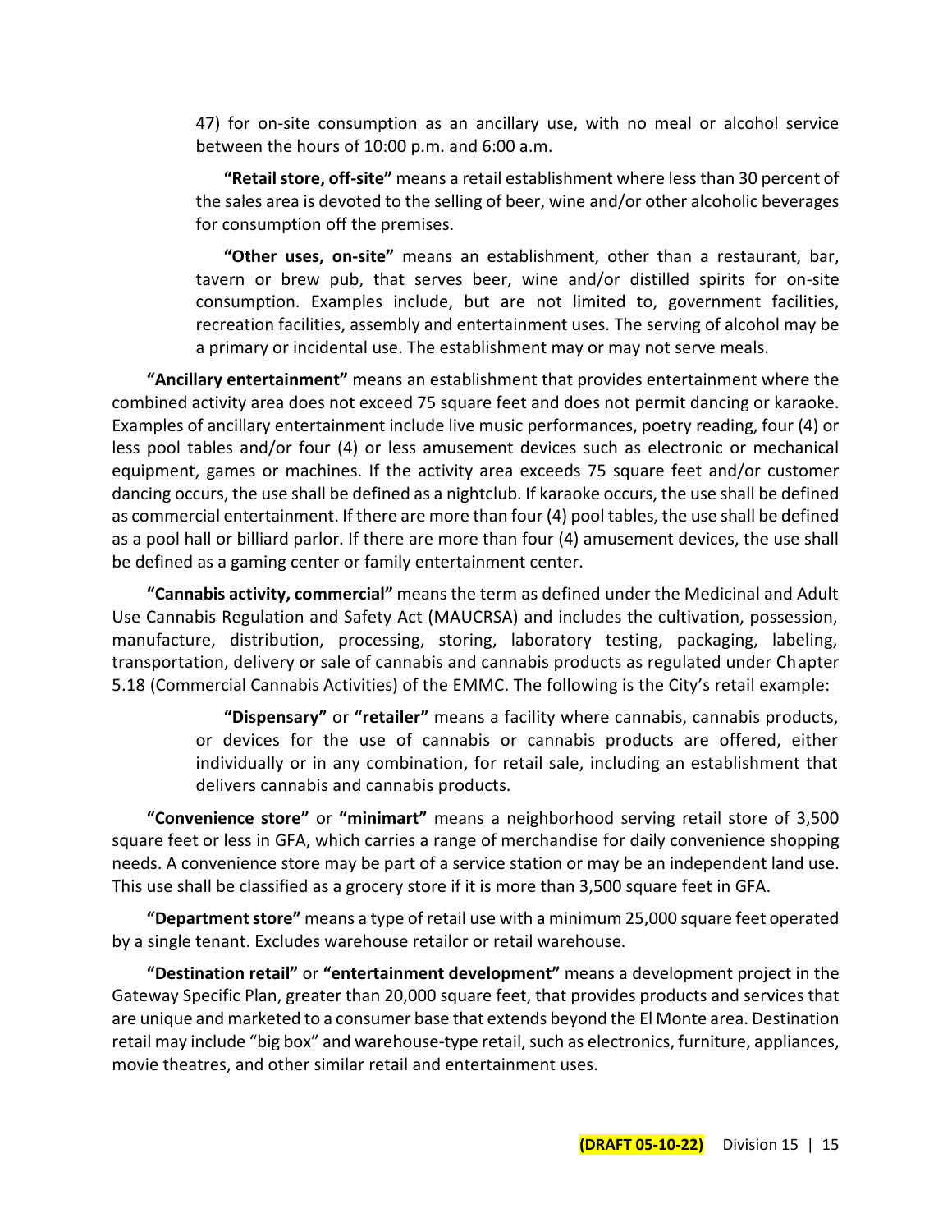47) for on-site consumption as an ancillary use, with no meal or alcohol service between the hours of 10:00 p.m. and 6:00 a.m.

**"Retail store, off-site"** means a retail establishment where less than 30 percent of the sales area is devoted to the selling of beer, wine and/or other alcoholic beverages for consumption off the premises.

**"Other uses, on-site"** means an establishment, other than a restaurant, bar, tavern or brew pub, that serves beer, wine and/or distilled spirits for on-site consumption. Examples include, but are not limited to, government facilities, recreation facilities, assembly and entertainment uses. The serving of alcohol may be a primary or incidental use. The establishment may or may not serve meals.

**"Ancillary entertainment"** means an establishment that provides entertainment where the combined activity area does not exceed 75 square feet and does not permit dancing or karaoke. Examples of ancillary entertainment include live music performances, poetry reading, four (4) or less pool tables and/or four (4) or less amusement devices such as electronic or mechanical equipment, games or machines. If the activity area exceeds 75 square feet and/or customer dancing occurs, the use shall be defined as a nightclub. If karaoke occurs, the use shall be defined as commercial entertainment. If there are more than four (4) pool tables, the use shall be defined as a pool hall or billiard parlor. If there are more than four (4) amusement devices, the use shall be defined as a gaming center or family entertainment center.

**"Cannabis activity, commercial"** means the term as defined under the Medicinal and Adult Use Cannabis Regulation and Safety Act (MAUCRSA) and includes the cultivation, possession, manufacture, distribution, processing, storing, laboratory testing, packaging, labeling, transportation, delivery or sale of cannabis and cannabis products as regulated under Chapter 5.18 (Commercial Cannabis Activities) of the EMMC. The following is the City's retail example:

**"Dispensary"** or **"retailer"** means a facility where cannabis, cannabis products, or devices for the use of cannabis or cannabis products are offered, either individually or in any combination, for retail sale, including an establishment that delivers cannabis and cannabis products.

**"Convenience store"** or **"minimart"** means a neighborhood serving retail store of 3,500 square feet or less in GFA, which carries a range of merchandise for daily convenience shopping needs. A convenience store may be part of a service station or may be an independent land use. This use shall be classified as a grocery store if it is more than 3,500 square feet in GFA.

**"Department store"** means a type of retail use with a minimum 25,000 square feet operated by a single tenant. Excludes warehouse retailor or retail warehouse.

**"Destination retail"** or **"entertainment development"** means a development project in the Gateway Specific Plan, greater than 20,000 square feet, that provides products and services that are unique and marketed to a consumer base that extends beyond the El Monte area. Destination retail may include "big box" and warehouse-type retail, such as electronics, furniture, appliances, movie theatres, and other similar retail and entertainment uses.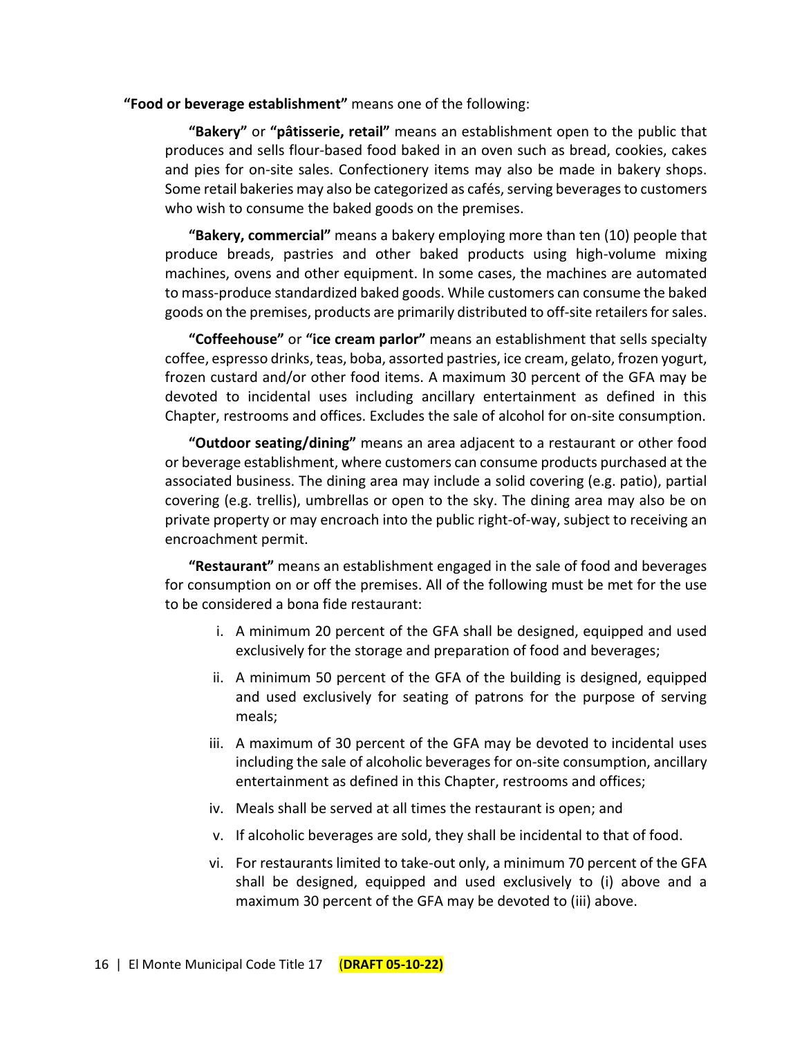**"Food or beverage establishment"** means one of the following:

**"Bakery"** or **"pâtisserie, retail"** means an establishment open to the public that produces and sells flour-based food baked in an oven such as bread, cookies, cakes and pies for on-site sales. Confectionery items may also be made in bakery shops. Some retail bakeries may also be categorized as cafés, serving beverages to customers who wish to consume the baked goods on the premises.

**"Bakery, commercial"** means a bakery employing more than ten (10) people that produce breads, pastries and other baked products using high-volume mixing machines, ovens and other equipment. In some cases, the machines are automated to mass-produce standardized baked goods. While customers can consume the baked goods on the premises, products are primarily distributed to off-site retailers for sales.

**"Coffeehouse"** or **"ice cream parlor"** means an establishment that sells specialty coffee, espresso drinks, teas, boba, assorted pastries, ice cream, gelato, frozen yogurt, frozen custard and/or other food items. A maximum 30 percent of the GFA may be devoted to incidental uses including ancillary entertainment as defined in this Chapter, restrooms and offices. Excludes the sale of alcohol for on-site consumption.

**"Outdoor seating/dining"** means an area adjacent to a restaurant or other food or beverage establishment, where customers can consume products purchased at the associated business. The dining area may include a solid covering (e.g. patio), partial covering (e.g. trellis), umbrellas or open to the sky. The dining area may also be on private property or may encroach into the public right-of-way, subject to receiving an encroachment permit.

**"Restaurant"** means an establishment engaged in the sale of food and beverages for consumption on or off the premises. All of the following must be met for the use to be considered a bona fide restaurant:

i. A minimum 20 percent of the GFA shall be designed, equipped and used exclusively for the storage and preparation of food and beverages;

ii. A minimum 50 percent of the GFA of the building is designed, equipped and used exclusively for seating of patrons for the purpose of serving meals;

iii. A maximum of 30 percent of the GFA may be devoted to incidental uses including the sale of alcoholic beverages for on-site consumption, ancillary entertainment as defined in this Chapter, restrooms and offices;

iv. Meals shall be served at all times the restaurant is open; and

v. If alcoholic beverages are sold, they shall be incidental to that of food.

vi. For restaurants limited to take-out only, a minimum 70 percent of the GFA shall be designed, equipped and used exclusively to (i) above and a maximum 30 percent of the GFA may be devoted to (iii) above.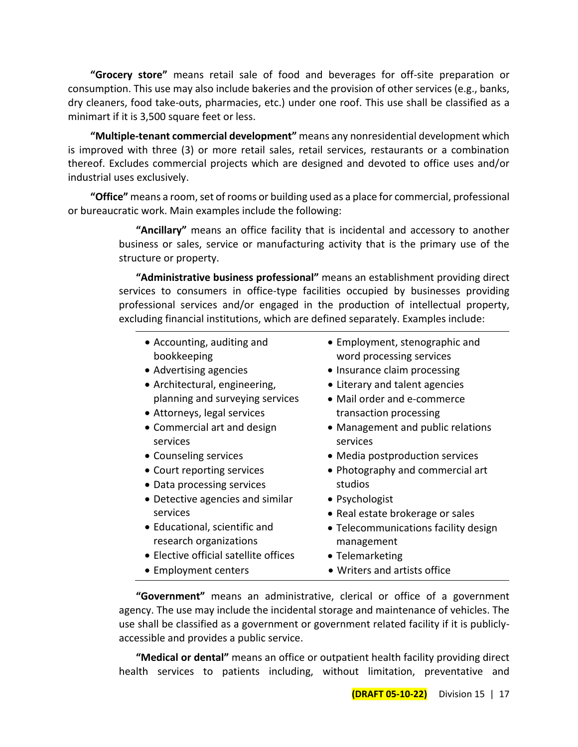**"Grocery store"** means retail sale of food and beverages for off-site preparation or consumption. This use may also include bakeries and the provision of other services (e.g., banks, dry cleaners, food take-outs, pharmacies, etc.) under one roof. This use shall be classified as a minimart if it is 3,500 square feet or less.

**"Multiple-tenant commercial development"** means any nonresidential development which is improved with three (3) or more retail sales, retail services, restaurants or a combination thereof. Excludes commercial projects which are designed and devoted to office uses and/or industrial uses exclusively.

**"Office"** means a room, set of rooms or building used as a place for commercial, professional or bureaucratic work. Main examples include the following:

> **"Ancillary"** means an office facility that is incidental and accessory to another business or sales, service or manufacturing activity that is the primary use of the structure or property.
>
> **"Administrative business professional"** means an establishment providing direct services to consumers in office-type facilities occupied by businesses providing professional services and/or engaged in the production of intellectual property, excluding financial institutions, which are defined separately. Examples include:
>
> - Accounting, auditing and bookkeeping
> - Advertising agencies
> - Architectural, engineering, planning and surveying services
> - Attorneys, legal services
> - Commercial art and design services
> - Counseling services
> - Court reporting services
> - Data processing services
> - Detective agencies and similar services
> - Educational, scientific and research organizations
> - Elective official satellite offices
> - Employment centers
> - Employment, stenographic and word processing services
> - Insurance claim processing
> - Literary and talent agencies
> - Mail order and e-commerce transaction processing
> - Management and public relations services
> - Media postproduction services
> - Photography and commercial art studios
> - Psychologist
> - Real estate brokerage or sales
> - Telecommunications facility design management
> - Telemarketing
> - Writers and artists office
>
> **"Government"** means an administrative, clerical or office of a government agency. The use may include the incidental storage and maintenance of vehicles. The use shall be classified as a government or government related facility if it is publicly-accessible and provides a public service.
>
> **"Medical or dental"** means an office or outpatient health facility providing direct health services to patients including, without limitation, preventative and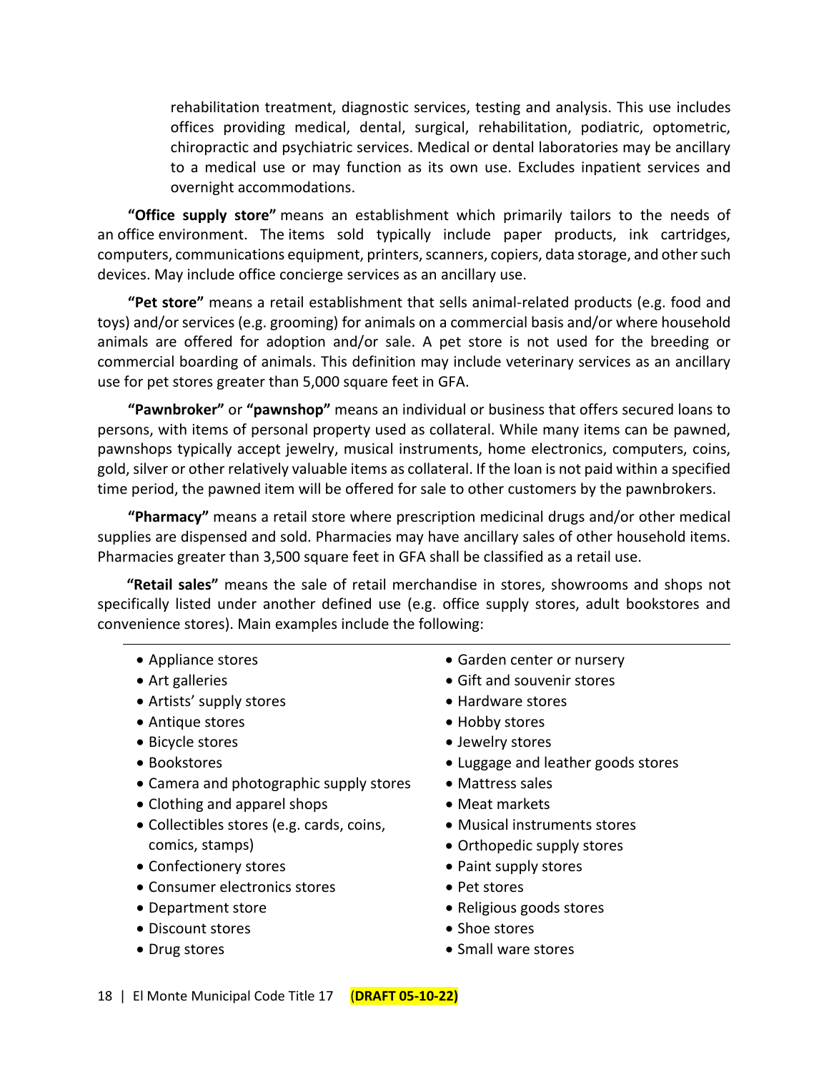rehabilitation treatment, diagnostic services, testing and analysis. This use includes offices providing medical, dental, surgical, rehabilitation, podiatric, optometric, chiropractic and psychiatric services. Medical or dental laboratories may be ancillary to a medical use or may function as its own use. Excludes inpatient services and overnight accommodations.

**"Office supply store"** means an establishment which primarily tailors to the needs of an office environment. The items sold typically include paper products, ink cartridges, computers, communications equipment, printers, scanners, copiers, data storage, and other such devices. May include office concierge services as an ancillary use.

**"Pet store"** means a retail establishment that sells animal-related products (e.g. food and toys) and/or services (e.g. grooming) for animals on a commercial basis and/or where household animals are offered for adoption and/or sale. A pet store is not used for the breeding or commercial boarding of animals. This definition may include veterinary services as an ancillary use for pet stores greater than 5,000 square feet in GFA.

**"Pawnbroker"** or **"pawnshop"** means an individual or business that offers secured loans to persons, with items of personal property used as collateral. While many items can be pawned, pawnshops typically accept jewelry, musical instruments, home electronics, computers, coins, gold, silver or other relatively valuable items as collateral. If the loan is not paid within a specified time period, the pawned item will be offered for sale to other customers by the pawnbrokers.

**"Pharmacy"** means a retail store where prescription medicinal drugs and/or other medical supplies are dispensed and sold. Pharmacies may have ancillary sales of other household items. Pharmacies greater than 3,500 square feet in GFA shall be classified as a retail use.

**"Retail sales"** means the sale of retail merchandise in stores, showrooms and shops not specifically listed under another defined use (e.g. office supply stores, adult bookstores and convenience stores). Main examples include the following:

- Appliance stores
- Art galleries
- Artists' supply stores
- Antique stores
- Bicycle stores
- Bookstores
- Camera and photographic supply stores
- Clothing and apparel shops
- Collectibles stores (e.g. cards, coins, comics, stamps)
- Confectionery stores
- Consumer electronics stores
- Department store
- Discount stores
- Drug stores
- Garden center or nursery
- Gift and souvenir stores
- Hardware stores
- Hobby stores
- Jewelry stores
- Luggage and leather goods stores
- Mattress sales
- Meat markets
- Musical instruments stores
- Orthopedic supply stores
- Paint supply stores
- Pet stores
- Religious goods stores
- Shoe stores
- Small ware stores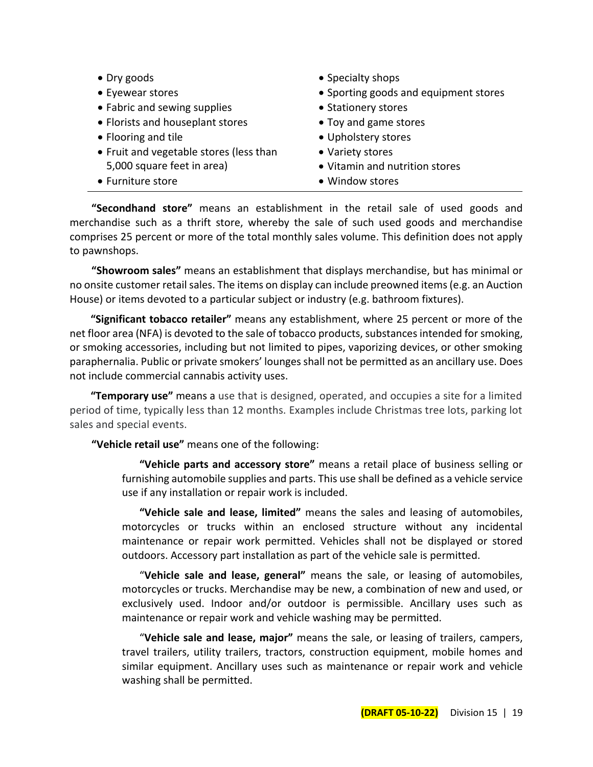- Dry goods
- Eyewear stores
- Fabric and sewing supplies
- Florists and houseplant stores
- Flooring and tile
- Fruit and vegetable stores (less than 5,000 square feet in area)
- Furniture store
- Specialty shops
- Sporting goods and equipment stores
- Stationery stores
- Toy and game stores
- Upholstery stores
- Variety stores
- Vitamin and nutrition stores
- Window stores

---

**"Secondhand store"** means an establishment in the retail sale of used goods and merchandise such as a thrift store, whereby the sale of such used goods and merchandise comprises 25 percent or more of the total monthly sales volume. This definition does not apply to pawnshops.

**"Showroom sales"** means an establishment that displays merchandise, but has minimal or no onsite customer retail sales. The items on display can include preowned items (e.g. an Auction House) or items devoted to a particular subject or industry (e.g. bathroom fixtures).

**"Significant tobacco retailer"** means any establishment, where 25 percent or more of the net floor area (NFA) is devoted to the sale of tobacco products, substances intended for smoking, or smoking accessories, including but not limited to pipes, vaporizing devices, or other smoking paraphernalia. Public or private smokers' lounges shall not be permitted as an ancillary use. Does not include commercial cannabis activity uses.

**"Temporary use"** means a use that is designed, operated, and occupies a site for a limited period of time, typically less than 12 months. Examples include Christmas tree lots, parking lot sales and special events.

**"Vehicle retail use"** means one of the following:

> **"Vehicle parts and accessory store"** means a retail place of business selling or furnishing automobile supplies and parts. This use shall be defined as a vehicle service use if any installation or repair work is included.
>
> **"Vehicle sale and lease, limited"** means the sales and leasing of automobiles, motorcycles or trucks within an enclosed structure without any incidental maintenance or repair work permitted. Vehicles shall not be displayed or stored outdoors. Accessory part installation as part of the vehicle sale is permitted.
>
> "**Vehicle sale and lease, general"** means the sale, or leasing of automobiles, motorcycles or trucks. Merchandise may be new, a combination of new and used, or exclusively used. Indoor and/or outdoor is permissible. Ancillary uses such as maintenance or repair work and vehicle washing may be permitted.
>
> "**Vehicle sale and lease, major"** means the sale, or leasing of trailers, campers, travel trailers, utility trailers, tractors, construction equipment, mobile homes and similar equipment. Ancillary uses such as maintenance or repair work and vehicle washing shall be permitted.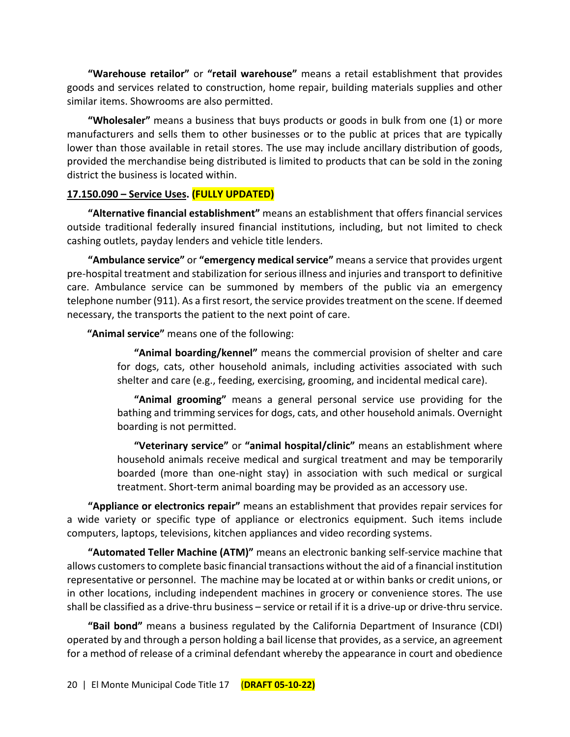**"Warehouse retailor"** or **"retail warehouse"** means a retail establishment that provides goods and services related to construction, home repair, building materials supplies and other similar items. Showrooms are also permitted.

**"Wholesaler"** means a business that buys products or goods in bulk from one (1) or more manufacturers and sells them to other businesses or to the public at prices that are typically lower than those available in retail stores. The use may include ancillary distribution of goods, provided the merchandise being distributed is limited to products that can be sold in the zoning district the business is located within.

**17.150.090 – Service Uses. (FULLY UPDATED)**

**"Alternative financial establishment"** means an establishment that offers financial services outside traditional federally insured financial institutions, including, but not limited to check cashing outlets, payday lenders and vehicle title lenders.

**"Ambulance service"** or **"emergency medical service"** means a service that provides urgent pre-hospital treatment and stabilization for serious illness and injuries and transport to definitive care. Ambulance service can be summoned by members of the public via an emergency telephone number (911). As a first resort, the service provides treatment on the scene. If deemed necessary, the transports the patient to the next point of care.

**"Animal service"** means one of the following:

> **"Animal boarding/kennel"** means the commercial provision of shelter and care for dogs, cats, other household animals, including activities associated with such shelter and care (e.g., feeding, exercising, grooming, and incidental medical care).
>
> **"Animal grooming"** means a general personal service use providing for the bathing and trimming services for dogs, cats, and other household animals. Overnight boarding is not permitted.
>
> **"Veterinary service"** or **"animal hospital/clinic"** means an establishment where household animals receive medical and surgical treatment and may be temporarily boarded (more than one-night stay) in association with such medical or surgical treatment. Short-term animal boarding may be provided as an accessory use.

**"Appliance or electronics repair"** means an establishment that provides repair services for a wide variety or specific type of appliance or electronics equipment. Such items include computers, laptops, televisions, kitchen appliances and video recording systems.

**"Automated Teller Machine (ATM)"** means an electronic banking self-service machine that allows customers to complete basic financial transactions without the aid of a financial institution representative or personnel. The machine may be located at or within banks or credit unions, or in other locations, including independent machines in grocery or convenience stores. The use shall be classified as a drive-thru business – service or retail if it is a drive-up or drive-thru service.

**"Bail bond"** means a business regulated by the California Department of Insurance (CDI) operated by and through a person holding a bail license that provides, as a service, an agreement for a method of release of a criminal defendant whereby the appearance in court and obedience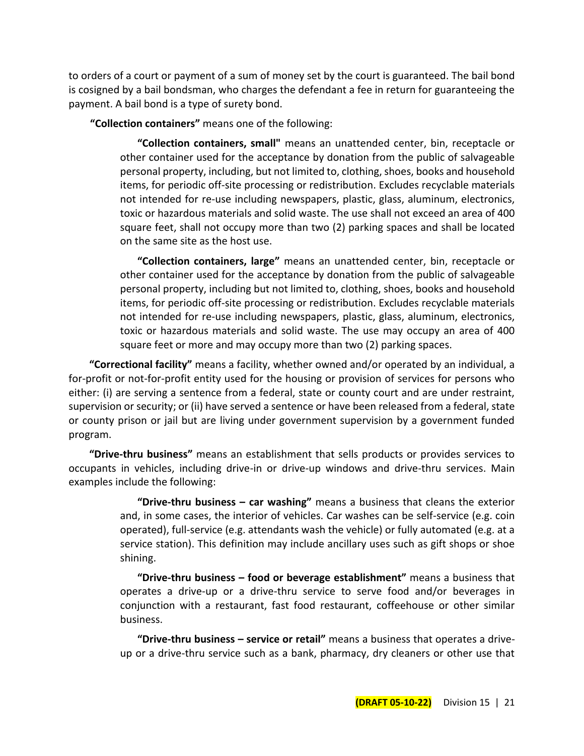to orders of a court or payment of a sum of money set by the court is guaranteed. The bail bond is cosigned by a bail bondsman, who charges the defendant a fee in return for guaranteeing the payment. A bail bond is a type of surety bond.

**"Collection containers"** means one of the following:

> **"Collection containers, small"** means an unattended center, bin, receptacle or other container used for the acceptance by donation from the public of salvageable personal property, including, but not limited to, clothing, shoes, books and household items, for periodic off-site processing or redistribution. Excludes recyclable materials not intended for re-use including newspapers, plastic, glass, aluminum, electronics, toxic or hazardous materials and solid waste. The use shall not exceed an area of 400 square feet, shall not occupy more than two (2) parking spaces and shall be located on the same site as the host use.
>
> **"Collection containers, large"** means an unattended center, bin, receptacle or other container used for the acceptance by donation from the public of salvageable personal property, including but not limited to, clothing, shoes, books and household items, for periodic off-site processing or redistribution. Excludes recyclable materials not intended for re-use including newspapers, plastic, glass, aluminum, electronics, toxic or hazardous materials and solid waste. The use may occupy an area of 400 square feet or more and may occupy more than two (2) parking spaces.

**"Correctional facility"** means a facility, whether owned and/or operated by an individual, a for-profit or not-for-profit entity used for the housing or provision of services for persons who either: (i) are serving a sentence from a federal, state or county court and are under restraint, supervision or security; or (ii) have served a sentence or have been released from a federal, state or county prison or jail but are living under government supervision by a government funded program.

**"Drive-thru business"** means an establishment that sells products or provides services to occupants in vehicles, including drive-in or drive-up windows and drive-thru services. Main examples include the following:

> **"Drive-thru business – car washing"** means a business that cleans the exterior and, in some cases, the interior of vehicles. Car washes can be self-service (e.g. coin operated), full-service (e.g. attendants wash the vehicle) or fully automated (e.g. at a service station). This definition may include ancillary uses such as gift shops or shoe shining.
>
> **"Drive-thru business – food or beverage establishment"** means a business that operates a drive-up or a drive-thru service to serve food and/or beverages in conjunction with a restaurant, fast food restaurant, coffeehouse or other similar business.
>
> **"Drive-thru business – service or retail"** means a business that operates a drive-up or a drive-thru service such as a bank, pharmacy, dry cleaners or other use that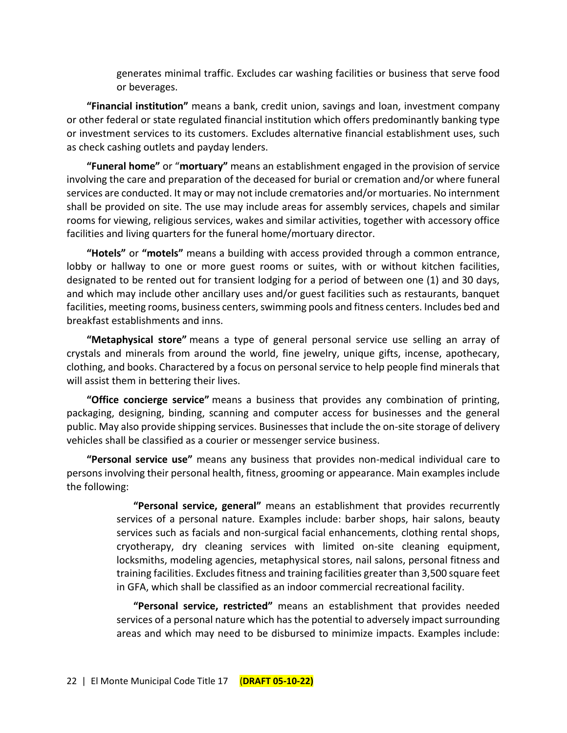generates minimal traffic. Excludes car washing facilities or business that serve food or beverages.

**"Financial institution"** means a bank, credit union, savings and loan, investment company or other federal or state regulated financial institution which offers predominantly banking type or investment services to its customers. Excludes alternative financial establishment uses, such as check cashing outlets and payday lenders.

**"Funeral home"** or "**mortuary"** means an establishment engaged in the provision of service involving the care and preparation of the deceased for burial or cremation and/or where funeral services are conducted. It may or may not include crematories and/or mortuaries. No internment shall be provided on site. The use may include areas for assembly services, chapels and similar rooms for viewing, religious services, wakes and similar activities, together with accessory office facilities and living quarters for the funeral home/mortuary director.

**"Hotels"** or **"motels"** means a building with access provided through a common entrance, lobby or hallway to one or more guest rooms or suites, with or without kitchen facilities, designated to be rented out for transient lodging for a period of between one (1) and 30 days, and which may include other ancillary uses and/or guest facilities such as restaurants, banquet facilities, meeting rooms, business centers, swimming pools and fitness centers. Includes bed and breakfast establishments and inns.

**"Metaphysical store"** means a type of general personal service use selling an array of crystals and minerals from around the world, fine jewelry, unique gifts, incense, apothecary, clothing, and books. Charactered by a focus on personal service to help people find minerals that will assist them in bettering their lives.

**"Office concierge service"** means a business that provides any combination of printing, packaging, designing, binding, scanning and computer access for businesses and the general public. May also provide shipping services. Businesses that include the on-site storage of delivery vehicles shall be classified as a courier or messenger service business.

**"Personal service use"** means any business that provides non-medical individual care to persons involving their personal health, fitness, grooming or appearance. Main examples include the following:

> **"Personal service, general"** means an establishment that provides recurrently services of a personal nature. Examples include: barber shops, hair salons, beauty services such as facials and non-surgical facial enhancements, clothing rental shops, cryotherapy, dry cleaning services with limited on-site cleaning equipment, locksmiths, modeling agencies, metaphysical stores, nail salons, personal fitness and training facilities. Excludes fitness and training facilities greater than 3,500 square feet in GFA, which shall be classified as an indoor commercial recreational facility.
>
> **"Personal service, restricted"** means an establishment that provides needed services of a personal nature which has the potential to adversely impact surrounding areas and which may need to be disbursed to minimize impacts. Examples include: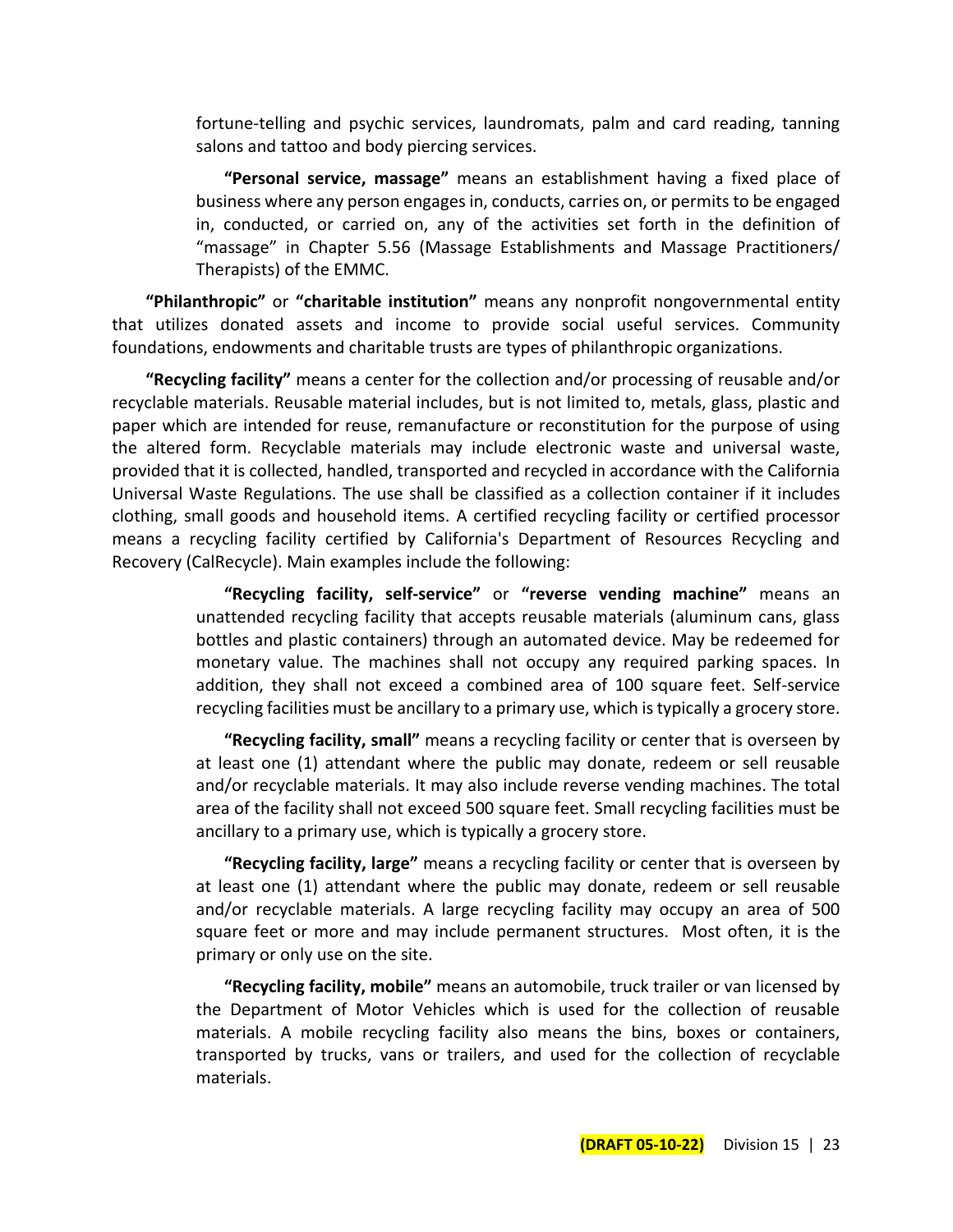fortune-telling and psychic services, laundromats, palm and card reading, tanning salons and tattoo and body piercing services.

**"Personal service, massage"** means an establishment having a fixed place of business where any person engages in, conducts, carries on, or permits to be engaged in, conducted, or carried on, any of the activities set forth in the definition of "massage" in Chapter 5.56 (Massage Establishments and Massage Practitioners/ Therapists) of the EMMC.

**"Philanthropic"** or **"charitable institution"** means any nonprofit nongovernmental entity that utilizes donated assets and income to provide social useful services. Community foundations, endowments and charitable trusts are types of philanthropic organizations.

**"Recycling facility"** means a center for the collection and/or processing of reusable and/or recyclable materials. Reusable material includes, but is not limited to, metals, glass, plastic and paper which are intended for reuse, remanufacture or reconstitution for the purpose of using the altered form. Recyclable materials may include electronic waste and universal waste, provided that it is collected, handled, transported and recycled in accordance with the California Universal Waste Regulations. The use shall be classified as a collection container if it includes clothing, small goods and household items. A certified recycling facility or certified processor means a recycling facility certified by California's Department of Resources Recycling and Recovery (CalRecycle). Main examples include the following:

**"Recycling facility, self-service"** or **"reverse vending machine"** means an unattended recycling facility that accepts reusable materials (aluminum cans, glass bottles and plastic containers) through an automated device. May be redeemed for monetary value. The machines shall not occupy any required parking spaces. In addition, they shall not exceed a combined area of 100 square feet. Self-service recycling facilities must be ancillary to a primary use, which is typically a grocery store.

**"Recycling facility, small"** means a recycling facility or center that is overseen by at least one (1) attendant where the public may donate, redeem or sell reusable and/or recyclable materials. It may also include reverse vending machines. The total area of the facility shall not exceed 500 square feet. Small recycling facilities must be ancillary to a primary use, which is typically a grocery store.

**"Recycling facility, large"** means a recycling facility or center that is overseen by at least one (1) attendant where the public may donate, redeem or sell reusable and/or recyclable materials. A large recycling facility may occupy an area of 500 square feet or more and may include permanent structures. Most often, it is the primary or only use on the site.

**"Recycling facility, mobile"** means an automobile, truck trailer or van licensed by the Department of Motor Vehicles which is used for the collection of reusable materials. A mobile recycling facility also means the bins, boxes or containers, transported by trucks, vans or trailers, and used for the collection of recyclable materials.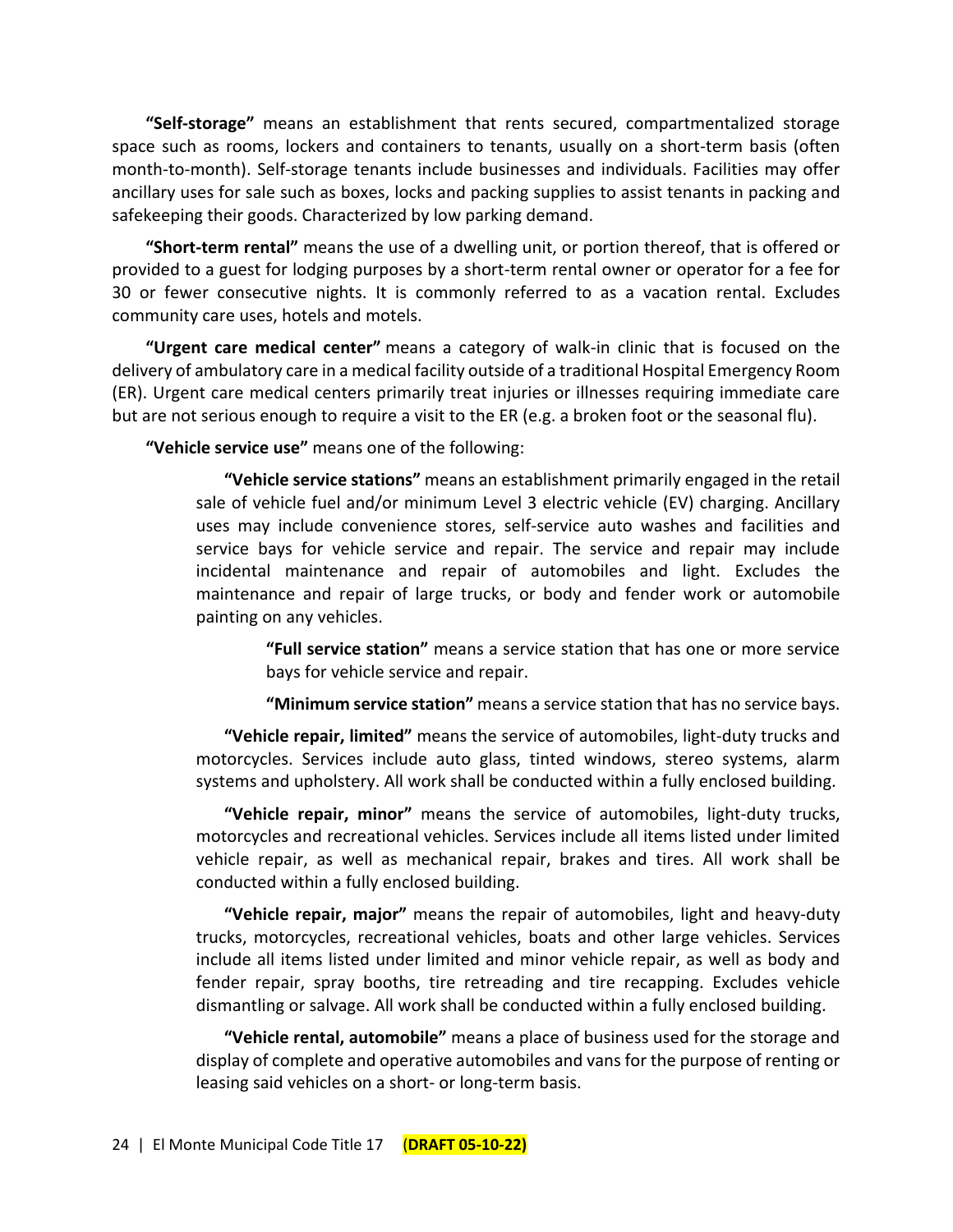**"Self-storage"** means an establishment that rents secured, compartmentalized storage space such as rooms, lockers and containers to tenants, usually on a short-term basis (often month-to-month). Self-storage tenants include businesses and individuals. Facilities may offer ancillary uses for sale such as boxes, locks and packing supplies to assist tenants in packing and safekeeping their goods. Characterized by low parking demand.

**"Short-term rental"** means the use of a dwelling unit, or portion thereof, that is offered or provided to a guest for lodging purposes by a short-term rental owner or operator for a fee for 30 or fewer consecutive nights. It is commonly referred to as a vacation rental. Excludes community care uses, hotels and motels.

**"Urgent care medical center"** means a category of walk-in clinic that is focused on the delivery of ambulatory care in a medical facility outside of a traditional Hospital Emergency Room (ER). Urgent care medical centers primarily treat injuries or illnesses requiring immediate care but are not serious enough to require a visit to the ER (e.g. a broken foot or the seasonal flu).

**"Vehicle service use"** means one of the following:

> **"Vehicle service stations"** means an establishment primarily engaged in the retail sale of vehicle fuel and/or minimum Level 3 electric vehicle (EV) charging. Ancillary uses may include convenience stores, self-service auto washes and facilities and service bays for vehicle service and repair. The service and repair may include incidental maintenance and repair of automobiles and light. Excludes the maintenance and repair of large trucks, or body and fender work or automobile painting on any vehicles.
>
> > **"Full service station"** means a service station that has one or more service bays for vehicle service and repair.
> >
> > **"Minimum service station"** means a service station that has no service bays.
>
> **"Vehicle repair, limited"** means the service of automobiles, light-duty trucks and motorcycles. Services include auto glass, tinted windows, stereo systems, alarm systems and upholstery. All work shall be conducted within a fully enclosed building.
>
> **"Vehicle repair, minor"** means the service of automobiles, light-duty trucks, motorcycles and recreational vehicles. Services include all items listed under limited vehicle repair, as well as mechanical repair, brakes and tires. All work shall be conducted within a fully enclosed building.
>
> **"Vehicle repair, major"** means the repair of automobiles, light and heavy-duty trucks, motorcycles, recreational vehicles, boats and other large vehicles. Services include all items listed under limited and minor vehicle repair, as well as body and fender repair, spray booths, tire retreading and tire recapping. Excludes vehicle dismantling or salvage. All work shall be conducted within a fully enclosed building.
>
> **"Vehicle rental, automobile"** means a place of business used for the storage and display of complete and operative automobiles and vans for the purpose of renting or leasing said vehicles on a short- or long-term basis.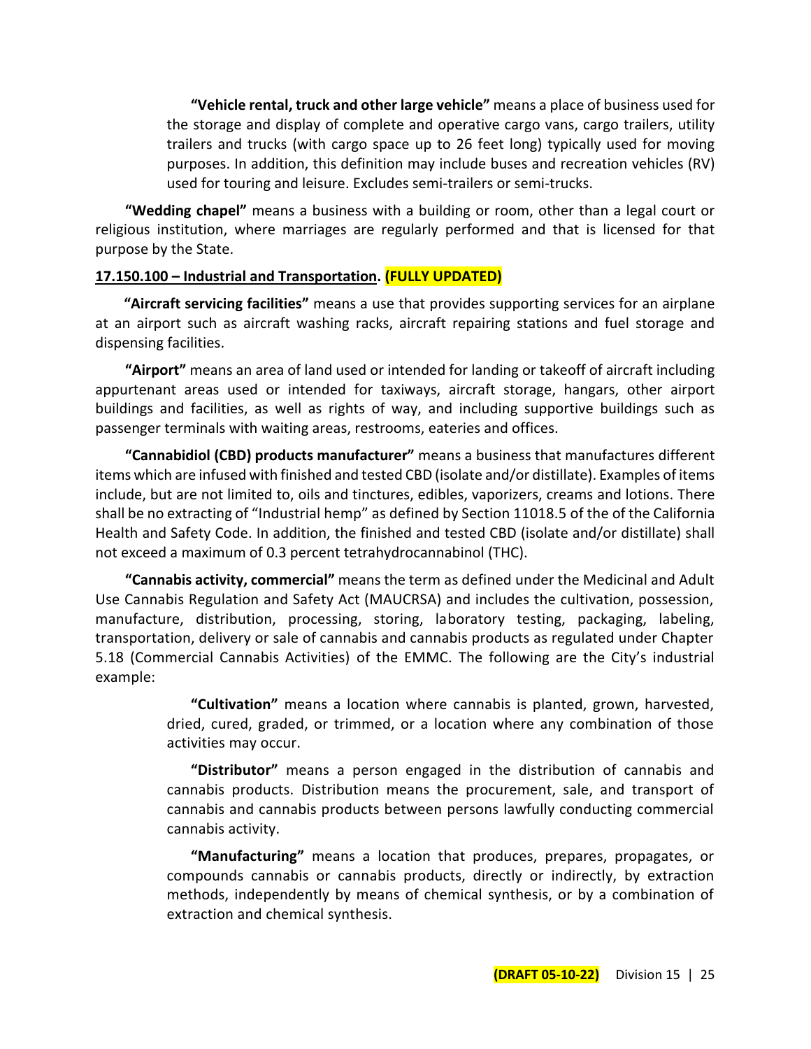**"Vehicle rental, truck and other large vehicle"** means a place of business used for the storage and display of complete and operative cargo vans, cargo trailers, utility trailers and trucks (with cargo space up to 26 feet long) typically used for moving purposes. In addition, this definition may include buses and recreation vehicles (RV) used for touring and leisure. Excludes semi-trailers or semi-trucks.

**"Wedding chapel"** means a business with a building or room, other than a legal court or religious institution, where marriages are regularly performed and that is licensed for that purpose by the State.

**17.150.100 – Industrial and Transportation. (FULLY UPDATED)**

**"Aircraft servicing facilities"** means a use that provides supporting services for an airplane at an airport such as aircraft washing racks, aircraft repairing stations and fuel storage and dispensing facilities.

**"Airport"** means an area of land used or intended for landing or takeoff of aircraft including appurtenant areas used or intended for taxiways, aircraft storage, hangars, other airport buildings and facilities, as well as rights of way, and including supportive buildings such as passenger terminals with waiting areas, restrooms, eateries and offices.

**"Cannabidiol (CBD) products manufacturer"** means a business that manufactures different items which are infused with finished and tested CBD (isolate and/or distillate). Examples of items include, but are not limited to, oils and tinctures, edibles, vaporizers, creams and lotions. There shall be no extracting of "Industrial hemp" as defined by Section 11018.5 of the of the California Health and Safety Code. In addition, the finished and tested CBD (isolate and/or distillate) shall not exceed a maximum of 0.3 percent tetrahydrocannabinol (THC).

**"Cannabis activity, commercial"** means the term as defined under the Medicinal and Adult Use Cannabis Regulation and Safety Act (MAUCRSA) and includes the cultivation, possession, manufacture, distribution, processing, storing, laboratory testing, packaging, labeling, transportation, delivery or sale of cannabis and cannabis products as regulated under Chapter 5.18 (Commercial Cannabis Activities) of the EMMC. The following are the City's industrial example:

> **"Cultivation"** means a location where cannabis is planted, grown, harvested, dried, cured, graded, or trimmed, or a location where any combination of those activities may occur.
>
> **"Distributor"** means a person engaged in the distribution of cannabis and cannabis products. Distribution means the procurement, sale, and transport of cannabis and cannabis products between persons lawfully conducting commercial cannabis activity.
>
> **"Manufacturing"** means a location that produces, prepares, propagates, or compounds cannabis or cannabis products, directly or indirectly, by extraction methods, independently by means of chemical synthesis, or by a combination of extraction and chemical synthesis.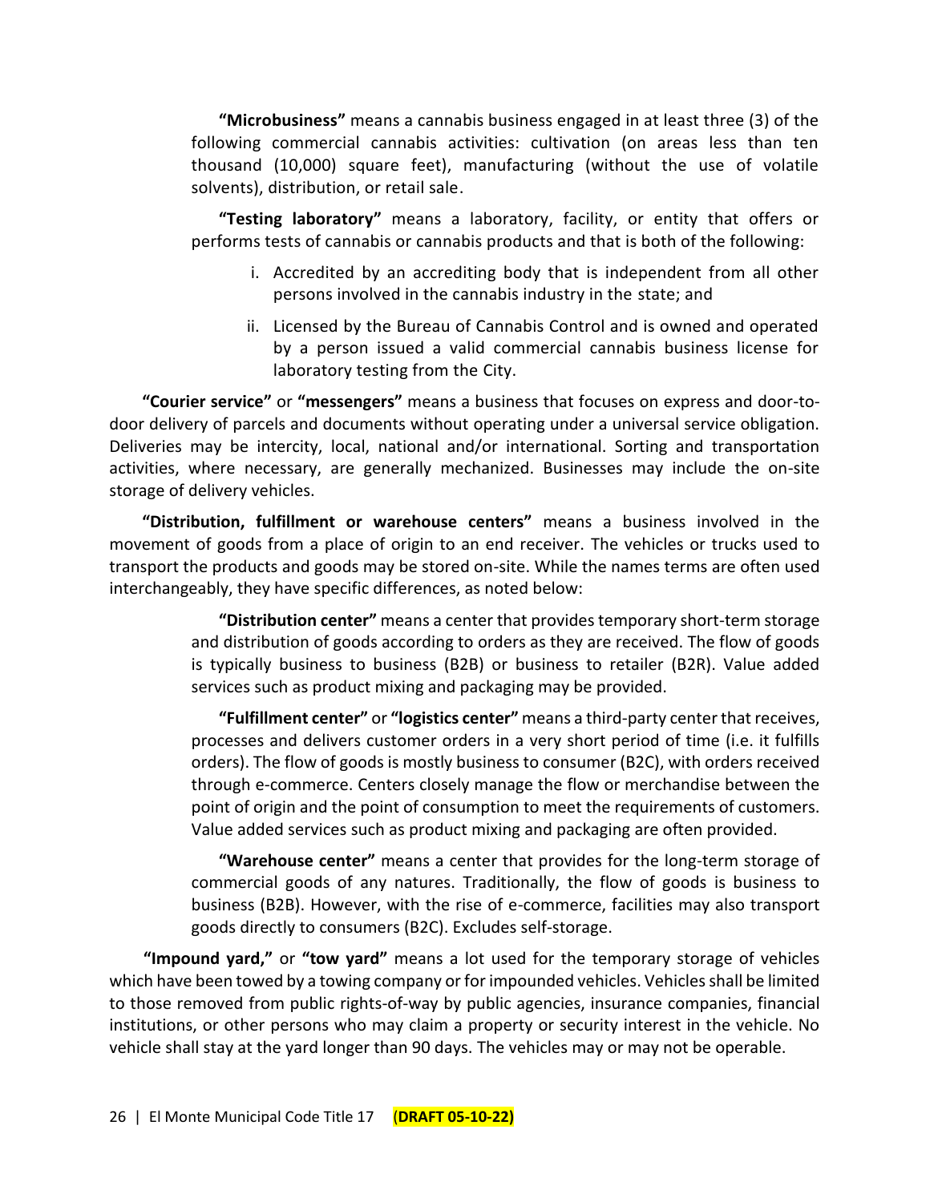**"Microbusiness"** means a cannabis business engaged in at least three (3) of the following commercial cannabis activities: cultivation (on areas less than ten thousand (10,000) square feet), manufacturing (without the use of volatile solvents), distribution, or retail sale.

**"Testing laboratory"** means a laboratory, facility, or entity that offers or performs tests of cannabis or cannabis products and that is both of the following:

i. Accredited by an accrediting body that is independent from all other persons involved in the cannabis industry in the state; and

ii. Licensed by the Bureau of Cannabis Control and is owned and operated by a person issued a valid commercial cannabis business license for laboratory testing from the City.

**"Courier service"** or **"messengers"** means a business that focuses on express and door-to-door delivery of parcels and documents without operating under a universal service obligation. Deliveries may be intercity, local, national and/or international. Sorting and transportation activities, where necessary, are generally mechanized. Businesses may include the on-site storage of delivery vehicles.

**"Distribution, fulfillment or warehouse centers"** means a business involved in the movement of goods from a place of origin to an end receiver. The vehicles or trucks used to transport the products and goods may be stored on-site. While the names terms are often used interchangeably, they have specific differences, as noted below:

**"Distribution center"** means a center that provides temporary short-term storage and distribution of goods according to orders as they are received. The flow of goods is typically business to business (B2B) or business to retailer (B2R). Value added services such as product mixing and packaging may be provided.

**"Fulfillment center"** or **"logistics center"** means a third-party center that receives, processes and delivers customer orders in a very short period of time (i.e. it fulfills orders). The flow of goods is mostly business to consumer (B2C), with orders received through e-commerce. Centers closely manage the flow or merchandise between the point of origin and the point of consumption to meet the requirements of customers. Value added services such as product mixing and packaging are often provided.

**"Warehouse center"** means a center that provides for the long-term storage of commercial goods of any natures. Traditionally, the flow of goods is business to business (B2B). However, with the rise of e-commerce, facilities may also transport goods directly to consumers (B2C). Excludes self-storage.

**"Impound yard,"** or **"tow yard"** means a lot used for the temporary storage of vehicles which have been towed by a towing company or for impounded vehicles. Vehicles shall be limited to those removed from public rights-of-way by public agencies, insurance companies, financial institutions, or other persons who may claim a property or security interest in the vehicle. No vehicle shall stay at the yard longer than 90 days. The vehicles may or may not be operable.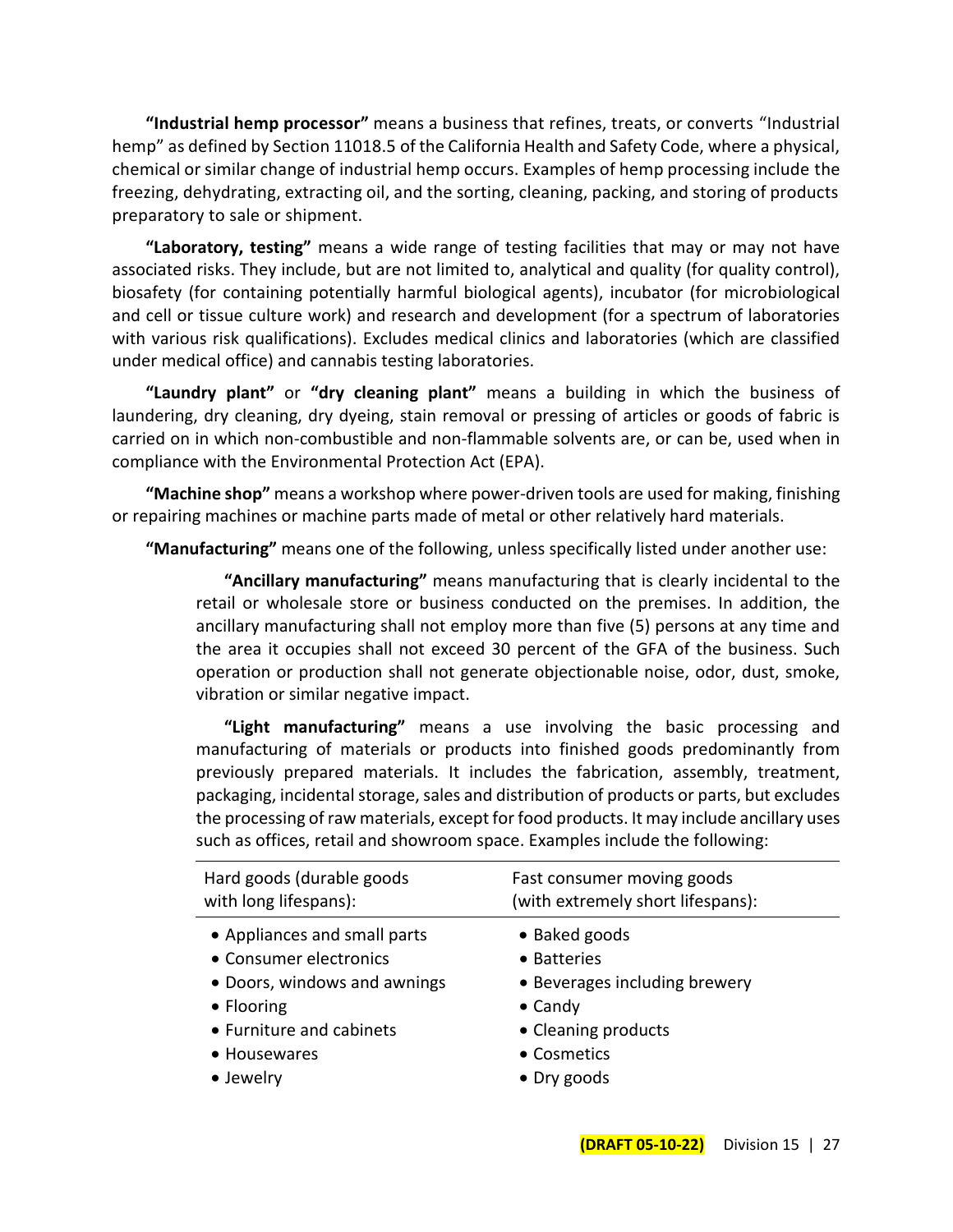**"Industrial hemp processor"** means a business that refines, treats, or converts "Industrial hemp" as defined by Section 11018.5 of the California Health and Safety Code, where a physical, chemical or similar change of industrial hemp occurs. Examples of hemp processing include the freezing, dehydrating, extracting oil, and the sorting, cleaning, packing, and storing of products preparatory to sale or shipment.

**"Laboratory, testing"** means a wide range of testing facilities that may or may not have associated risks. They include, but are not limited to, analytical and quality (for quality control), biosafety (for containing potentially harmful biological agents), incubator (for microbiological and cell or tissue culture work) and research and development (for a spectrum of laboratories with various risk qualifications). Excludes medical clinics and laboratories (which are classified under medical office) and cannabis testing laboratories.

**"Laundry plant"** or **"dry cleaning plant"** means a building in which the business of laundering, dry cleaning, dry dyeing, stain removal or pressing of articles or goods of fabric is carried on in which non-combustible and non-flammable solvents are, or can be, used when in compliance with the Environmental Protection Act (EPA).

**"Machine shop"** means a workshop where power-driven tools are used for making, finishing or repairing machines or machine parts made of metal or other relatively hard materials.

**"Manufacturing"** means one of the following, unless specifically listed under another use:

> **"Ancillary manufacturing"** means manufacturing that is clearly incidental to the retail or wholesale store or business conducted on the premises. In addition, the ancillary manufacturing shall not employ more than five (5) persons at any time and the area it occupies shall not exceed 30 percent of the GFA of the business. Such operation or production shall not generate objectionable noise, odor, dust, smoke, vibration or similar negative impact.
>
> **"Light manufacturing"** means a use involving the basic processing and manufacturing of materials or products into finished goods predominantly from previously prepared materials. It includes the fabrication, assembly, treatment, packaging, incidental storage, sales and distribution of products or parts, but excludes the processing of raw materials, except for food products. It may include ancillary uses such as offices, retail and showroom space. Examples include the following:

| Hard goods (durable goods with long lifespans): | Fast consumer moving goods (with extremely short lifespans): |
|---|---|
| • Appliances and small parts | • Baked goods |
| • Consumer electronics | • Batteries |
| • Doors, windows and awnings | • Beverages including brewery |
| • Flooring | • Candy |
| • Furniture and cabinets | • Cleaning products |
| • Housewares | • Cosmetics |
| • Jewelry | • Dry goods |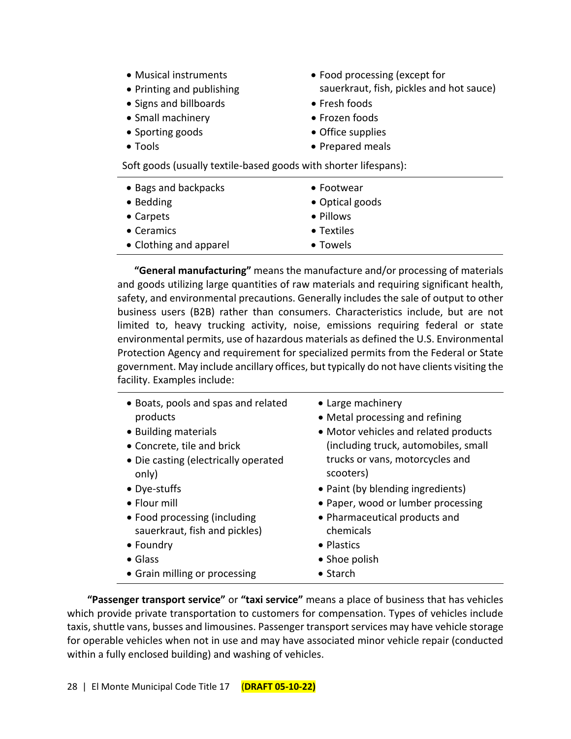- Musical instruments
- Printing and publishing
- Signs and billboards
- Small machinery
- Sporting goods
- Tools
- Food processing (except for sauerkraut, fish, pickles and hot sauce)
- Fresh foods
- Frozen foods
- Office supplies
- Prepared meals

Soft goods (usually textile-based goods with shorter lifespans):

- Bags and backpacks
- Bedding
- Carpets
- Ceramics
- Clothing and apparel
- Footwear
- Optical goods
- Pillows
- Textiles
- Towels

**"General manufacturing"** means the manufacture and/or processing of materials and goods utilizing large quantities of raw materials and requiring significant health, safety, and environmental precautions. Generally includes the sale of output to other business users (B2B) rather than consumers. Characteristics include, but are not limited to, heavy trucking activity, noise, emissions requiring federal or state environmental permits, use of hazardous materials as defined the U.S. Environmental Protection Agency and requirement for specialized permits from the Federal or State government. May include ancillary offices, but typically do not have clients visiting the facility. Examples include:

- Boats, pools and spas and related products
- Building materials
- Concrete, tile and brick
- Die casting (electrically operated only)
- Dye-stuffs
- Flour mill
- Food processing (including sauerkraut, fish and pickles)
- Foundry
- Glass
- Grain milling or processing
- Large machinery
- Metal processing and refining
- Motor vehicles and related products (including truck, automobiles, small trucks or vans, motorcycles and scooters)
- Paint (by blending ingredients)
- Paper, wood or lumber processing
- Pharmaceutical products and chemicals
- Plastics
- Shoe polish
- Starch

**"Passenger transport service"** or **"taxi service"** means a place of business that has vehicles which provide private transportation to customers for compensation. Types of vehicles include taxis, shuttle vans, busses and limousines. Passenger transport services may have vehicle storage for operable vehicles when not in use and may have associated minor vehicle repair (conducted within a fully enclosed building) and washing of vehicles.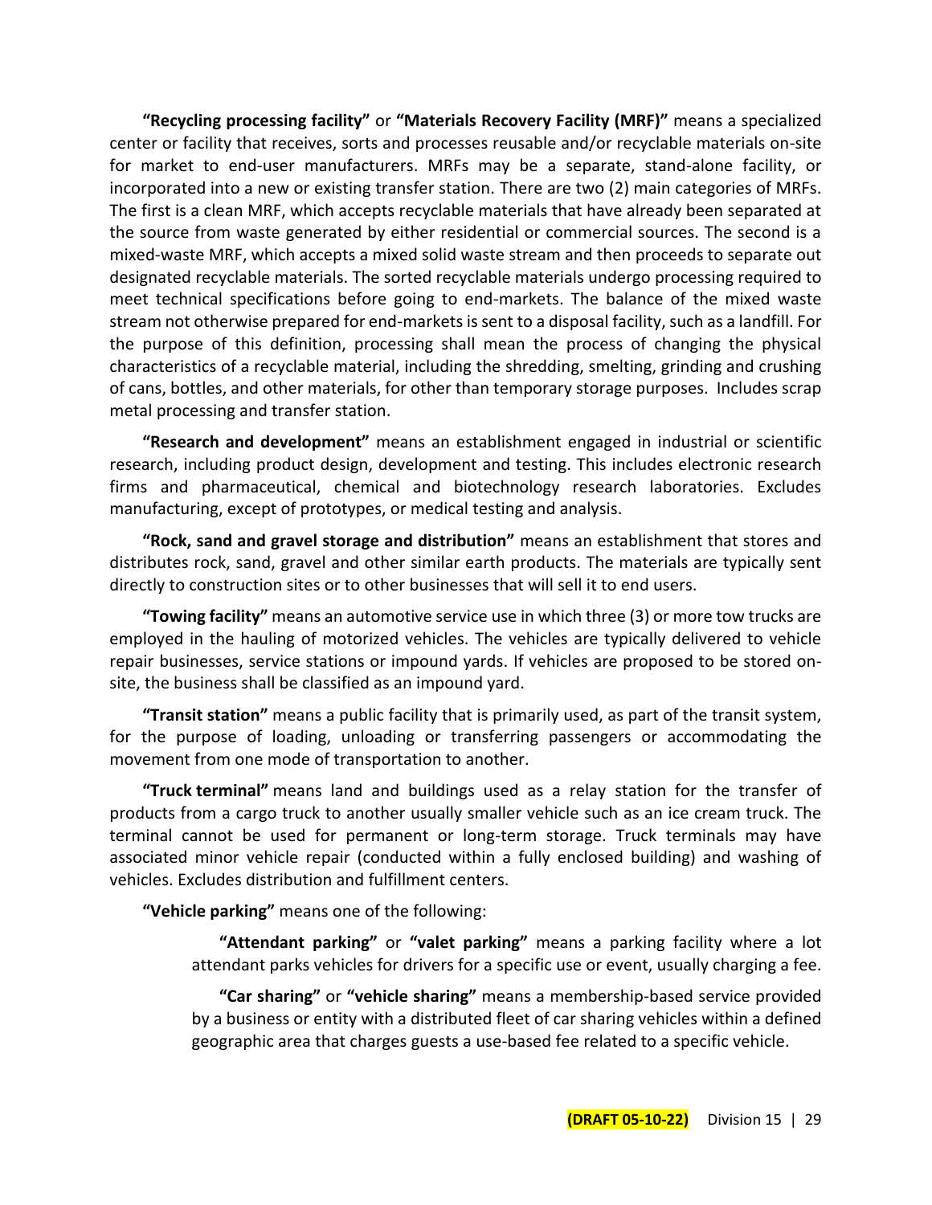**"Recycling processing facility"** or **"Materials Recovery Facility (MRF)"** means a specialized center or facility that receives, sorts and processes reusable and/or recyclable materials on-site for market to end-user manufacturers. MRFs may be a separate, stand-alone facility, or incorporated into a new or existing transfer station. There are two (2) main categories of MRFs. The first is a clean MRF, which accepts recyclable materials that have already been separated at the source from waste generated by either residential or commercial sources. The second is a mixed-waste MRF, which accepts a mixed solid waste stream and then proceeds to separate out designated recyclable materials. The sorted recyclable materials undergo processing required to meet technical specifications before going to end-markets. The balance of the mixed waste stream not otherwise prepared for end-markets is sent to a disposal facility, such as a landfill. For the purpose of this definition, processing shall mean the process of changing the physical characteristics of a recyclable material, including the shredding, smelting, grinding and crushing of cans, bottles, and other materials, for other than temporary storage purposes. Includes scrap metal processing and transfer station.

**"Research and development"** means an establishment engaged in industrial or scientific research, including product design, development and testing. This includes electronic research firms and pharmaceutical, chemical and biotechnology research laboratories. Excludes manufacturing, except of prototypes, or medical testing and analysis.

**"Rock, sand and gravel storage and distribution"** means an establishment that stores and distributes rock, sand, gravel and other similar earth products. The materials are typically sent directly to construction sites or to other businesses that will sell it to end users.

**"Towing facility"** means an automotive service use in which three (3) or more tow trucks are employed in the hauling of motorized vehicles. The vehicles are typically delivered to vehicle repair businesses, service stations or impound yards. If vehicles are proposed to be stored on-site, the business shall be classified as an impound yard.

**"Transit station"** means a public facility that is primarily used, as part of the transit system, for the purpose of loading, unloading or transferring passengers or accommodating the movement from one mode of transportation to another.

**"Truck terminal"** means land and buildings used as a relay station for the transfer of products from a cargo truck to another usually smaller vehicle such as an ice cream truck. The terminal cannot be used for permanent or long-term storage. Truck terminals may have associated minor vehicle repair (conducted within a fully enclosed building) and washing of vehicles. Excludes distribution and fulfillment centers.

**"Vehicle parking"** means one of the following:

> **"Attendant parking"** or **"valet parking"** means a parking facility where a lot attendant parks vehicles for drivers for a specific use or event, usually charging a fee.
>
> **"Car sharing"** or **"vehicle sharing"** means a membership-based service provided by a business or entity with a distributed fleet of car sharing vehicles within a defined geographic area that charges guests a use-based fee related to a specific vehicle.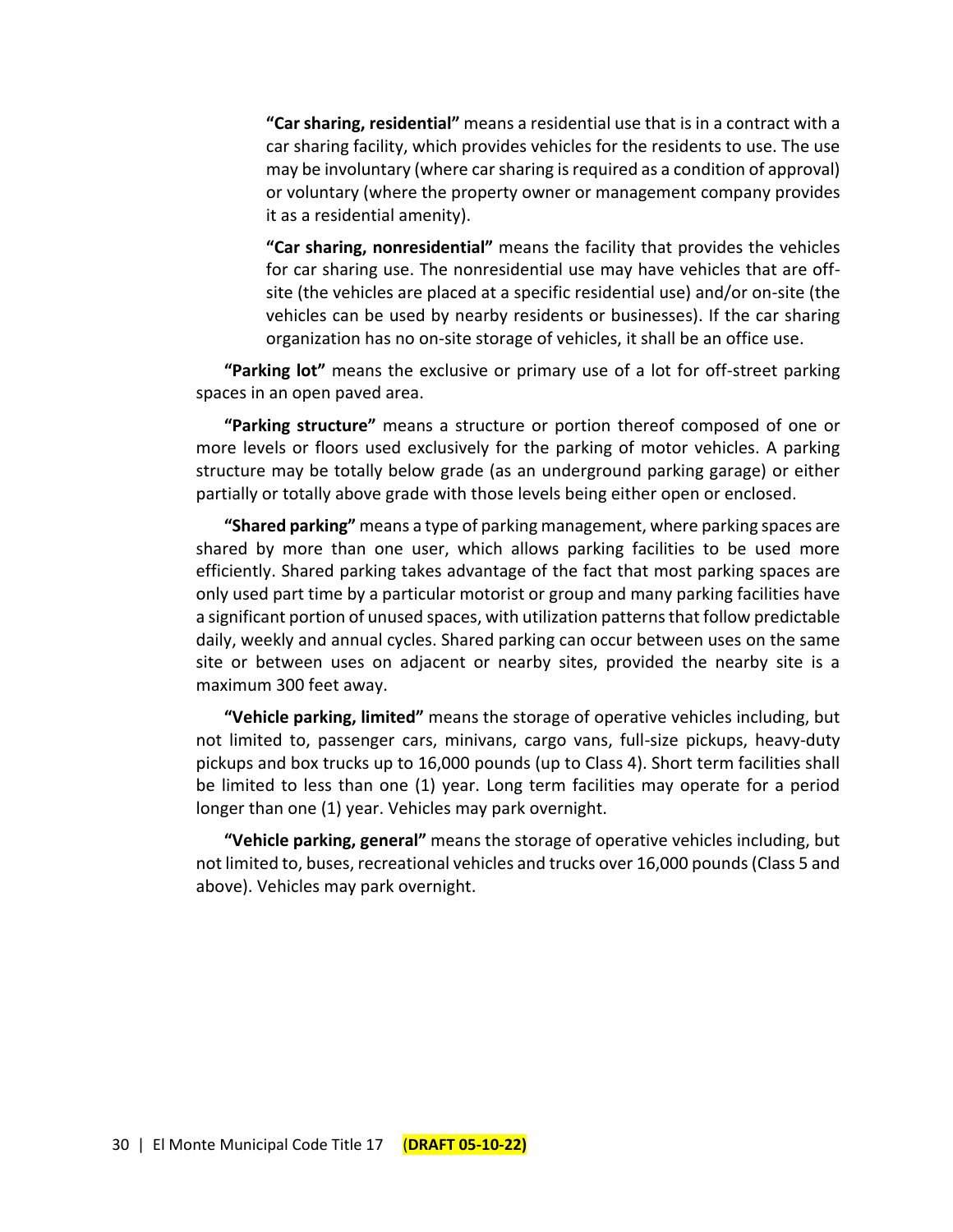**"Car sharing, residential"** means a residential use that is in a contract with a car sharing facility, which provides vehicles for the residents to use. The use may be involuntary (where car sharing is required as a condition of approval) or voluntary (where the property owner or management company provides it as a residential amenity).

**"Car sharing, nonresidential"** means the facility that provides the vehicles for car sharing use. The nonresidential use may have vehicles that are off-site (the vehicles are placed at a specific residential use) and/or on-site (the vehicles can be used by nearby residents or businesses). If the car sharing organization has no on-site storage of vehicles, it shall be an office use.

**"Parking lot"** means the exclusive or primary use of a lot for off-street parking spaces in an open paved area.

**"Parking structure"** means a structure or portion thereof composed of one or more levels or floors used exclusively for the parking of motor vehicles. A parking structure may be totally below grade (as an underground parking garage) or either partially or totally above grade with those levels being either open or enclosed.

**"Shared parking"** means a type of parking management, where parking spaces are shared by more than one user, which allows parking facilities to be used more efficiently. Shared parking takes advantage of the fact that most parking spaces are only used part time by a particular motorist or group and many parking facilities have a significant portion of unused spaces, with utilization patterns that follow predictable daily, weekly and annual cycles. Shared parking can occur between uses on the same site or between uses on adjacent or nearby sites, provided the nearby site is a maximum 300 feet away.

**"Vehicle parking, limited"** means the storage of operative vehicles including, but not limited to, passenger cars, minivans, cargo vans, full-size pickups, heavy-duty pickups and box trucks up to 16,000 pounds (up to Class 4). Short term facilities shall be limited to less than one (1) year. Long term facilities may operate for a period longer than one (1) year. Vehicles may park overnight.

**"Vehicle parking, general"** means the storage of operative vehicles including, but not limited to, buses, recreational vehicles and trucks over 16,000 pounds (Class 5 and above). Vehicles may park overnight.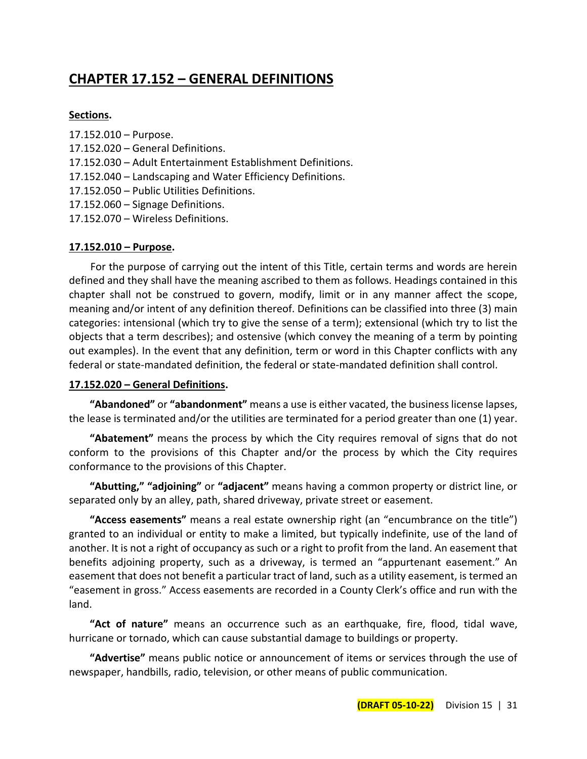# CHAPTER 17.152 – GENERAL DEFINITIONS

**Sections.**

17.152.010 – Purpose.
17.152.020 – General Definitions.
17.152.030 – Adult Entertainment Establishment Definitions.
17.152.040 – Landscaping and Water Efficiency Definitions.
17.152.050 – Public Utilities Definitions.
17.152.060 – Signage Definitions.
17.152.070 – Wireless Definitions.

## 17.152.010 – Purpose.

For the purpose of carrying out the intent of this Title, certain terms and words are herein defined and they shall have the meaning ascribed to them as follows. Headings contained in this chapter shall not be construed to govern, modify, limit or in any manner affect the scope, meaning and/or intent of any definition thereof. Definitions can be classified into three (3) main categories: intensional (which try to give the sense of a term); extensional (which try to list the objects that a term describes); and ostensive (which convey the meaning of a term by pointing out examples). In the event that any definition, term or word in this Chapter conflicts with any federal or state-mandated definition, the federal or state-mandated definition shall control.

## 17.152.020 – General Definitions.

**"Abandoned"** or **"abandonment"** means a use is either vacated, the business license lapses, the lease is terminated and/or the utilities are terminated for a period greater than one (1) year.

**"Abatement"** means the process by which the City requires removal of signs that do not conform to the provisions of this Chapter and/or the process by which the City requires conformance to the provisions of this Chapter.

**"Abutting," "adjoining"** or **"adjacent"** means having a common property or district line, or separated only by an alley, path, shared driveway, private street or easement.

**"Access easements"** means a real estate ownership right (an "encumbrance on the title") granted to an individual or entity to make a limited, but typically indefinite, use of the land of another. It is not a right of occupancy as such or a right to profit from the land. An easement that benefits adjoining property, such as a driveway, is termed an "appurtenant easement." An easement that does not benefit a particular tract of land, such as a utility easement, is termed an "easement in gross." Access easements are recorded in a County Clerk's office and run with the land.

**"Act of nature"** means an occurrence such as an earthquake, fire, flood, tidal wave, hurricane or tornado, which can cause substantial damage to buildings or property.

**"Advertise"** means public notice or announcement of items or services through the use of newspaper, handbills, radio, television, or other means of public communication.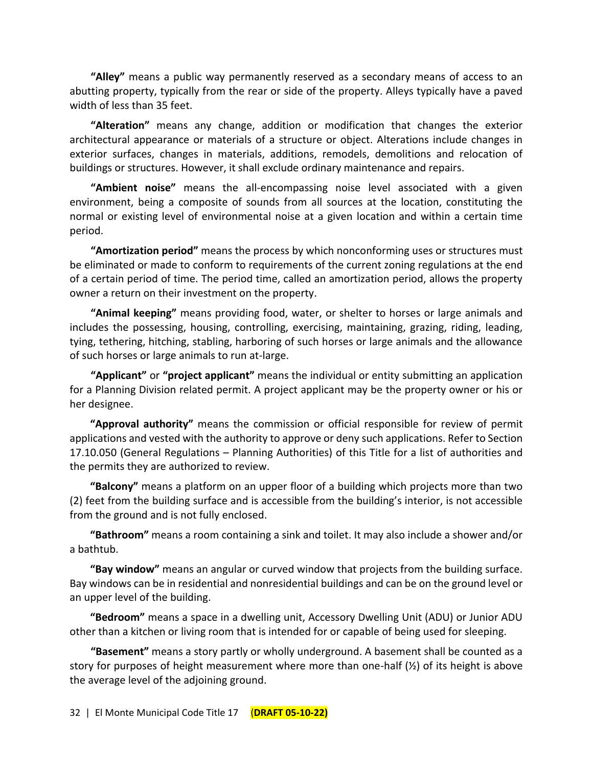**"Alley"** means a public way permanently reserved as a secondary means of access to an abutting property, typically from the rear or side of the property. Alleys typically have a paved width of less than 35 feet.

**"Alteration"** means any change, addition or modification that changes the exterior architectural appearance or materials of a structure or object. Alterations include changes in exterior surfaces, changes in materials, additions, remodels, demolitions and relocation of buildings or structures. However, it shall exclude ordinary maintenance and repairs.

**"Ambient noise"** means the all-encompassing noise level associated with a given environment, being a composite of sounds from all sources at the location, constituting the normal or existing level of environmental noise at a given location and within a certain time period.

**"Amortization period"** means the process by which nonconforming uses or structures must be eliminated or made to conform to requirements of the current zoning regulations at the end of a certain period of time. The period time, called an amortization period, allows the property owner a return on their investment on the property.

**"Animal keeping"** means providing food, water, or shelter to horses or large animals and includes the possessing, housing, controlling, exercising, maintaining, grazing, riding, leading, tying, tethering, hitching, stabling, harboring of such horses or large animals and the allowance of such horses or large animals to run at-large.

**"Applicant"** or **"project applicant"** means the individual or entity submitting an application for a Planning Division related permit. A project applicant may be the property owner or his or her designee.

**"Approval authority"** means the commission or official responsible for review of permit applications and vested with the authority to approve or deny such applications. Refer to Section 17.10.050 (General Regulations – Planning Authorities) of this Title for a list of authorities and the permits they are authorized to review.

**"Balcony"** means a platform on an upper floor of a building which projects more than two (2) feet from the building surface and is accessible from the building's interior, is not accessible from the ground and is not fully enclosed.

**"Bathroom"** means a room containing a sink and toilet. It may also include a shower and/or a bathtub.

**"Bay window"** means an angular or curved window that projects from the building surface. Bay windows can be in residential and nonresidential buildings and can be on the ground level or an upper level of the building.

**"Bedroom"** means a space in a dwelling unit, Accessory Dwelling Unit (ADU) or Junior ADU other than a kitchen or living room that is intended for or capable of being used for sleeping.

**"Basement"** means a story partly or wholly underground. A basement shall be counted as a story for purposes of height measurement where more than one-half (½) of its height is above the average level of the adjoining ground.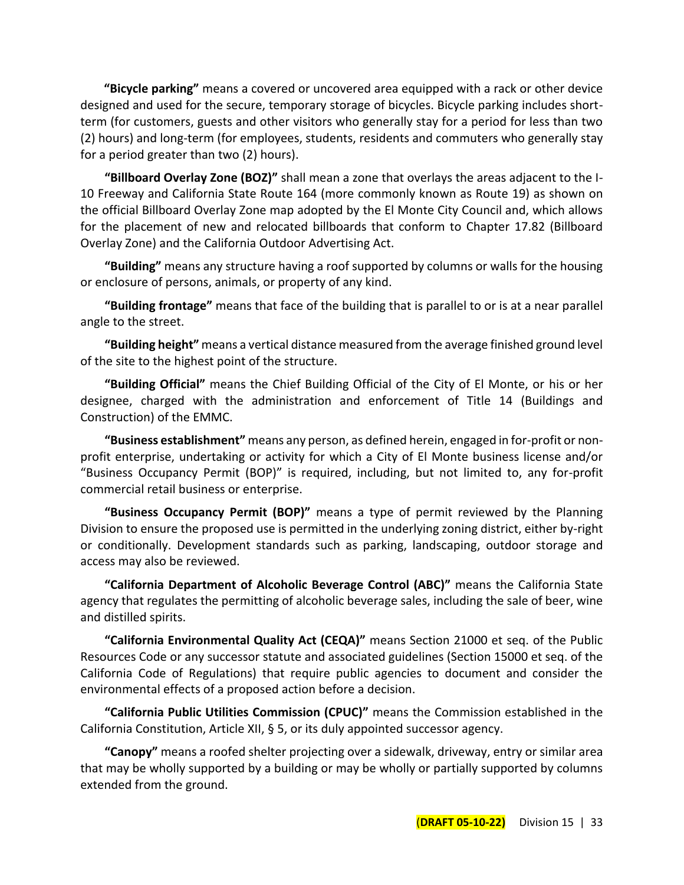**"Bicycle parking"** means a covered or uncovered area equipped with a rack or other device designed and used for the secure, temporary storage of bicycles. Bicycle parking includes short-term (for customers, guests and other visitors who generally stay for a period for less than two (2) hours) and long-term (for employees, students, residents and commuters who generally stay for a period greater than two (2) hours).

**"Billboard Overlay Zone (BOZ)"** shall mean a zone that overlays the areas adjacent to the I-10 Freeway and California State Route 164 (more commonly known as Route 19) as shown on the official Billboard Overlay Zone map adopted by the El Monte City Council and, which allows for the placement of new and relocated billboards that conform to Chapter 17.82 (Billboard Overlay Zone) and the California Outdoor Advertising Act.

**"Building"** means any structure having a roof supported by columns or walls for the housing or enclosure of persons, animals, or property of any kind.

**"Building frontage"** means that face of the building that is parallel to or is at a near parallel angle to the street.

**"Building height"** means a vertical distance measured from the average finished ground level of the site to the highest point of the structure.

**"Building Official"** means the Chief Building Official of the City of El Monte, or his or her designee, charged with the administration and enforcement of Title 14 (Buildings and Construction) of the EMMC.

**"Business establishment"** means any person, as defined herein, engaged in for-profit or non-profit enterprise, undertaking or activity for which a City of El Monte business license and/or "Business Occupancy Permit (BOP)" is required, including, but not limited to, any for-profit commercial retail business or enterprise.

**"Business Occupancy Permit (BOP)"** means a type of permit reviewed by the Planning Division to ensure the proposed use is permitted in the underlying zoning district, either by-right or conditionally. Development standards such as parking, landscaping, outdoor storage and access may also be reviewed.

**"California Department of Alcoholic Beverage Control (ABC)"** means the California State agency that regulates the permitting of alcoholic beverage sales, including the sale of beer, wine and distilled spirits.

**"California Environmental Quality Act (CEQA)"** means Section 21000 et seq. of the Public Resources Code or any successor statute and associated guidelines (Section 15000 et seq. of the California Code of Regulations) that require public agencies to document and consider the environmental effects of a proposed action before a decision.

**"California Public Utilities Commission (CPUC)"** means the Commission established in the California Constitution, Article XII, § 5, or its duly appointed successor agency.

**"Canopy"** means a roofed shelter projecting over a sidewalk, driveway, entry or similar area that may be wholly supported by a building or may be wholly or partially supported by columns extended from the ground.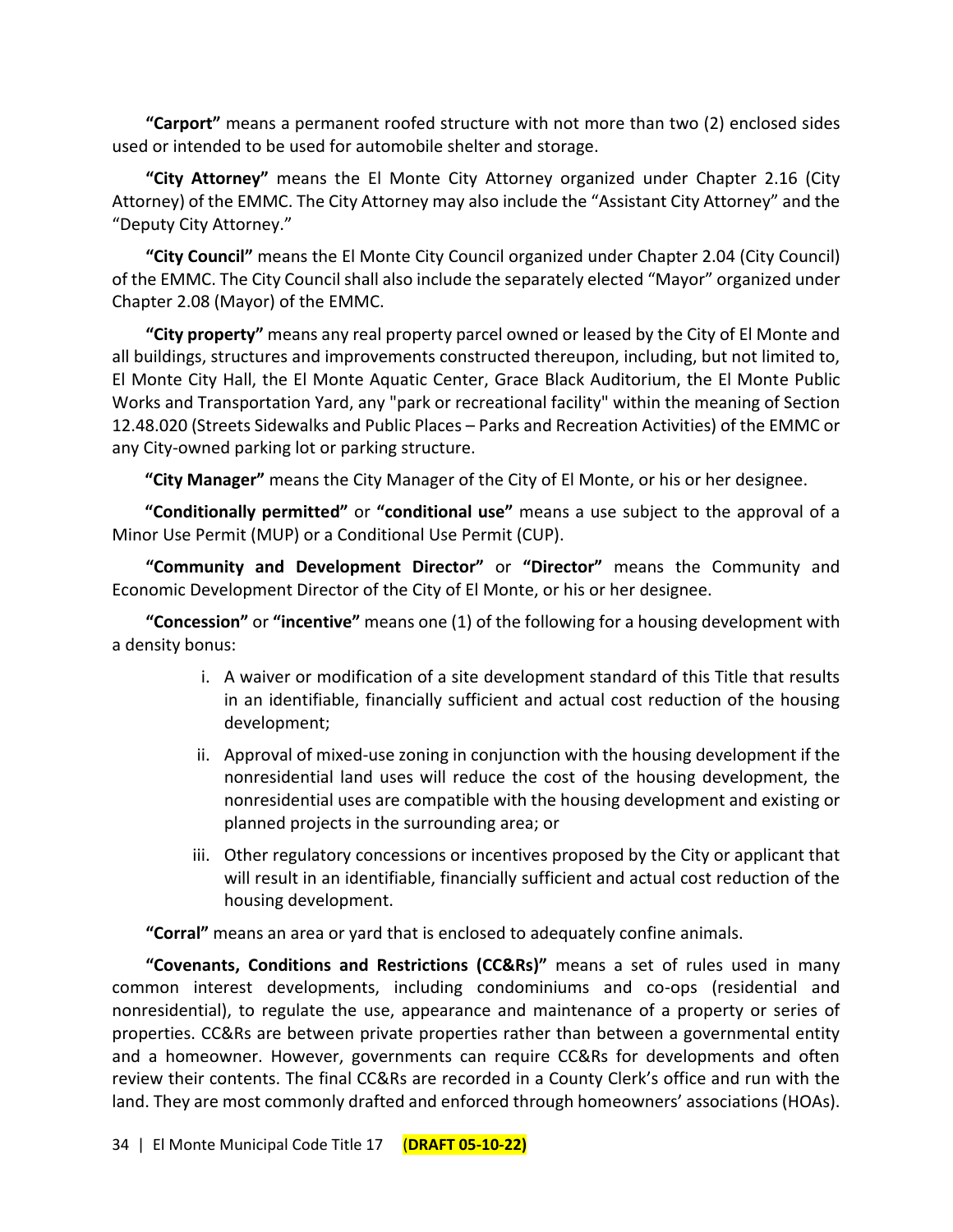**"Carport"** means a permanent roofed structure with not more than two (2) enclosed sides used or intended to be used for automobile shelter and storage.

**"City Attorney"** means the El Monte City Attorney organized under Chapter 2.16 (City Attorney) of the EMMC. The City Attorney may also include the "Assistant City Attorney" and the "Deputy City Attorney."

**"City Council"** means the El Monte City Council organized under Chapter 2.04 (City Council) of the EMMC. The City Council shall also include the separately elected "Mayor" organized under Chapter 2.08 (Mayor) of the EMMC.

**"City property"** means any real property parcel owned or leased by the City of El Monte and all buildings, structures and improvements constructed thereupon, including, but not limited to, El Monte City Hall, the El Monte Aquatic Center, Grace Black Auditorium, the El Monte Public Works and Transportation Yard, any "park or recreational facility" within the meaning of Section 12.48.020 (Streets Sidewalks and Public Places – Parks and Recreation Activities) of the EMMC or any City-owned parking lot or parking structure.

**"City Manager"** means the City Manager of the City of El Monte, or his or her designee.

**"Conditionally permitted"** or **"conditional use"** means a use subject to the approval of a Minor Use Permit (MUP) or a Conditional Use Permit (CUP).

**"Community and Development Director"** or **"Director"** means the Community and Economic Development Director of the City of El Monte, or his or her designee.

**"Concession"** or **"incentive"** means one (1) of the following for a housing development with a density bonus:

i. A waiver or modification of a site development standard of this Title that results in an identifiable, financially sufficient and actual cost reduction of the housing development;

ii. Approval of mixed-use zoning in conjunction with the housing development if the nonresidential land uses will reduce the cost of the housing development, the nonresidential uses are compatible with the housing development and existing or planned projects in the surrounding area; or

iii. Other regulatory concessions or incentives proposed by the City or applicant that will result in an identifiable, financially sufficient and actual cost reduction of the housing development.

**"Corral"** means an area or yard that is enclosed to adequately confine animals.

**"Covenants, Conditions and Restrictions (CC&Rs)"** means a set of rules used in many common interest developments, including condominiums and co-ops (residential and nonresidential), to regulate the use, appearance and maintenance of a property or series of properties. CC&Rs are between private properties rather than between a governmental entity and a homeowner. However, governments can require CC&Rs for developments and often review their contents. The final CC&Rs are recorded in a County Clerk's office and run with the land. They are most commonly drafted and enforced through homeowners' associations (HOAs).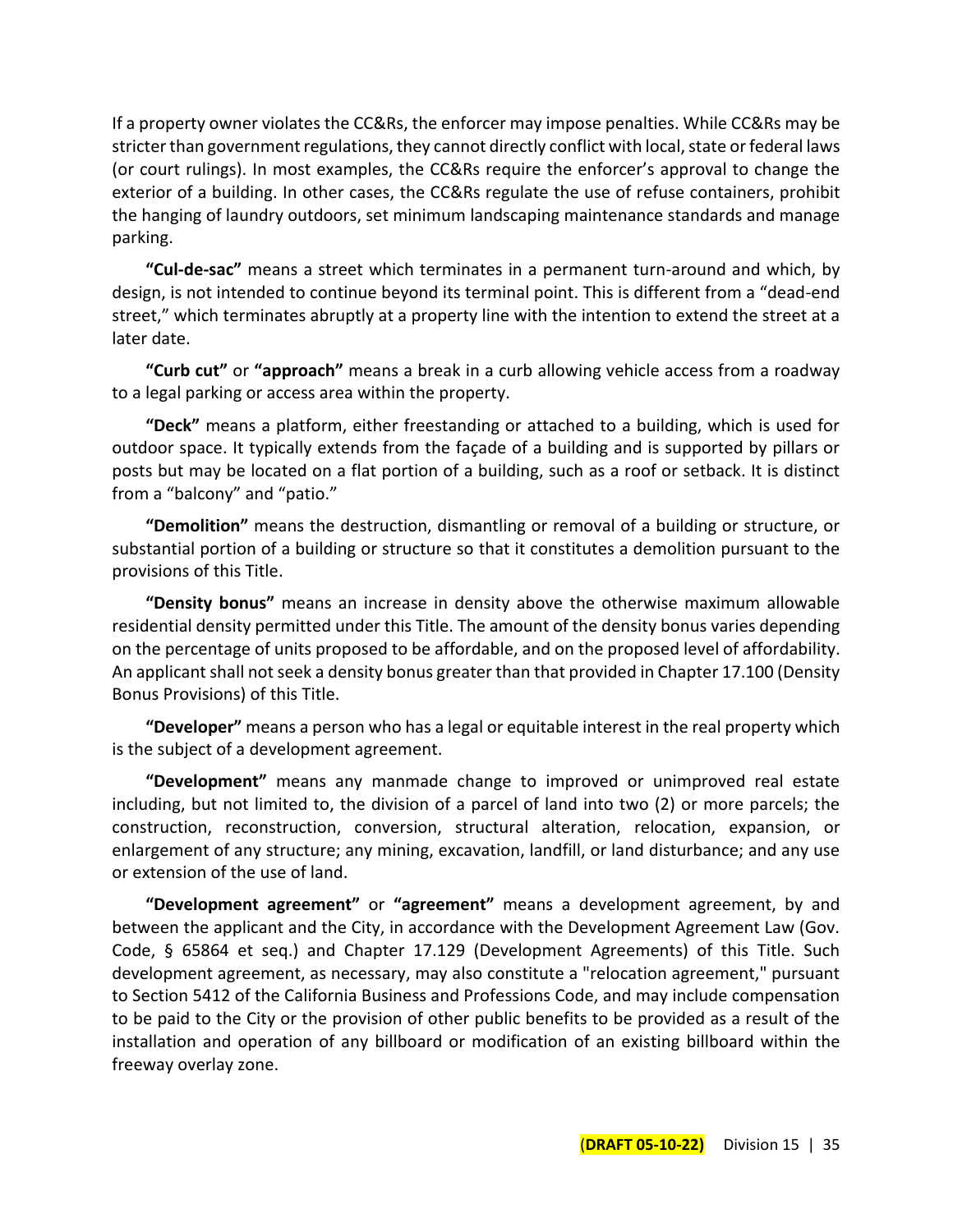If a property owner violates the CC&Rs, the enforcer may impose penalties. While CC&Rs may be stricter than government regulations, they cannot directly conflict with local, state or federal laws (or court rulings). In most examples, the CC&Rs require the enforcer's approval to change the exterior of a building. In other cases, the CC&Rs regulate the use of refuse containers, prohibit the hanging of laundry outdoors, set minimum landscaping maintenance standards and manage parking.

**"Cul-de-sac"** means a street which terminates in a permanent turn-around and which, by design, is not intended to continue beyond its terminal point. This is different from a "dead-end street," which terminates abruptly at a property line with the intention to extend the street at a later date.

**"Curb cut"** or **"approach"** means a break in a curb allowing vehicle access from a roadway to a legal parking or access area within the property.

**"Deck"** means a platform, either freestanding or attached to a building, which is used for outdoor space. It typically extends from the façade of a building and is supported by pillars or posts but may be located on a flat portion of a building, such as a roof or setback. It is distinct from a "balcony" and "patio."

**"Demolition"** means the destruction, dismantling or removal of a building or structure, or substantial portion of a building or structure so that it constitutes a demolition pursuant to the provisions of this Title.

**"Density bonus"** means an increase in density above the otherwise maximum allowable residential density permitted under this Title. The amount of the density bonus varies depending on the percentage of units proposed to be affordable, and on the proposed level of affordability. An applicant shall not seek a density bonus greater than that provided in Chapter 17.100 (Density Bonus Provisions) of this Title.

**"Developer"** means a person who has a legal or equitable interest in the real property which is the subject of a development agreement.

**"Development"** means any manmade change to improved or unimproved real estate including, but not limited to, the division of a parcel of land into two (2) or more parcels; the construction, reconstruction, conversion, structural alteration, relocation, expansion, or enlargement of any structure; any mining, excavation, landfill, or land disturbance; and any use or extension of the use of land.

**"Development agreement"** or **"agreement"** means a development agreement, by and between the applicant and the City, in accordance with the Development Agreement Law (Gov. Code, § 65864 et seq.) and Chapter 17.129 (Development Agreements) of this Title. Such development agreement, as necessary, may also constitute a "relocation agreement," pursuant to Section 5412 of the California Business and Professions Code, and may include compensation to be paid to the City or the provision of other public benefits to be provided as a result of the installation and operation of any billboard or modification of an existing billboard within the freeway overlay zone.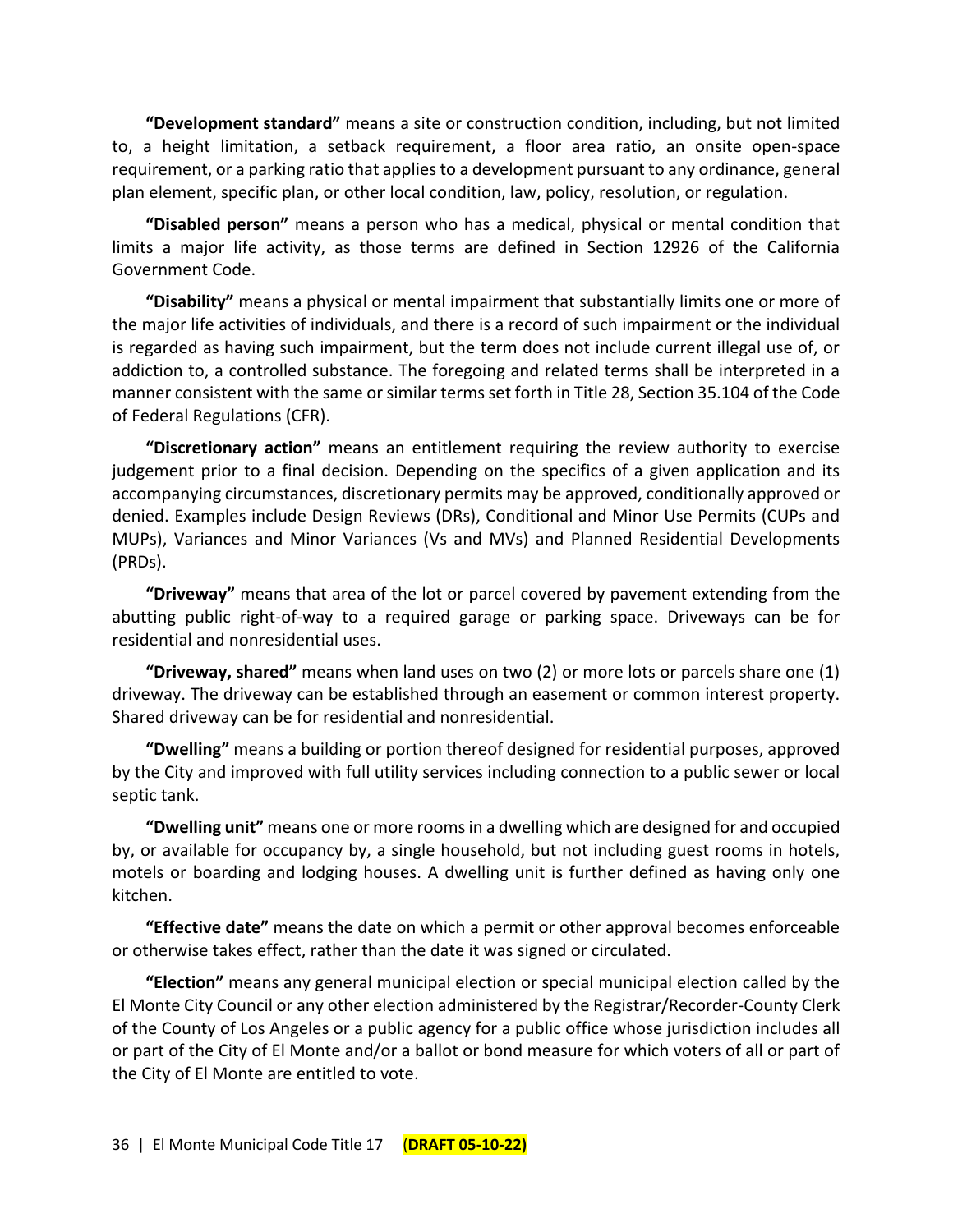**"Development standard"** means a site or construction condition, including, but not limited to, a height limitation, a setback requirement, a floor area ratio, an onsite open-space requirement, or a parking ratio that applies to a development pursuant to any ordinance, general plan element, specific plan, or other local condition, law, policy, resolution, or regulation.

**"Disabled person"** means a person who has a medical, physical or mental condition that limits a major life activity, as those terms are defined in Section 12926 of the California Government Code.

**"Disability"** means a physical or mental impairment that substantially limits one or more of the major life activities of individuals, and there is a record of such impairment or the individual is regarded as having such impairment, but the term does not include current illegal use of, or addiction to, a controlled substance. The foregoing and related terms shall be interpreted in a manner consistent with the same or similar terms set forth in Title 28, Section 35.104 of the Code of Federal Regulations (CFR).

**"Discretionary action"** means an entitlement requiring the review authority to exercise judgement prior to a final decision. Depending on the specifics of a given application and its accompanying circumstances, discretionary permits may be approved, conditionally approved or denied. Examples include Design Reviews (DRs), Conditional and Minor Use Permits (CUPs and MUPs), Variances and Minor Variances (Vs and MVs) and Planned Residential Developments (PRDs).

**"Driveway"** means that area of the lot or parcel covered by pavement extending from the abutting public right-of-way to a required garage or parking space. Driveways can be for residential and nonresidential uses.

**"Driveway, shared"** means when land uses on two (2) or more lots or parcels share one (1) driveway. The driveway can be established through an easement or common interest property. Shared driveway can be for residential and nonresidential.

**"Dwelling"** means a building or portion thereof designed for residential purposes, approved by the City and improved with full utility services including connection to a public sewer or local septic tank.

**"Dwelling unit"** means one or more rooms in a dwelling which are designed for and occupied by, or available for occupancy by, a single household, but not including guest rooms in hotels, motels or boarding and lodging houses. A dwelling unit is further defined as having only one kitchen.

**"Effective date"** means the date on which a permit or other approval becomes enforceable or otherwise takes effect, rather than the date it was signed or circulated.

**"Election"** means any general municipal election or special municipal election called by the El Monte City Council or any other election administered by the Registrar/Recorder-County Clerk of the County of Los Angeles or a public agency for a public office whose jurisdiction includes all or part of the City of El Monte and/or a ballot or bond measure for which voters of all or part of the City of El Monte are entitled to vote.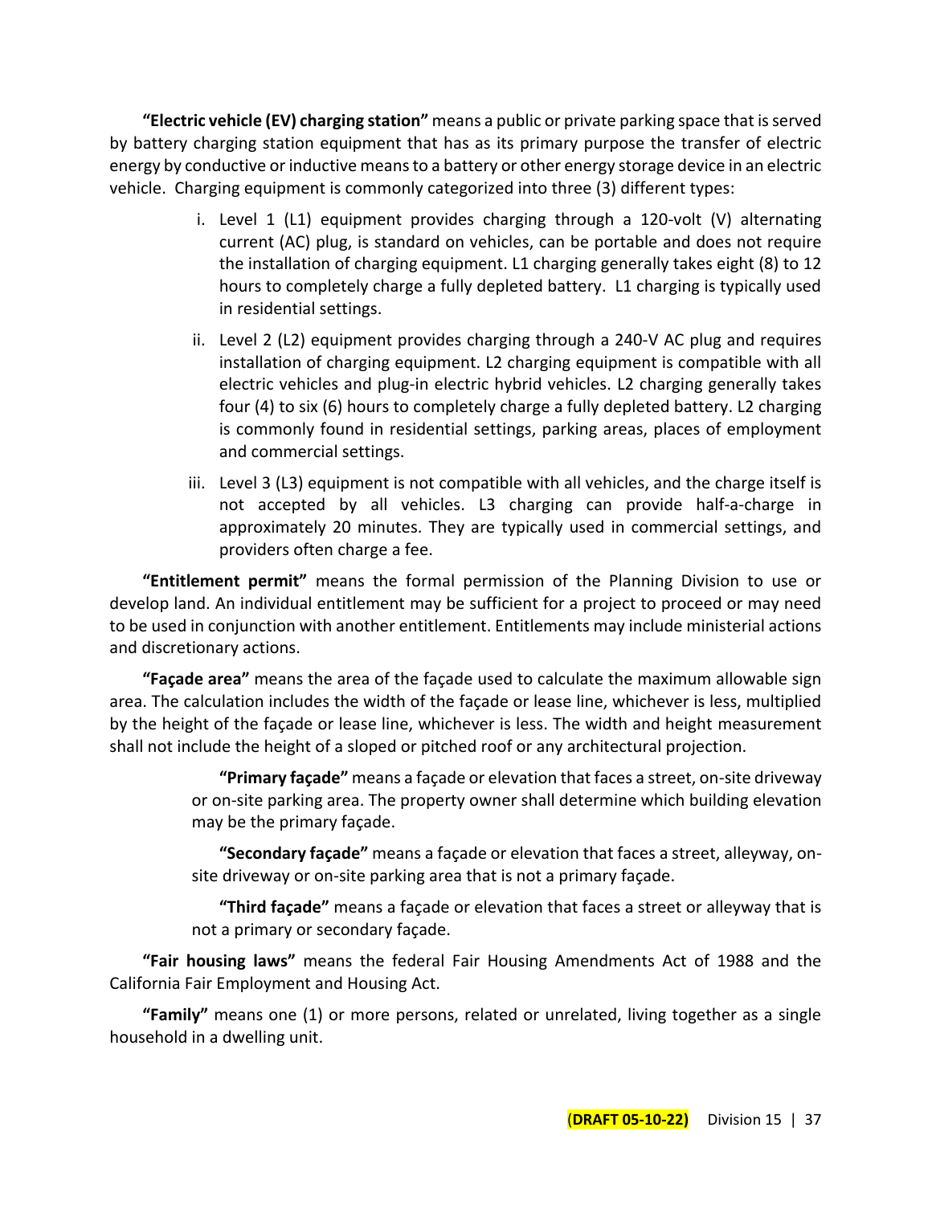**"Electric vehicle (EV) charging station"** means a public or private parking space that is served by battery charging station equipment that has as its primary purpose the transfer of electric energy by conductive or inductive means to a battery or other energy storage device in an electric vehicle. Charging equipment is commonly categorized into three (3) different types:

i. Level 1 (L1) equipment provides charging through a 120-volt (V) alternating current (AC) plug, is standard on vehicles, can be portable and does not require the installation of charging equipment. L1 charging generally takes eight (8) to 12 hours to completely charge a fully depleted battery. L1 charging is typically used in residential settings.

ii. Level 2 (L2) equipment provides charging through a 240-V AC plug and requires installation of charging equipment. L2 charging equipment is compatible with all electric vehicles and plug-in electric hybrid vehicles. L2 charging generally takes four (4) to six (6) hours to completely charge a fully depleted battery. L2 charging is commonly found in residential settings, parking areas, places of employment and commercial settings.

iii. Level 3 (L3) equipment is not compatible with all vehicles, and the charge itself is not accepted by all vehicles. L3 charging can provide half-a-charge in approximately 20 minutes. They are typically used in commercial settings, and providers often charge a fee.

**"Entitlement permit"** means the formal permission of the Planning Division to use or develop land. An individual entitlement may be sufficient for a project to proceed or may need to be used in conjunction with another entitlement. Entitlements may include ministerial actions and discretionary actions.

**"Façade area"** means the area of the façade used to calculate the maximum allowable sign area. The calculation includes the width of the façade or lease line, whichever is less, multiplied by the height of the façade or lease line, whichever is less. The width and height measurement shall not include the height of a sloped or pitched roof or any architectural projection.

> **"Primary façade"** means a façade or elevation that faces a street, on-site driveway or on-site parking area. The property owner shall determine which building elevation may be the primary façade.
>
> **"Secondary façade"** means a façade or elevation that faces a street, alleyway, on-site driveway or on-site parking area that is not a primary façade.
>
> **"Third façade"** means a façade or elevation that faces a street or alleyway that is not a primary or secondary façade.

**"Fair housing laws"** means the federal Fair Housing Amendments Act of 1988 and the California Fair Employment and Housing Act.

**"Family"** means one (1) or more persons, related or unrelated, living together as a single household in a dwelling unit.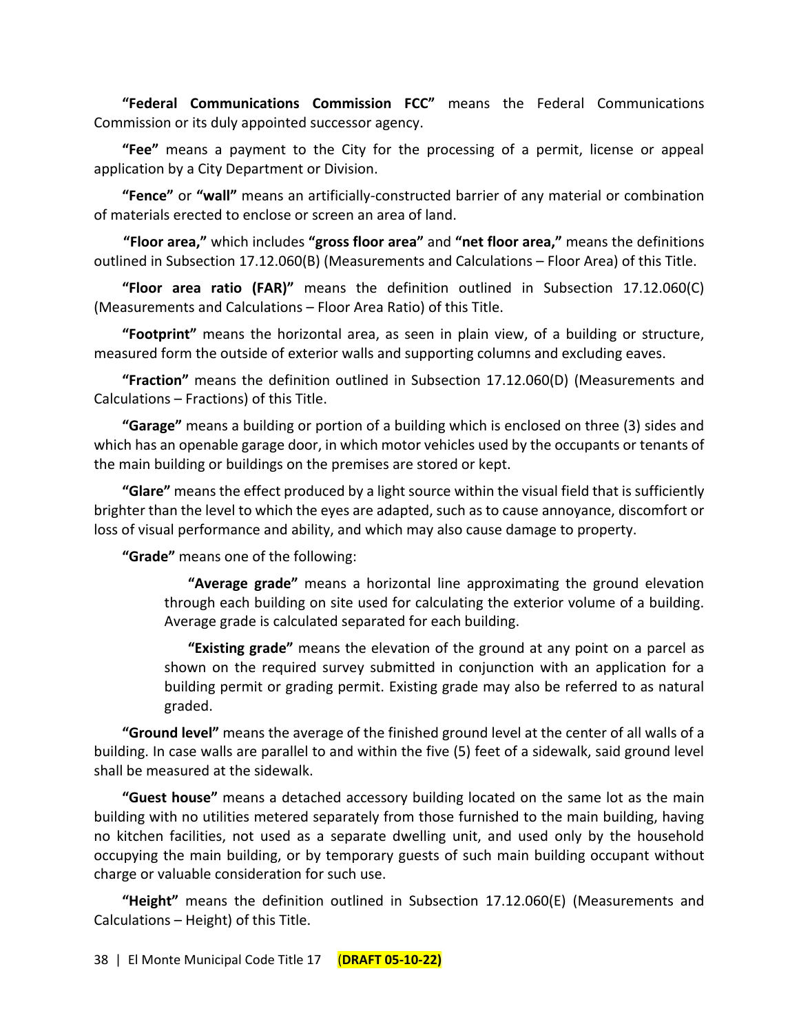**"Federal Communications Commission FCC"** means the Federal Communications Commission or its duly appointed successor agency.

**"Fee"** means a payment to the City for the processing of a permit, license or appeal application by a City Department or Division.

**"Fence"** or **"wall"** means an artificially-constructed barrier of any material or combination of materials erected to enclose or screen an area of land.

**"Floor area,"** which includes **"gross floor area"** and **"net floor area,"** means the definitions outlined in Subsection 17.12.060(B) (Measurements and Calculations – Floor Area) of this Title.

**"Floor area ratio (FAR)"** means the definition outlined in Subsection 17.12.060(C) (Measurements and Calculations – Floor Area Ratio) of this Title.

**"Footprint"** means the horizontal area, as seen in plain view, of a building or structure, measured form the outside of exterior walls and supporting columns and excluding eaves.

**"Fraction"** means the definition outlined in Subsection 17.12.060(D) (Measurements and Calculations – Fractions) of this Title.

**"Garage"** means a building or portion of a building which is enclosed on three (3) sides and which has an openable garage door, in which motor vehicles used by the occupants or tenants of the main building or buildings on the premises are stored or kept.

**"Glare"** means the effect produced by a light source within the visual field that is sufficiently brighter than the level to which the eyes are adapted, such as to cause annoyance, discomfort or loss of visual performance and ability, and which may also cause damage to property.

**"Grade"** means one of the following:

> **"Average grade"** means a horizontal line approximating the ground elevation through each building on site used for calculating the exterior volume of a building. Average grade is calculated separated for each building.
>
> **"Existing grade"** means the elevation of the ground at any point on a parcel as shown on the required survey submitted in conjunction with an application for a building permit or grading permit. Existing grade may also be referred to as natural graded.

**"Ground level"** means the average of the finished ground level at the center of all walls of a building. In case walls are parallel to and within the five (5) feet of a sidewalk, said ground level shall be measured at the sidewalk.

**"Guest house"** means a detached accessory building located on the same lot as the main building with no utilities metered separately from those furnished to the main building, having no kitchen facilities, not used as a separate dwelling unit, and used only by the household occupying the main building, or by temporary guests of such main building occupant without charge or valuable consideration for such use.

**"Height"** means the definition outlined in Subsection 17.12.060(E) (Measurements and Calculations – Height) of this Title.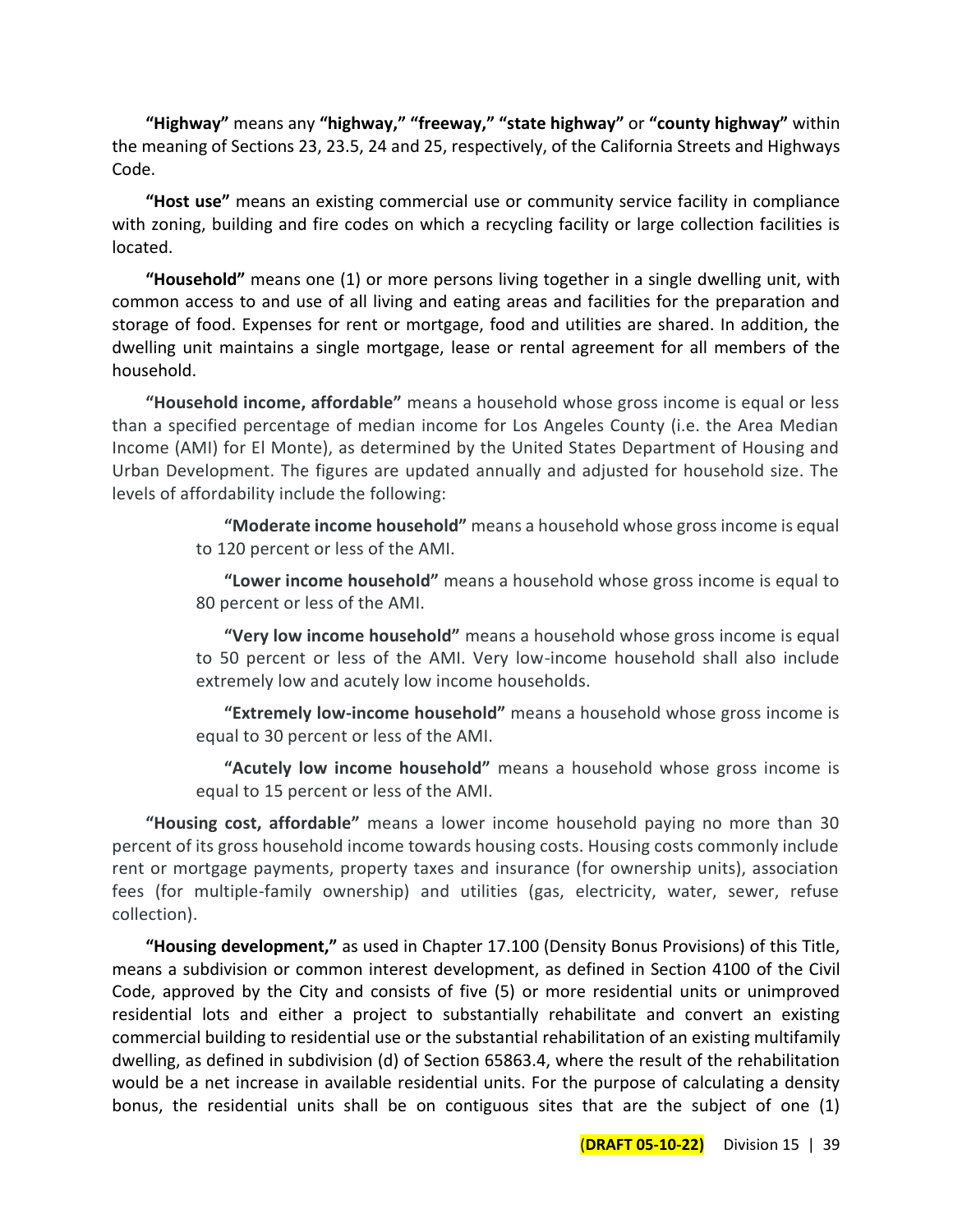**"Highway"** means any **"highway," "freeway," "state highway"** or **"county highway"** within the meaning of Sections 23, 23.5, 24 and 25, respectively, of the California Streets and Highways Code.

**"Host use"** means an existing commercial use or community service facility in compliance with zoning, building and fire codes on which a recycling facility or large collection facilities is located.

**"Household"** means one (1) or more persons living together in a single dwelling unit, with common access to and use of all living and eating areas and facilities for the preparation and storage of food. Expenses for rent or mortgage, food and utilities are shared. In addition, the dwelling unit maintains a single mortgage, lease or rental agreement for all members of the household.

**"Household income, affordable"** means a household whose gross income is equal or less than a specified percentage of median income for Los Angeles County (i.e. the Area Median Income (AMI) for El Monte), as determined by the United States Department of Housing and Urban Development. The figures are updated annually and adjusted for household size. The levels of affordability include the following:

> **"Moderate income household"** means a household whose gross income is equal to 120 percent or less of the AMI.
>
> **"Lower income household"** means a household whose gross income is equal to 80 percent or less of the AMI.
>
> **"Very low income household"** means a household whose gross income is equal to 50 percent or less of the AMI. Very low-income household shall also include extremely low and acutely low income households.
>
> **"Extremely low-income household"** means a household whose gross income is equal to 30 percent or less of the AMI.
>
> **"Acutely low income household"** means a household whose gross income is equal to 15 percent or less of the AMI.

**"Housing cost, affordable"** means a lower income household paying no more than 30 percent of its gross household income towards housing costs. Housing costs commonly include rent or mortgage payments, property taxes and insurance (for ownership units), association fees (for multiple-family ownership) and utilities (gas, electricity, water, sewer, refuse collection).

**"Housing development,"** as used in Chapter 17.100 (Density Bonus Provisions) of this Title, means a subdivision or common interest development, as defined in Section 4100 of the Civil Code, approved by the City and consists of five (5) or more residential units or unimproved residential lots and either a project to substantially rehabilitate and convert an existing commercial building to residential use or the substantial rehabilitation of an existing multifamily dwelling, as defined in subdivision (d) of Section 65863.4, where the result of the rehabilitation would be a net increase in available residential units. For the purpose of calculating a density bonus, the residential units shall be on contiguous sites that are the subject of one (1)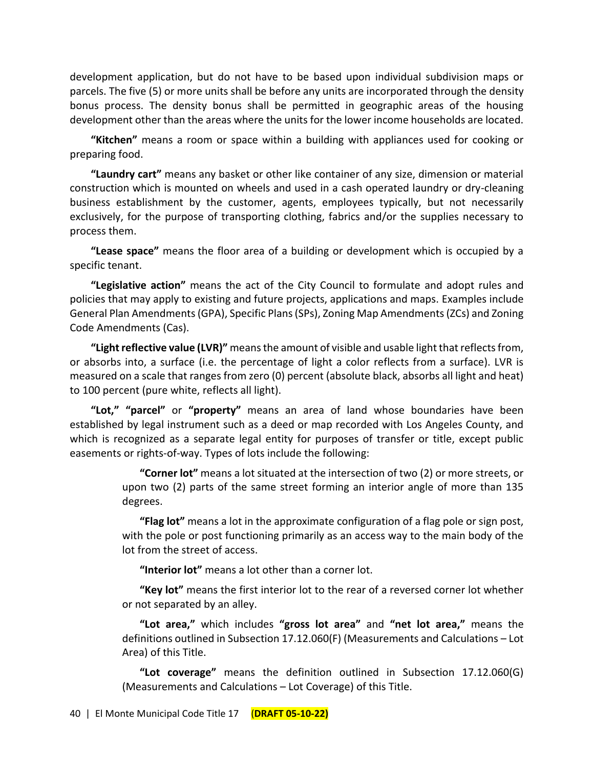development application, but do not have to be based upon individual subdivision maps or parcels. The five (5) or more units shall be before any units are incorporated through the density bonus process. The density bonus shall be permitted in geographic areas of the housing development other than the areas where the units for the lower income households are located.

**"Kitchen"** means a room or space within a building with appliances used for cooking or preparing food.

**"Laundry cart"** means any basket or other like container of any size, dimension or material construction which is mounted on wheels and used in a cash operated laundry or dry-cleaning business establishment by the customer, agents, employees typically, but not necessarily exclusively, for the purpose of transporting clothing, fabrics and/or the supplies necessary to process them.

**"Lease space"** means the floor area of a building or development which is occupied by a specific tenant.

**"Legislative action"** means the act of the City Council to formulate and adopt rules and policies that may apply to existing and future projects, applications and maps. Examples include General Plan Amendments (GPA), Specific Plans (SPs), Zoning Map Amendments (ZCs) and Zoning Code Amendments (Cas).

**"Light reflective value (LVR)"** means the amount of visible and usable light that reflects from, or absorbs into, a surface (i.e. the percentage of light a color reflects from a surface). LVR is measured on a scale that ranges from zero (0) percent (absolute black, absorbs all light and heat) to 100 percent (pure white, reflects all light).

**"Lot," "parcel"** or **"property"** means an area of land whose boundaries have been established by legal instrument such as a deed or map recorded with Los Angeles County, and which is recognized as a separate legal entity for purposes of transfer or title, except public easements or rights-of-way. Types of lots include the following:

> **"Corner lot"** means a lot situated at the intersection of two (2) or more streets, or upon two (2) parts of the same street forming an interior angle of more than 135 degrees.
>
> **"Flag lot"** means a lot in the approximate configuration of a flag pole or sign post, with the pole or post functioning primarily as an access way to the main body of the lot from the street of access.
>
> **"Interior lot"** means a lot other than a corner lot.
>
> **"Key lot"** means the first interior lot to the rear of a reversed corner lot whether or not separated by an alley.
>
> **"Lot area,"** which includes **"gross lot area"** and **"net lot area,"** means the definitions outlined in Subsection 17.12.060(F) (Measurements and Calculations – Lot Area) of this Title.
>
> **"Lot coverage"** means the definition outlined in Subsection 17.12.060(G) (Measurements and Calculations – Lot Coverage) of this Title.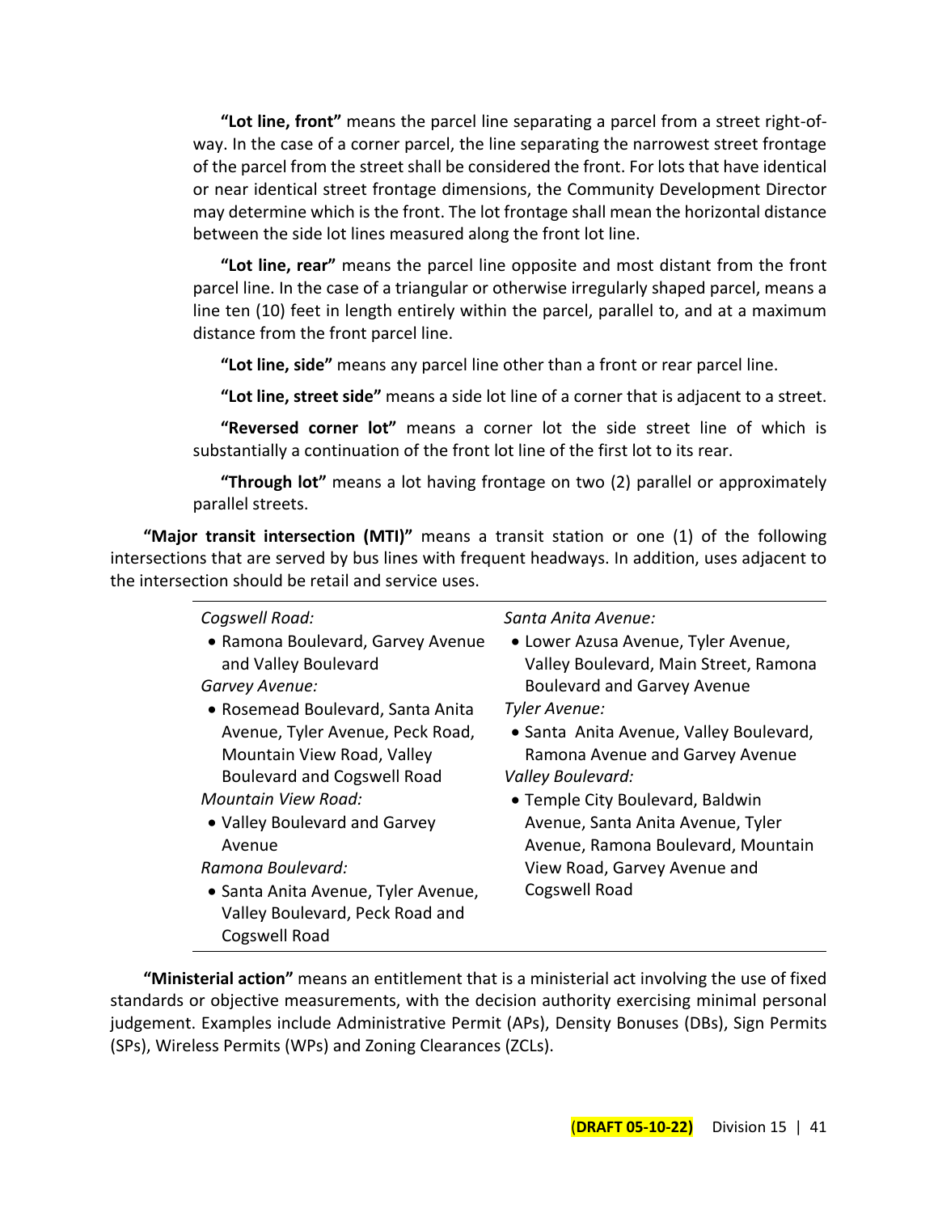**"Lot line, front"** means the parcel line separating a parcel from a street right-of-way. In the case of a corner parcel, the line separating the narrowest street frontage of the parcel from the street shall be considered the front. For lots that have identical or near identical street frontage dimensions, the Community Development Director may determine which is the front. The lot frontage shall mean the horizontal distance between the side lot lines measured along the front lot line.

**"Lot line, rear"** means the parcel line opposite and most distant from the front parcel line. In the case of a triangular or otherwise irregularly shaped parcel, means a line ten (10) feet in length entirely within the parcel, parallel to, and at a maximum distance from the front parcel line.

**"Lot line, side"** means any parcel line other than a front or rear parcel line.

**"Lot line, street side"** means a side lot line of a corner that is adjacent to a street.

**"Reversed corner lot"** means a corner lot the side street line of which is substantially a continuation of the front lot line of the first lot to its rear.

**"Through lot"** means a lot having frontage on two (2) parallel or approximately parallel streets.

**"Major transit intersection (MTI)"** means a transit station or one (1) of the following intersections that are served by bus lines with frequent headways. In addition, uses adjacent to the intersection should be retail and service uses.

*Cogswell Road:*
- Ramona Boulevard, Garvey Avenue and Valley Boulevard

*Garvey Avenue:*
- Rosemead Boulevard, Santa Anita Avenue, Tyler Avenue, Peck Road, Mountain View Road, Valley Boulevard and Cogswell Road

*Mountain View Road:*
- Valley Boulevard and Garvey Avenue

*Ramona Boulevard:*
- Santa Anita Avenue, Tyler Avenue, Valley Boulevard, Peck Road and Cogswell Road

*Santa Anita Avenue:*
- Lower Azusa Avenue, Tyler Avenue, Valley Boulevard, Main Street, Ramona Boulevard and Garvey Avenue

*Tyler Avenue:*
- Santa Anita Avenue, Valley Boulevard, Ramona Avenue and Garvey Avenue

*Valley Boulevard:*
- Temple City Boulevard, Baldwin Avenue, Santa Anita Avenue, Tyler Avenue, Ramona Boulevard, Mountain View Road, Garvey Avenue and Cogswell Road

**"Ministerial action"** means an entitlement that is a ministerial act involving the use of fixed standards or objective measurements, with the decision authority exercising minimal personal judgement. Examples include Administrative Permit (APs), Density Bonuses (DBs), Sign Permits (SPs), Wireless Permits (WPs) and Zoning Clearances (ZCLs).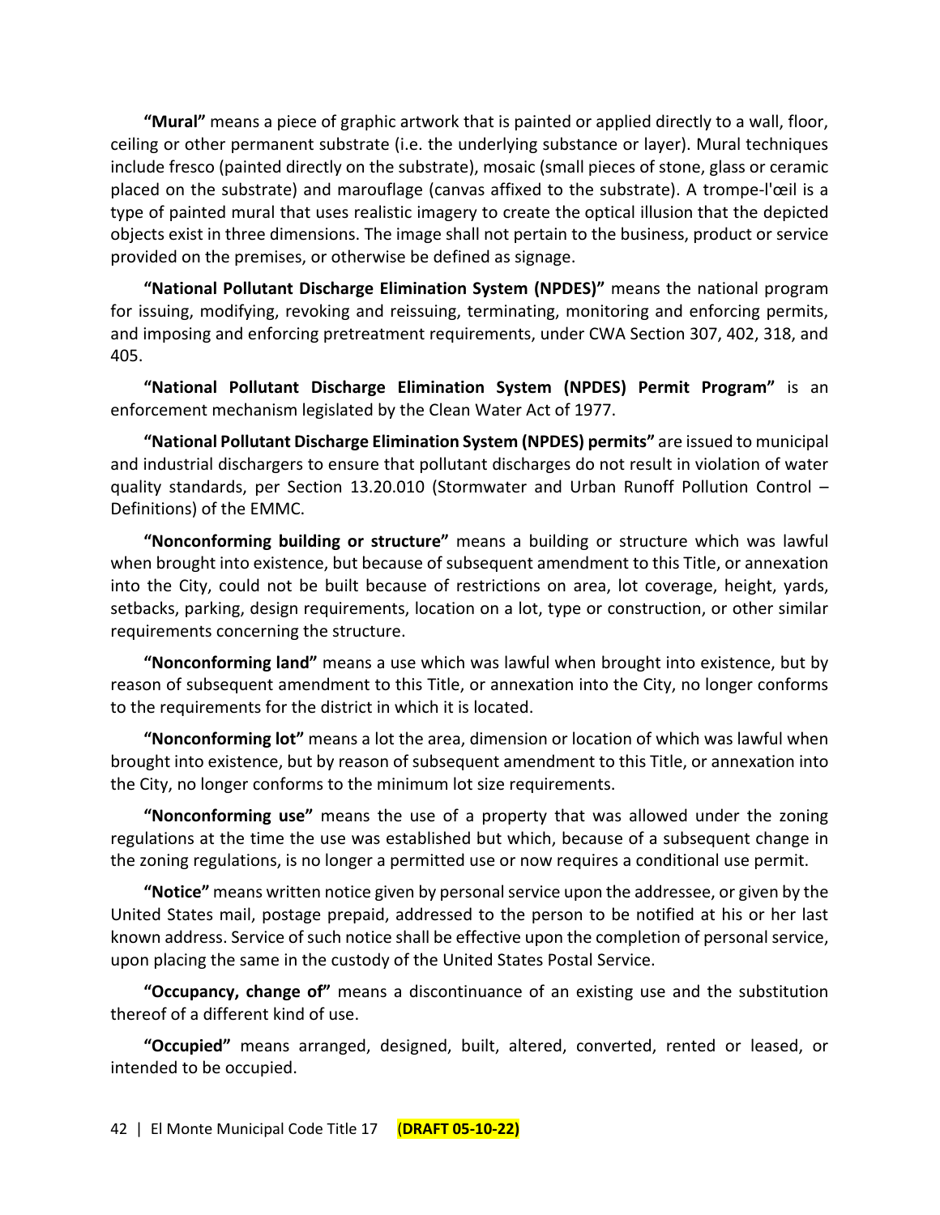**"Mural"** means a piece of graphic artwork that is painted or applied directly to a wall, floor, ceiling or other permanent substrate (i.e. the underlying substance or layer). Mural techniques include fresco (painted directly on the substrate), mosaic (small pieces of stone, glass or ceramic placed on the substrate) and marouflage (canvas affixed to the substrate). A trompe-l'œil is a type of painted mural that uses realistic imagery to create the optical illusion that the depicted objects exist in three dimensions. The image shall not pertain to the business, product or service provided on the premises, or otherwise be defined as signage.

**"National Pollutant Discharge Elimination System (NPDES)"** means the national program for issuing, modifying, revoking and reissuing, terminating, monitoring and enforcing permits, and imposing and enforcing pretreatment requirements, under CWA Section 307, 402, 318, and 405.

**"National Pollutant Discharge Elimination System (NPDES) Permit Program"** is an enforcement mechanism legislated by the Clean Water Act of 1977.

**"National Pollutant Discharge Elimination System (NPDES) permits"** are issued to municipal and industrial dischargers to ensure that pollutant discharges do not result in violation of water quality standards, per Section 13.20.010 (Stormwater and Urban Runoff Pollution Control – Definitions) of the EMMC.

**"Nonconforming building or structure"** means a building or structure which was lawful when brought into existence, but because of subsequent amendment to this Title, or annexation into the City, could not be built because of restrictions on area, lot coverage, height, yards, setbacks, parking, design requirements, location on a lot, type or construction, or other similar requirements concerning the structure.

**"Nonconforming land"** means a use which was lawful when brought into existence, but by reason of subsequent amendment to this Title, or annexation into the City, no longer conforms to the requirements for the district in which it is located.

**"Nonconforming lot"** means a lot the area, dimension or location of which was lawful when brought into existence, but by reason of subsequent amendment to this Title, or annexation into the City, no longer conforms to the minimum lot size requirements.

**"Nonconforming use"** means the use of a property that was allowed under the zoning regulations at the time the use was established but which, because of a subsequent change in the zoning regulations, is no longer a permitted use or now requires a conditional use permit.

**"Notice"** means written notice given by personal service upon the addressee, or given by the United States mail, postage prepaid, addressed to the person to be notified at his or her last known address. Service of such notice shall be effective upon the completion of personal service, upon placing the same in the custody of the United States Postal Service.

**"Occupancy, change of"** means a discontinuance of an existing use and the substitution thereof of a different kind of use.

**"Occupied"** means arranged, designed, built, altered, converted, rented or leased, or intended to be occupied.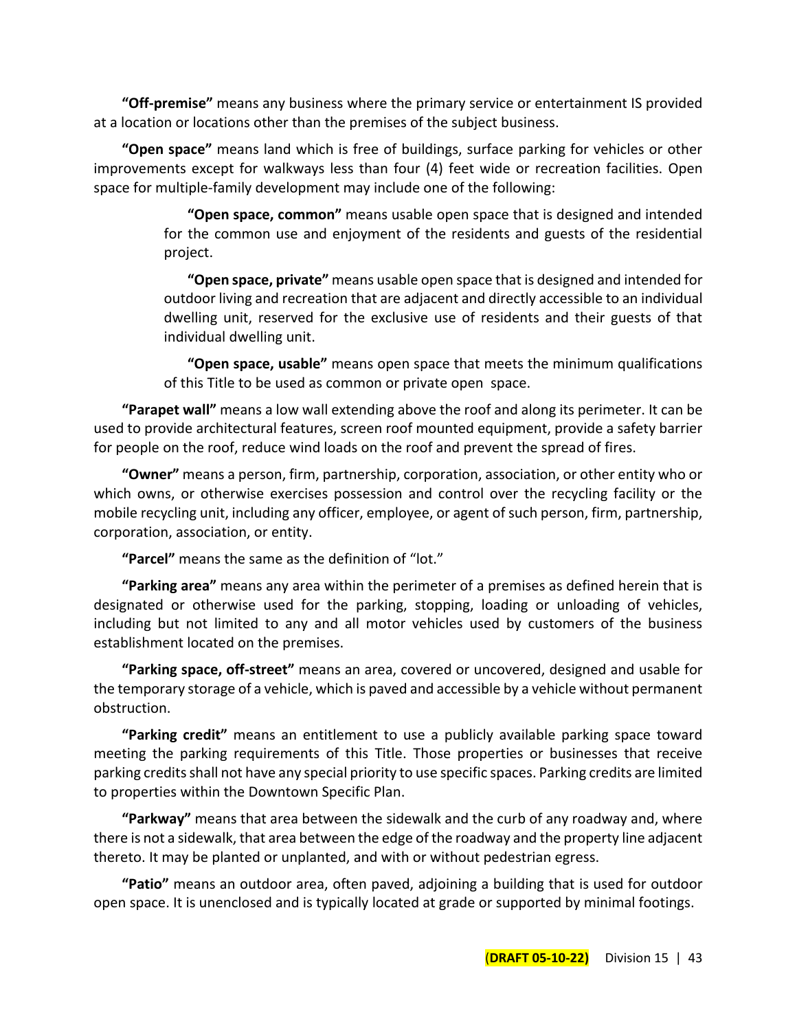**"Off-premise"** means any business where the primary service or entertainment IS provided at a location or locations other than the premises of the subject business.

**"Open space"** means land which is free of buildings, surface parking for vehicles or other improvements except for walkways less than four (4) feet wide or recreation facilities. Open space for multiple-family development may include one of the following:

> **"Open space, common"** means usable open space that is designed and intended for the common use and enjoyment of the residents and guests of the residential project.
>
> **"Open space, private"** means usable open space that is designed and intended for outdoor living and recreation that are adjacent and directly accessible to an individual dwelling unit, reserved for the exclusive use of residents and their guests of that individual dwelling unit.
>
> **"Open space, usable"** means open space that meets the minimum qualifications of this Title to be used as common or private open space.

**"Parapet wall"** means a low wall extending above the roof and along its perimeter. It can be used to provide architectural features, screen roof mounted equipment, provide a safety barrier for people on the roof, reduce wind loads on the roof and prevent the spread of fires.

**"Owner"** means a person, firm, partnership, corporation, association, or other entity who or which owns, or otherwise exercises possession and control over the recycling facility or the mobile recycling unit, including any officer, employee, or agent of such person, firm, partnership, corporation, association, or entity.

**"Parcel"** means the same as the definition of "lot."

**"Parking area"** means any area within the perimeter of a premises as defined herein that is designated or otherwise used for the parking, stopping, loading or unloading of vehicles, including but not limited to any and all motor vehicles used by customers of the business establishment located on the premises.

**"Parking space, off-street"** means an area, covered or uncovered, designed and usable for the temporary storage of a vehicle, which is paved and accessible by a vehicle without permanent obstruction.

**"Parking credit"** means an entitlement to use a publicly available parking space toward meeting the parking requirements of this Title. Those properties or businesses that receive parking credits shall not have any special priority to use specific spaces. Parking credits are limited to properties within the Downtown Specific Plan.

**"Parkway"** means that area between the sidewalk and the curb of any roadway and, where there is not a sidewalk, that area between the edge of the roadway and the property line adjacent thereto. It may be planted or unplanted, and with or without pedestrian egress.

**"Patio"** means an outdoor area, often paved, adjoining a building that is used for outdoor open space. It is unenclosed and is typically located at grade or supported by minimal footings.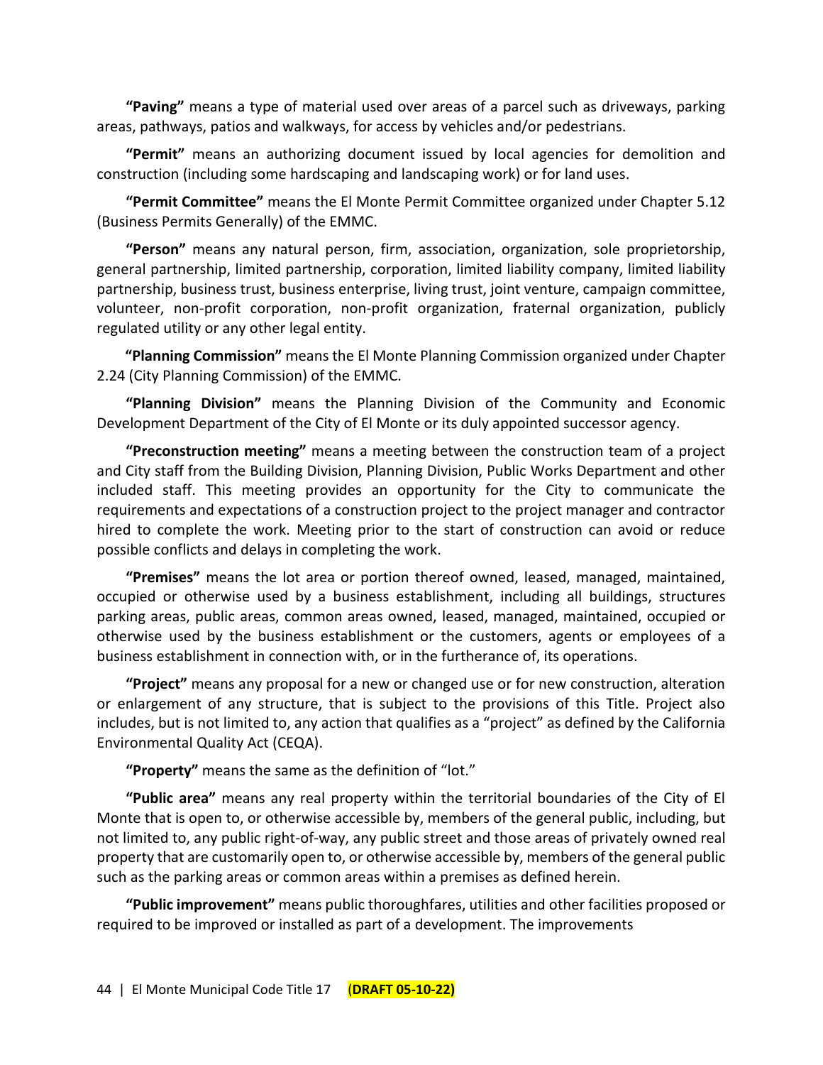**"Paving"** means a type of material used over areas of a parcel such as driveways, parking areas, pathways, patios and walkways, for access by vehicles and/or pedestrians.

**"Permit"** means an authorizing document issued by local agencies for demolition and construction (including some hardscaping and landscaping work) or for land uses.

**"Permit Committee"** means the El Monte Permit Committee organized under Chapter 5.12 (Business Permits Generally) of the EMMC.

**"Person"** means any natural person, firm, association, organization, sole proprietorship, general partnership, limited partnership, corporation, limited liability company, limited liability partnership, business trust, business enterprise, living trust, joint venture, campaign committee, volunteer, non-profit corporation, non-profit organization, fraternal organization, publicly regulated utility or any other legal entity.

**"Planning Commission"** means the El Monte Planning Commission organized under Chapter 2.24 (City Planning Commission) of the EMMC.

**"Planning Division"** means the Planning Division of the Community and Economic Development Department of the City of El Monte or its duly appointed successor agency.

**"Preconstruction meeting"** means a meeting between the construction team of a project and City staff from the Building Division, Planning Division, Public Works Department and other included staff. This meeting provides an opportunity for the City to communicate the requirements and expectations of a construction project to the project manager and contractor hired to complete the work. Meeting prior to the start of construction can avoid or reduce possible conflicts and delays in completing the work.

**"Premises"** means the lot area or portion thereof owned, leased, managed, maintained, occupied or otherwise used by a business establishment, including all buildings, structures parking areas, public areas, common areas owned, leased, managed, maintained, occupied or otherwise used by the business establishment or the customers, agents or employees of a business establishment in connection with, or in the furtherance of, its operations.

**"Project"** means any proposal for a new or changed use or for new construction, alteration or enlargement of any structure, that is subject to the provisions of this Title. Project also includes, but is not limited to, any action that qualifies as a "project" as defined by the California Environmental Quality Act (CEQA).

**"Property"** means the same as the definition of "lot."

**"Public area"** means any real property within the territorial boundaries of the City of El Monte that is open to, or otherwise accessible by, members of the general public, including, but not limited to, any public right-of-way, any public street and those areas of privately owned real property that are customarily open to, or otherwise accessible by, members of the general public such as the parking areas or common areas within a premises as defined herein.

**"Public improvement"** means public thoroughfares, utilities and other facilities proposed or required to be improved or installed as part of a development. The improvements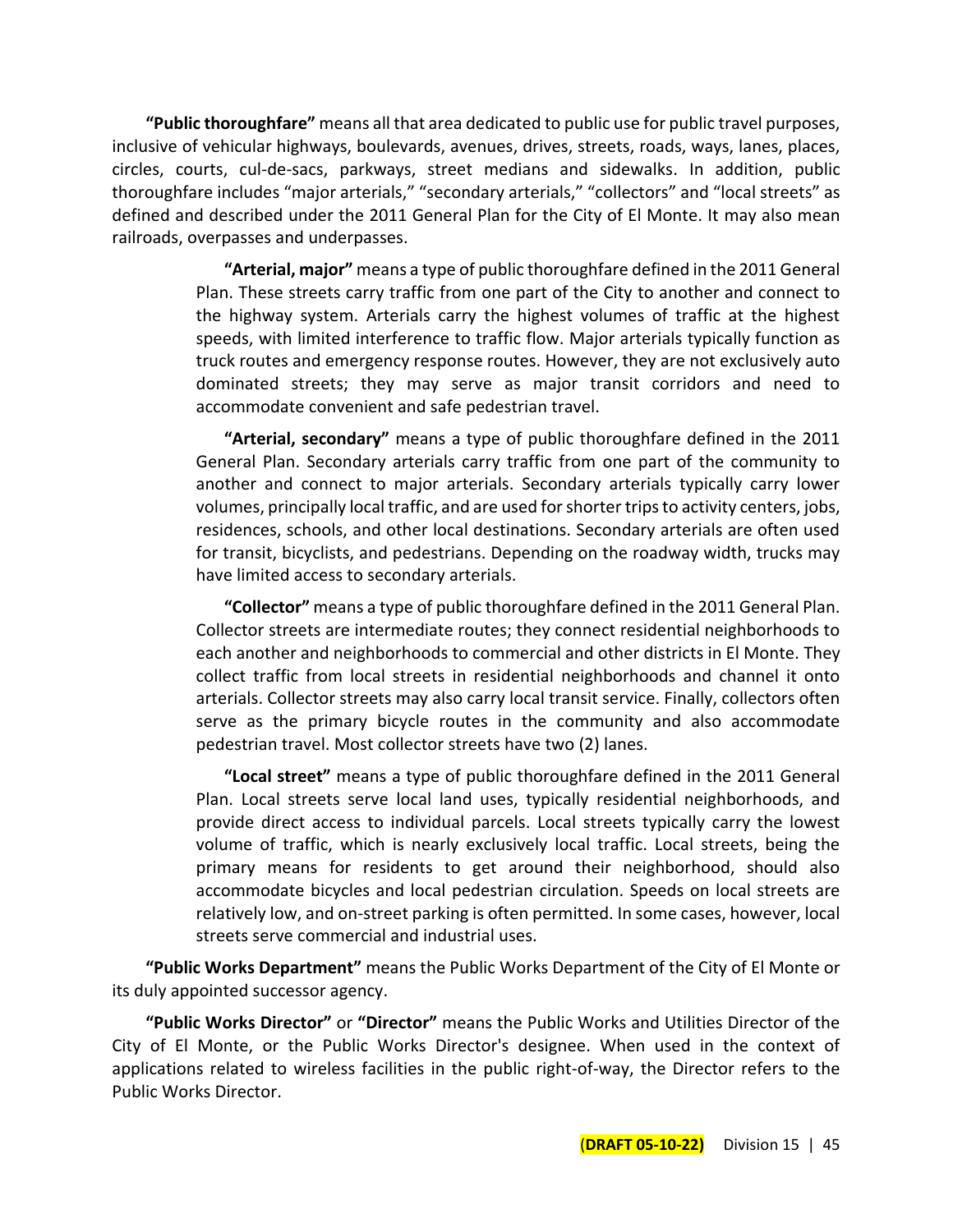**"Public thoroughfare"** means all that area dedicated to public use for public travel purposes, inclusive of vehicular highways, boulevards, avenues, drives, streets, roads, ways, lanes, places, circles, courts, cul-de-sacs, parkways, street medians and sidewalks. In addition, public thoroughfare includes "major arterials," "secondary arterials," "collectors" and "local streets" as defined and described under the 2011 General Plan for the City of El Monte. It may also mean railroads, overpasses and underpasses.

> **"Arterial, major"** means a type of public thoroughfare defined in the 2011 General Plan. These streets carry traffic from one part of the City to another and connect to the highway system. Arterials carry the highest volumes of traffic at the highest speeds, with limited interference to traffic flow. Major arterials typically function as truck routes and emergency response routes. However, they are not exclusively auto dominated streets; they may serve as major transit corridors and need to accommodate convenient and safe pedestrian travel.
>
> **"Arterial, secondary"** means a type of public thoroughfare defined in the 2011 General Plan. Secondary arterials carry traffic from one part of the community to another and connect to major arterials. Secondary arterials typically carry lower volumes, principally local traffic, and are used for shorter trips to activity centers, jobs, residences, schools, and other local destinations. Secondary arterials are often used for transit, bicyclists, and pedestrians. Depending on the roadway width, trucks may have limited access to secondary arterials.
>
> **"Collector"** means a type of public thoroughfare defined in the 2011 General Plan. Collector streets are intermediate routes; they connect residential neighborhoods to each another and neighborhoods to commercial and other districts in El Monte. They collect traffic from local streets in residential neighborhoods and channel it onto arterials. Collector streets may also carry local transit service. Finally, collectors often serve as the primary bicycle routes in the community and also accommodate pedestrian travel. Most collector streets have two (2) lanes.
>
> **"Local street"** means a type of public thoroughfare defined in the 2011 General Plan. Local streets serve local land uses, typically residential neighborhoods, and provide direct access to individual parcels. Local streets typically carry the lowest volume of traffic, which is nearly exclusively local traffic. Local streets, being the primary means for residents to get around their neighborhood, should also accommodate bicycles and local pedestrian circulation. Speeds on local streets are relatively low, and on-street parking is often permitted. In some cases, however, local streets serve commercial and industrial uses.

**"Public Works Department"** means the Public Works Department of the City of El Monte or its duly appointed successor agency.

**"Public Works Director"** or **"Director"** means the Public Works and Utilities Director of the City of El Monte, or the Public Works Director's designee. When used in the context of applications related to wireless facilities in the public right-of-way, the Director refers to the Public Works Director.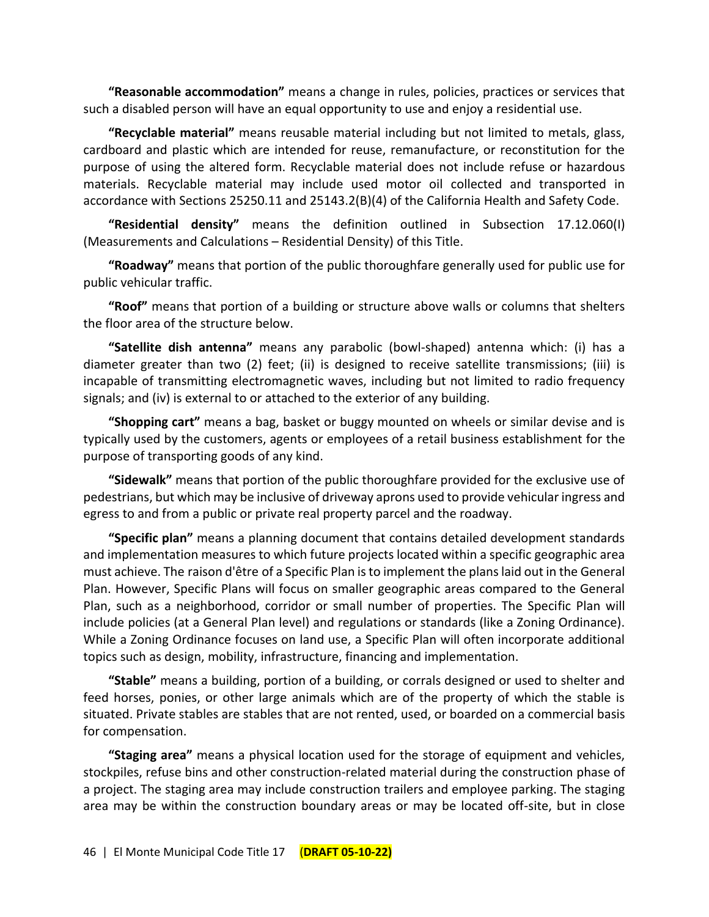**"Reasonable accommodation"** means a change in rules, policies, practices or services that such a disabled person will have an equal opportunity to use and enjoy a residential use.

**"Recyclable material"** means reusable material including but not limited to metals, glass, cardboard and plastic which are intended for reuse, remanufacture, or reconstitution for the purpose of using the altered form. Recyclable material does not include refuse or hazardous materials. Recyclable material may include used motor oil collected and transported in accordance with Sections 25250.11 and 25143.2(B)(4) of the California Health and Safety Code.

**"Residential density"** means the definition outlined in Subsection 17.12.060(I) (Measurements and Calculations – Residential Density) of this Title.

**"Roadway"** means that portion of the public thoroughfare generally used for public use for public vehicular traffic.

**"Roof"** means that portion of a building or structure above walls or columns that shelters the floor area of the structure below.

**"Satellite dish antenna"** means any parabolic (bowl-shaped) antenna which: (i) has a diameter greater than two (2) feet; (ii) is designed to receive satellite transmissions; (iii) is incapable of transmitting electromagnetic waves, including but not limited to radio frequency signals; and (iv) is external to or attached to the exterior of any building.

**"Shopping cart"** means a bag, basket or buggy mounted on wheels or similar devise and is typically used by the customers, agents or employees of a retail business establishment for the purpose of transporting goods of any kind.

**"Sidewalk"** means that portion of the public thoroughfare provided for the exclusive use of pedestrians, but which may be inclusive of driveway aprons used to provide vehicular ingress and egress to and from a public or private real property parcel and the roadway.

**"Specific plan"** means a planning document that contains detailed development standards and implementation measures to which future projects located within a specific geographic area must achieve. The raison d'être of a Specific Plan is to implement the plans laid out in the General Plan. However, Specific Plans will focus on smaller geographic areas compared to the General Plan, such as a neighborhood, corridor or small number of properties. The Specific Plan will include policies (at a General Plan level) and regulations or standards (like a Zoning Ordinance). While a Zoning Ordinance focuses on land use, a Specific Plan will often incorporate additional topics such as design, mobility, infrastructure, financing and implementation.

**"Stable"** means a building, portion of a building, or corrals designed or used to shelter and feed horses, ponies, or other large animals which are of the property of which the stable is situated. Private stables are stables that are not rented, used, or boarded on a commercial basis for compensation.

**"Staging area"** means a physical location used for the storage of equipment and vehicles, stockpiles, refuse bins and other construction-related material during the construction phase of a project. The staging area may include construction trailers and employee parking. The staging area may be within the construction boundary areas or may be located off-site, but in close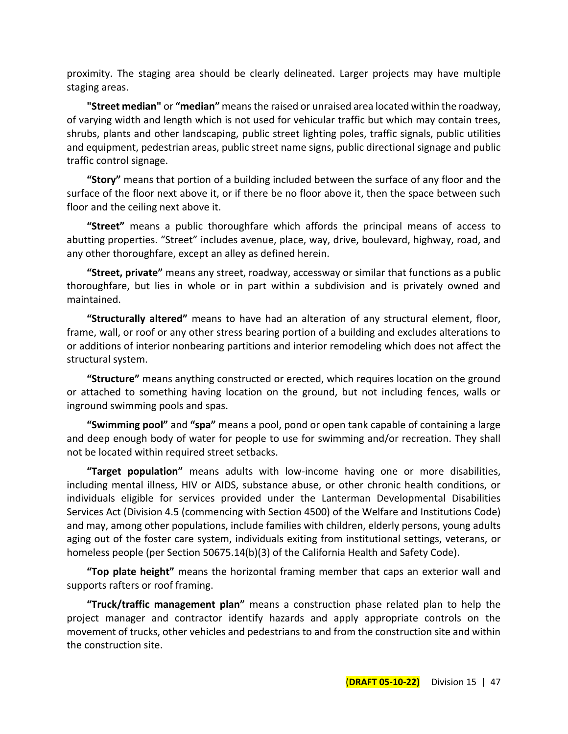proximity. The staging area should be clearly delineated. Larger projects may have multiple staging areas.

**"Street median"** or **"median"** means the raised or unraised area located within the roadway, of varying width and length which is not used for vehicular traffic but which may contain trees, shrubs, plants and other landscaping, public street lighting poles, traffic signals, public utilities and equipment, pedestrian areas, public street name signs, public directional signage and public traffic control signage.

**"Story"** means that portion of a building included between the surface of any floor and the surface of the floor next above it, or if there be no floor above it, then the space between such floor and the ceiling next above it.

**"Street"** means a public thoroughfare which affords the principal means of access to abutting properties. "Street" includes avenue, place, way, drive, boulevard, highway, road, and any other thoroughfare, except an alley as defined herein.

**"Street, private"** means any street, roadway, accessway or similar that functions as a public thoroughfare, but lies in whole or in part within a subdivision and is privately owned and maintained.

**"Structurally altered"** means to have had an alteration of any structural element, floor, frame, wall, or roof or any other stress bearing portion of a building and excludes alterations to or additions of interior nonbearing partitions and interior remodeling which does not affect the structural system.

**"Structure"** means anything constructed or erected, which requires location on the ground or attached to something having location on the ground, but not including fences, walls or inground swimming pools and spas.

**"Swimming pool"** and **"spa"** means a pool, pond or open tank capable of containing a large and deep enough body of water for people to use for swimming and/or recreation. They shall not be located within required street setbacks.

**"Target population"** means adults with low-income having one or more disabilities, including mental illness, HIV or AIDS, substance abuse, or other chronic health conditions, or individuals eligible for services provided under the Lanterman Developmental Disabilities Services Act (Division 4.5 (commencing with Section 4500) of the Welfare and Institutions Code) and may, among other populations, include families with children, elderly persons, young adults aging out of the foster care system, individuals exiting from institutional settings, veterans, or homeless people (per Section 50675.14(b)(3) of the California Health and Safety Code).

**"Top plate height"** means the horizontal framing member that caps an exterior wall and supports rafters or roof framing.

**"Truck/traffic management plan"** means a construction phase related plan to help the project manager and contractor identify hazards and apply appropriate controls on the movement of trucks, other vehicles and pedestrians to and from the construction site and within the construction site.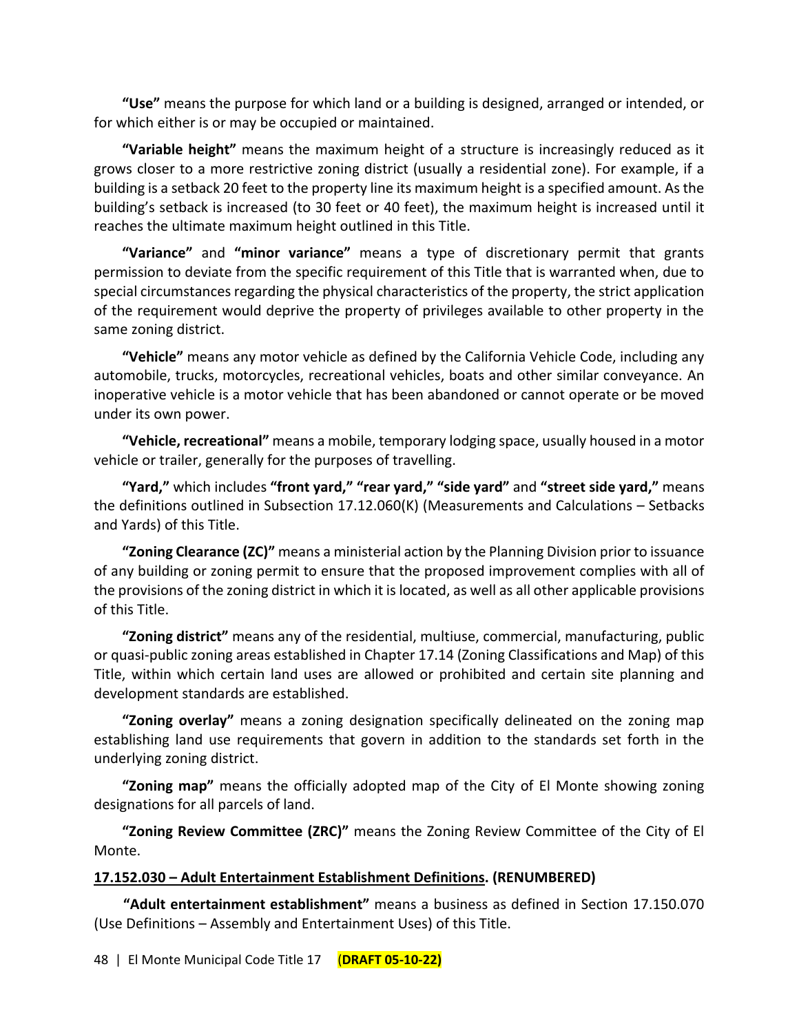**"Use"** means the purpose for which land or a building is designed, arranged or intended, or for which either is or may be occupied or maintained.

**"Variable height"** means the maximum height of a structure is increasingly reduced as it grows closer to a more restrictive zoning district (usually a residential zone). For example, if a building is a setback 20 feet to the property line its maximum height is a specified amount. As the building's setback is increased (to 30 feet or 40 feet), the maximum height is increased until it reaches the ultimate maximum height outlined in this Title.

**"Variance"** and **"minor variance"** means a type of discretionary permit that grants permission to deviate from the specific requirement of this Title that is warranted when, due to special circumstances regarding the physical characteristics of the property, the strict application of the requirement would deprive the property of privileges available to other property in the same zoning district.

**"Vehicle"** means any motor vehicle as defined by the California Vehicle Code, including any automobile, trucks, motorcycles, recreational vehicles, boats and other similar conveyance. An inoperative vehicle is a motor vehicle that has been abandoned or cannot operate or be moved under its own power.

**"Vehicle, recreational"** means a mobile, temporary lodging space, usually housed in a motor vehicle or trailer, generally for the purposes of travelling.

**"Yard,"** which includes **"front yard," "rear yard," "side yard"** and **"street side yard,"** means the definitions outlined in Subsection 17.12.060(K) (Measurements and Calculations – Setbacks and Yards) of this Title.

**"Zoning Clearance (ZC)"** means a ministerial action by the Planning Division prior to issuance of any building or zoning permit to ensure that the proposed improvement complies with all of the provisions of the zoning district in which it is located, as well as all other applicable provisions of this Title.

**"Zoning district"** means any of the residential, multiuse, commercial, manufacturing, public or quasi-public zoning areas established in Chapter 17.14 (Zoning Classifications and Map) of this Title, within which certain land uses are allowed or prohibited and certain site planning and development standards are established.

**"Zoning overlay"** means a zoning designation specifically delineated on the zoning map establishing land use requirements that govern in addition to the standards set forth in the underlying zoning district.

**"Zoning map"** means the officially adopted map of the City of El Monte showing zoning designations for all parcels of land.

**"Zoning Review Committee (ZRC)"** means the Zoning Review Committee of the City of El Monte.

**17.152.030 – Adult Entertainment Establishment Definitions. (RENUMBERED)**

**"Adult entertainment establishment"** means a business as defined in Section 17.150.070 (Use Definitions – Assembly and Entertainment Uses) of this Title.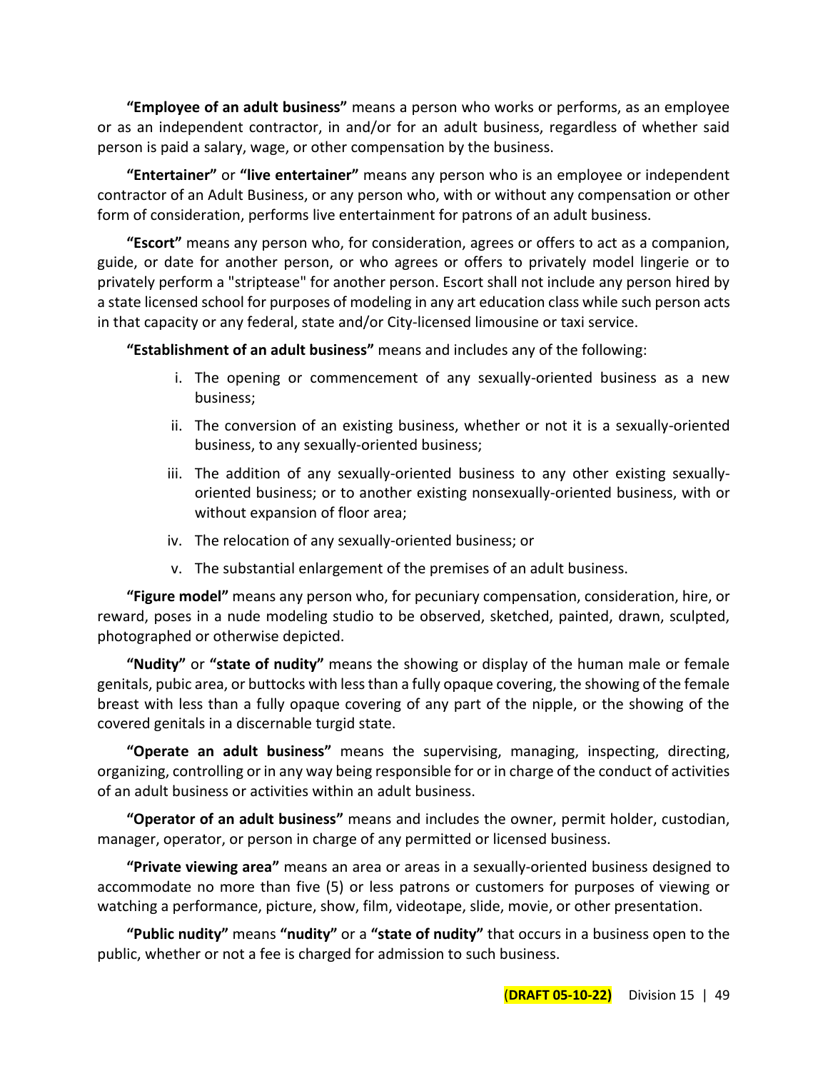**"Employee of an adult business"** means a person who works or performs, as an employee or as an independent contractor, in and/or for an adult business, regardless of whether said person is paid a salary, wage, or other compensation by the business.

**"Entertainer"** or **"live entertainer"** means any person who is an employee or independent contractor of an Adult Business, or any person who, with or without any compensation or other form of consideration, performs live entertainment for patrons of an adult business.

**"Escort"** means any person who, for consideration, agrees or offers to act as a companion, guide, or date for another person, or who agrees or offers to privately model lingerie or to privately perform a "striptease" for another person. Escort shall not include any person hired by a state licensed school for purposes of modeling in any art education class while such person acts in that capacity or any federal, state and/or City-licensed limousine or taxi service.

**"Establishment of an adult business"** means and includes any of the following:

i. The opening or commencement of any sexually-oriented business as a new business;

ii. The conversion of an existing business, whether or not it is a sexually-oriented business, to any sexually-oriented business;

iii. The addition of any sexually-oriented business to any other existing sexually-oriented business; or to another existing nonsexually-oriented business, with or without expansion of floor area;

iv. The relocation of any sexually-oriented business; or

v. The substantial enlargement of the premises of an adult business.

**"Figure model"** means any person who, for pecuniary compensation, consideration, hire, or reward, poses in a nude modeling studio to be observed, sketched, painted, drawn, sculpted, photographed or otherwise depicted.

**"Nudity"** or **"state of nudity"** means the showing or display of the human male or female genitals, pubic area, or buttocks with less than a fully opaque covering, the showing of the female breast with less than a fully opaque covering of any part of the nipple, or the showing of the covered genitals in a discernable turgid state.

**"Operate an adult business"** means the supervising, managing, inspecting, directing, organizing, controlling or in any way being responsible for or in charge of the conduct of activities of an adult business or activities within an adult business.

**"Operator of an adult business"** means and includes the owner, permit holder, custodian, manager, operator, or person in charge of any permitted or licensed business.

**"Private viewing area"** means an area or areas in a sexually-oriented business designed to accommodate no more than five (5) or less patrons or customers for purposes of viewing or watching a performance, picture, show, film, videotape, slide, movie, or other presentation.

**"Public nudity"** means **"nudity"** or a **"state of nudity"** that occurs in a business open to the public, whether or not a fee is charged for admission to such business.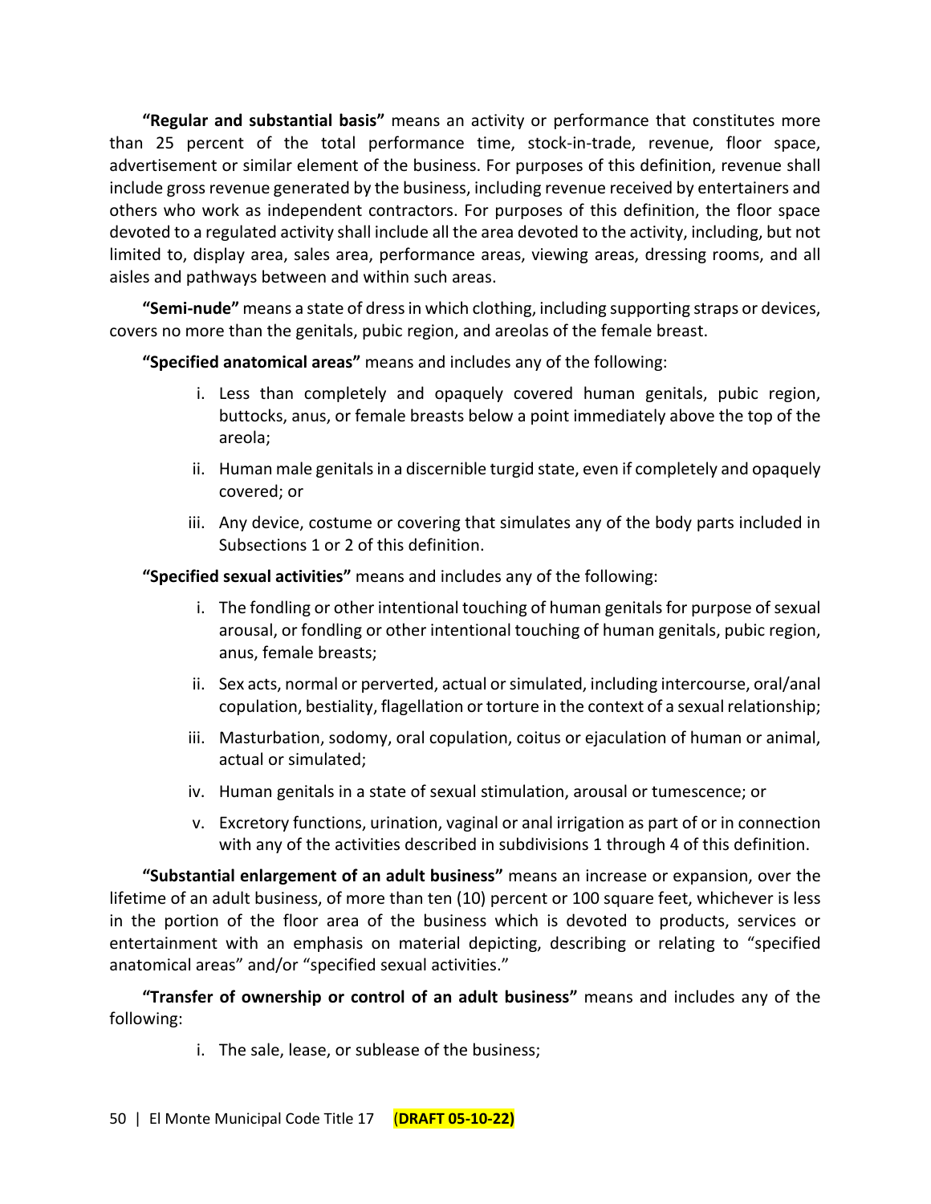**"Regular and substantial basis"** means an activity or performance that constitutes more than 25 percent of the total performance time, stock-in-trade, revenue, floor space, advertisement or similar element of the business. For purposes of this definition, revenue shall include gross revenue generated by the business, including revenue received by entertainers and others who work as independent contractors. For purposes of this definition, the floor space devoted to a regulated activity shall include all the area devoted to the activity, including, but not limited to, display area, sales area, performance areas, viewing areas, dressing rooms, and all aisles and pathways between and within such areas.

**"Semi-nude"** means a state of dress in which clothing, including supporting straps or devices, covers no more than the genitals, pubic region, and areolas of the female breast.

**"Specified anatomical areas"** means and includes any of the following:

i. Less than completely and opaquely covered human genitals, pubic region, buttocks, anus, or female breasts below a point immediately above the top of the areola;

ii. Human male genitals in a discernible turgid state, even if completely and opaquely covered; or

iii. Any device, costume or covering that simulates any of the body parts included in Subsections 1 or 2 of this definition.

**"Specified sexual activities"** means and includes any of the following:

i. The fondling or other intentional touching of human genitals for purpose of sexual arousal, or fondling or other intentional touching of human genitals, pubic region, anus, female breasts;

ii. Sex acts, normal or perverted, actual or simulated, including intercourse, oral/anal copulation, bestiality, flagellation or torture in the context of a sexual relationship;

iii. Masturbation, sodomy, oral copulation, coitus or ejaculation of human or animal, actual or simulated;

iv. Human genitals in a state of sexual stimulation, arousal or tumescence; or

v. Excretory functions, urination, vaginal or anal irrigation as part of or in connection with any of the activities described in subdivisions 1 through 4 of this definition.

**"Substantial enlargement of an adult business"** means an increase or expansion, over the lifetime of an adult business, of more than ten (10) percent or 100 square feet, whichever is less in the portion of the floor area of the business which is devoted to products, services or entertainment with an emphasis on material depicting, describing or relating to "specified anatomical areas" and/or "specified sexual activities."

**"Transfer of ownership or control of an adult business"** means and includes any of the following:

i. The sale, lease, or sublease of the business;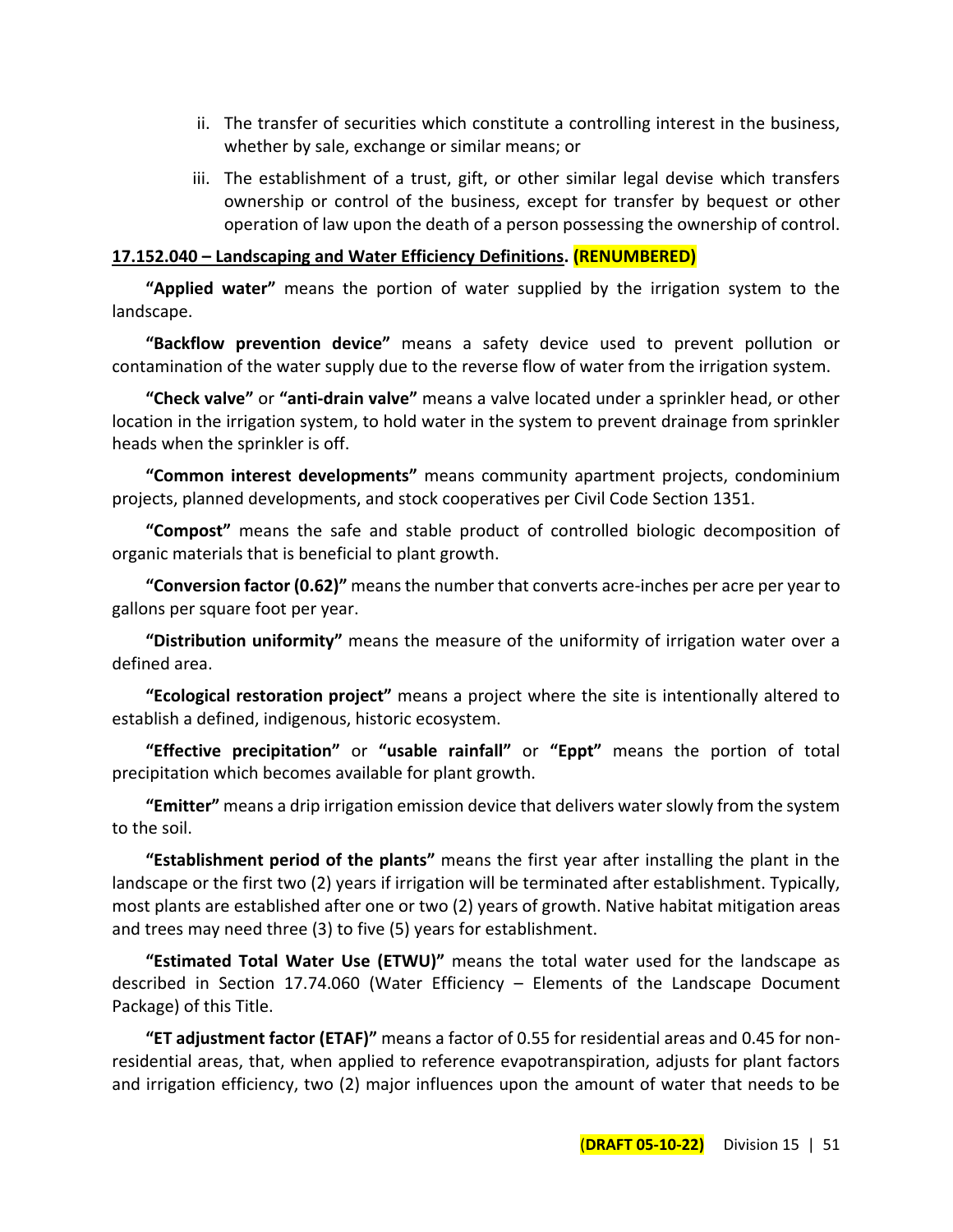ii. The transfer of securities which constitute a controlling interest in the business, whether by sale, exchange or similar means; or

   iii. The establishment of a trust, gift, or other similar legal devise which transfers ownership or control of the business, except for transfer by bequest or other operation of law upon the death of a person possessing the ownership of control.

**17.152.040 – Landscaping and Water Efficiency Definitions. (RENUMBERED)**

**"Applied water"** means the portion of water supplied by the irrigation system to the landscape.

**"Backflow prevention device"** means a safety device used to prevent pollution or contamination of the water supply due to the reverse flow of water from the irrigation system.

**"Check valve"** or **"anti-drain valve"** means a valve located under a sprinkler head, or other location in the irrigation system, to hold water in the system to prevent drainage from sprinkler heads when the sprinkler is off.

**"Common interest developments"** means community apartment projects, condominium projects, planned developments, and stock cooperatives per Civil Code Section 1351.

**"Compost"** means the safe and stable product of controlled biologic decomposition of organic materials that is beneficial to plant growth.

**"Conversion factor (0.62)"** means the number that converts acre-inches per acre per year to gallons per square foot per year.

**"Distribution uniformity"** means the measure of the uniformity of irrigation water over a defined area.

**"Ecological restoration project"** means a project where the site is intentionally altered to establish a defined, indigenous, historic ecosystem.

**"Effective precipitation"** or **"usable rainfall"** or **"Eppt"** means the portion of total precipitation which becomes available for plant growth.

**"Emitter"** means a drip irrigation emission device that delivers water slowly from the system to the soil.

**"Establishment period of the plants"** means the first year after installing the plant in the landscape or the first two (2) years if irrigation will be terminated after establishment. Typically, most plants are established after one or two (2) years of growth. Native habitat mitigation areas and trees may need three (3) to five (5) years for establishment.

**"Estimated Total Water Use (ETWU)"** means the total water used for the landscape as described in Section 17.74.060 (Water Efficiency – Elements of the Landscape Document Package) of this Title.

**"ET adjustment factor (ETAF)"** means a factor of 0.55 for residential areas and 0.45 for non-residential areas, that, when applied to reference evapotranspiration, adjusts for plant factors and irrigation efficiency, two (2) major influences upon the amount of water that needs to be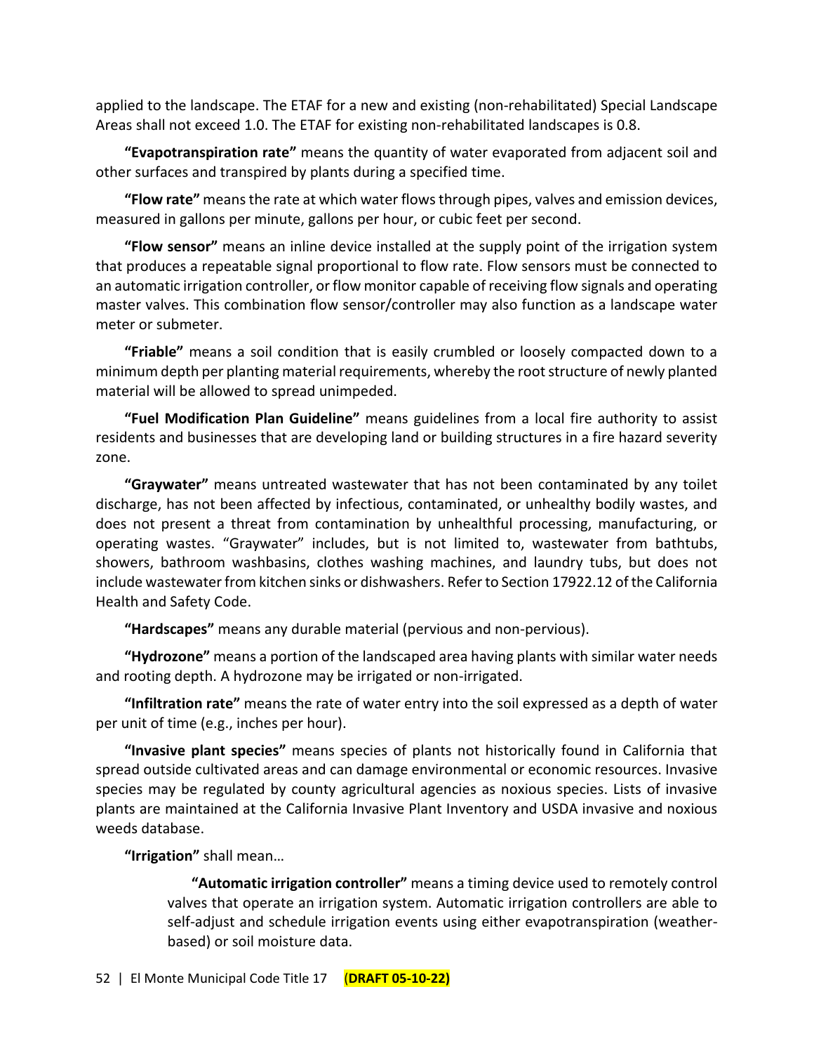applied to the landscape. The ETAF for a new and existing (non-rehabilitated) Special Landscape Areas shall not exceed 1.0. The ETAF for existing non-rehabilitated landscapes is 0.8.

**"Evapotranspiration rate"** means the quantity of water evaporated from adjacent soil and other surfaces and transpired by plants during a specified time.

**"Flow rate"** means the rate at which water flows through pipes, valves and emission devices, measured in gallons per minute, gallons per hour, or cubic feet per second.

**"Flow sensor"** means an inline device installed at the supply point of the irrigation system that produces a repeatable signal proportional to flow rate. Flow sensors must be connected to an automatic irrigation controller, or flow monitor capable of receiving flow signals and operating master valves. This combination flow sensor/controller may also function as a landscape water meter or submeter.

**"Friable"** means a soil condition that is easily crumbled or loosely compacted down to a minimum depth per planting material requirements, whereby the root structure of newly planted material will be allowed to spread unimpeded.

**"Fuel Modification Plan Guideline"** means guidelines from a local fire authority to assist residents and businesses that are developing land or building structures in a fire hazard severity zone.

**"Graywater"** means untreated wastewater that has not been contaminated by any toilet discharge, has not been affected by infectious, contaminated, or unhealthy bodily wastes, and does not present a threat from contamination by unhealthful processing, manufacturing, or operating wastes. "Graywater" includes, but is not limited to, wastewater from bathtubs, showers, bathroom washbasins, clothes washing machines, and laundry tubs, but does not include wastewater from kitchen sinks or dishwashers. Refer to Section 17922.12 of the California Health and Safety Code.

**"Hardscapes"** means any durable material (pervious and non-pervious).

**"Hydrozone"** means a portion of the landscaped area having plants with similar water needs and rooting depth. A hydrozone may be irrigated or non-irrigated.

**"Infiltration rate"** means the rate of water entry into the soil expressed as a depth of water per unit of time (e.g., inches per hour).

**"Invasive plant species"** means species of plants not historically found in California that spread outside cultivated areas and can damage environmental or economic resources. Invasive species may be regulated by county agricultural agencies as noxious species. Lists of invasive plants are maintained at the California Invasive Plant Inventory and USDA invasive and noxious weeds database.

**"Irrigation"** shall mean…

> **"Automatic irrigation controller"** means a timing device used to remotely control valves that operate an irrigation system. Automatic irrigation controllers are able to self-adjust and schedule irrigation events using either evapotranspiration (weather-based) or soil moisture data.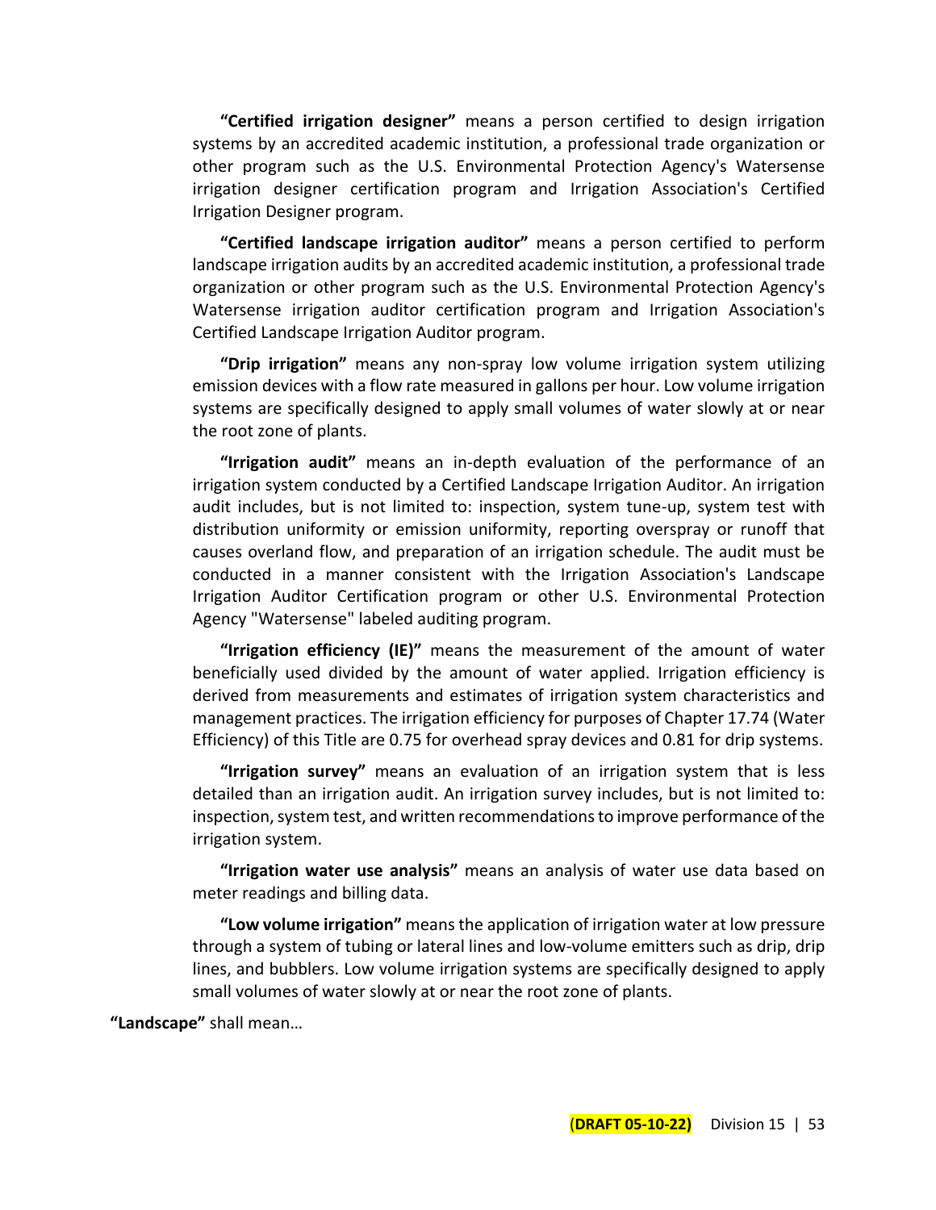**"Certified irrigation designer"** means a person certified to design irrigation systems by an accredited academic institution, a professional trade organization or other program such as the U.S. Environmental Protection Agency's Watersense irrigation designer certification program and Irrigation Association's Certified Irrigation Designer program.

**"Certified landscape irrigation auditor"** means a person certified to perform landscape irrigation audits by an accredited academic institution, a professional trade organization or other program such as the U.S. Environmental Protection Agency's Watersense irrigation auditor certification program and Irrigation Association's Certified Landscape Irrigation Auditor program.

**"Drip irrigation"** means any non-spray low volume irrigation system utilizing emission devices with a flow rate measured in gallons per hour. Low volume irrigation systems are specifically designed to apply small volumes of water slowly at or near the root zone of plants.

**"Irrigation audit"** means an in-depth evaluation of the performance of an irrigation system conducted by a Certified Landscape Irrigation Auditor. An irrigation audit includes, but is not limited to: inspection, system tune-up, system test with distribution uniformity or emission uniformity, reporting overspray or runoff that causes overland flow, and preparation of an irrigation schedule. The audit must be conducted in a manner consistent with the Irrigation Association's Landscape Irrigation Auditor Certification program or other U.S. Environmental Protection Agency "Watersense" labeled auditing program.

**"Irrigation efficiency (IE)"** means the measurement of the amount of water beneficially used divided by the amount of water applied. Irrigation efficiency is derived from measurements and estimates of irrigation system characteristics and management practices. The irrigation efficiency for purposes of Chapter 17.74 (Water Efficiency) of this Title are 0.75 for overhead spray devices and 0.81 for drip systems.

**"Irrigation survey"** means an evaluation of an irrigation system that is less detailed than an irrigation audit. An irrigation survey includes, but is not limited to: inspection, system test, and written recommendations to improve performance of the irrigation system.

**"Irrigation water use analysis"** means an analysis of water use data based on meter readings and billing data.

**"Low volume irrigation"** means the application of irrigation water at low pressure through a system of tubing or lateral lines and low-volume emitters such as drip, drip lines, and bubblers. Low volume irrigation systems are specifically designed to apply small volumes of water slowly at or near the root zone of plants.

**"Landscape"** shall mean…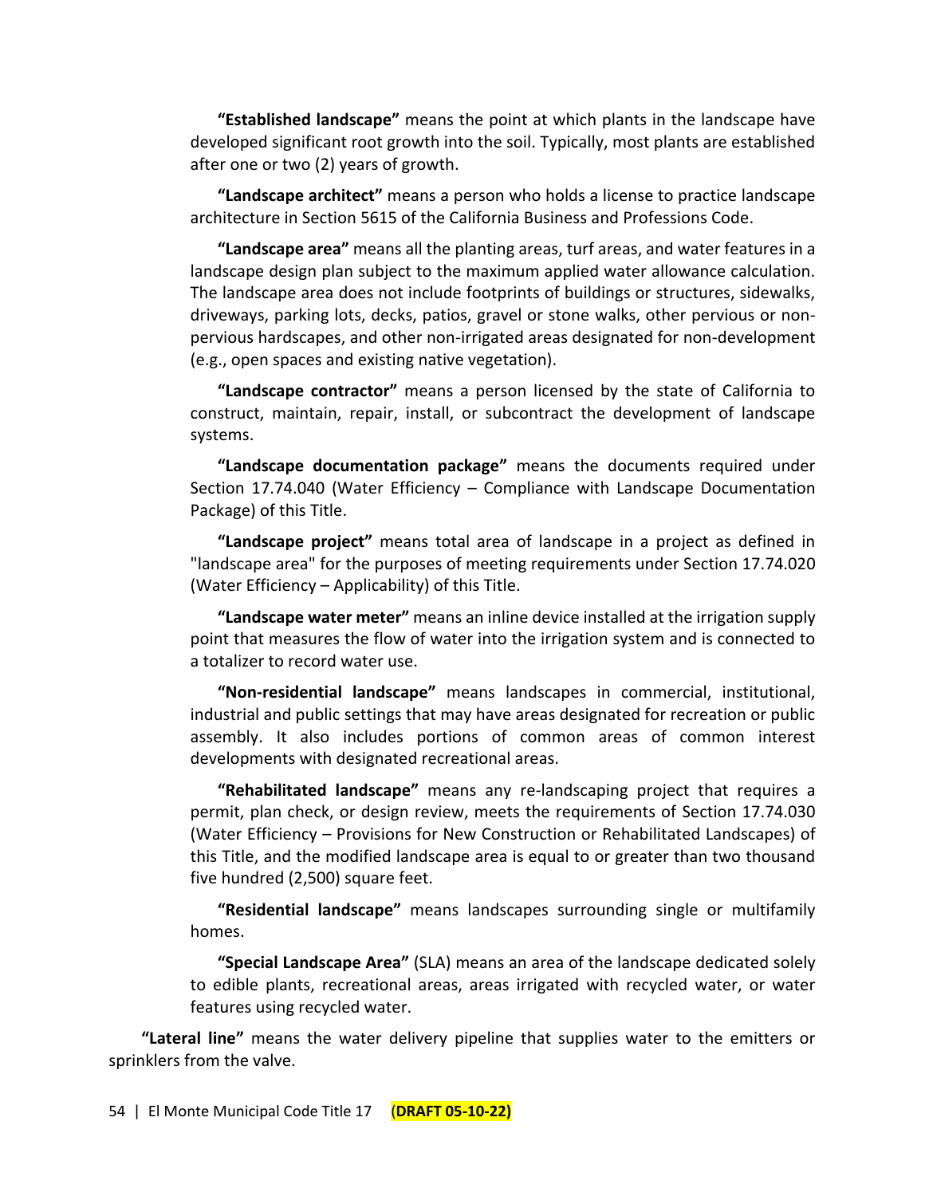**"Established landscape"** means the point at which plants in the landscape have developed significant root growth into the soil. Typically, most plants are established after one or two (2) years of growth.

**"Landscape architect"** means a person who holds a license to practice landscape architecture in Section 5615 of the California Business and Professions Code.

**"Landscape area"** means all the planting areas, turf areas, and water features in a landscape design plan subject to the maximum applied water allowance calculation. The landscape area does not include footprints of buildings or structures, sidewalks, driveways, parking lots, decks, patios, gravel or stone walks, other pervious or non-pervious hardscapes, and other non-irrigated areas designated for non-development (e.g., open spaces and existing native vegetation).

**"Landscape contractor"** means a person licensed by the state of California to construct, maintain, repair, install, or subcontract the development of landscape systems.

**"Landscape documentation package"** means the documents required under Section 17.74.040 (Water Efficiency – Compliance with Landscape Documentation Package) of this Title.

**"Landscape project"** means total area of landscape in a project as defined in "landscape area" for the purposes of meeting requirements under Section 17.74.020 (Water Efficiency – Applicability) of this Title.

**"Landscape water meter"** means an inline device installed at the irrigation supply point that measures the flow of water into the irrigation system and is connected to a totalizer to record water use.

**"Non-residential landscape"** means landscapes in commercial, institutional, industrial and public settings that may have areas designated for recreation or public assembly. It also includes portions of common areas of common interest developments with designated recreational areas.

**"Rehabilitated landscape"** means any re-landscaping project that requires a permit, plan check, or design review, meets the requirements of Section 17.74.030 (Water Efficiency – Provisions for New Construction or Rehabilitated Landscapes) of this Title, and the modified landscape area is equal to or greater than two thousand five hundred (2,500) square feet.

**"Residential landscape"** means landscapes surrounding single or multifamily homes.

**"Special Landscape Area"** (SLA) means an area of the landscape dedicated solely to edible plants, recreational areas, areas irrigated with recycled water, or water features using recycled water.

**"Lateral line"** means the water delivery pipeline that supplies water to the emitters or sprinklers from the valve.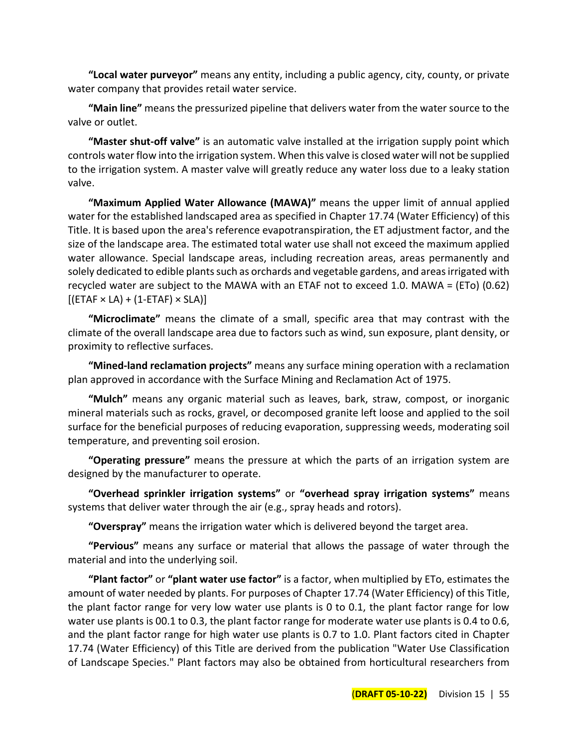**"Local water purveyor"** means any entity, including a public agency, city, county, or private water company that provides retail water service.

**"Main line"** means the pressurized pipeline that delivers water from the water source to the valve or outlet.

**"Master shut-off valve"** is an automatic valve installed at the irrigation supply point which controls water flow into the irrigation system. When this valve is closed water will not be supplied to the irrigation system. A master valve will greatly reduce any water loss due to a leaky station valve.

**"Maximum Applied Water Allowance (MAWA)"** means the upper limit of annual applied water for the established landscaped area as specified in Chapter 17.74 (Water Efficiency) of this Title. It is based upon the area's reference evapotranspiration, the ET adjustment factor, and the size of the landscape area. The estimated total water use shall not exceed the maximum applied water allowance. Special landscape areas, including recreation areas, areas permanently and solely dedicated to edible plants such as orchards and vegetable gardens, and areas irrigated with recycled water are subject to the MAWA with an ETAF not to exceed 1.0. $MAWA = (ETo)\ (0.62)\ [(ETAF \times LA) + (1\text{-}ETAF) \times SLA)]$

**"Microclimate"** means the climate of a small, specific area that may contrast with the climate of the overall landscape area due to factors such as wind, sun exposure, plant density, or proximity to reflective surfaces.

**"Mined-land reclamation projects"** means any surface mining operation with a reclamation plan approved in accordance with the Surface Mining and Reclamation Act of 1975.

**"Mulch"** means any organic material such as leaves, bark, straw, compost, or inorganic mineral materials such as rocks, gravel, or decomposed granite left loose and applied to the soil surface for the beneficial purposes of reducing evaporation, suppressing weeds, moderating soil temperature, and preventing soil erosion.

**"Operating pressure"** means the pressure at which the parts of an irrigation system are designed by the manufacturer to operate.

**"Overhead sprinkler irrigation systems"** or **"overhead spray irrigation systems"** means systems that deliver water through the air (e.g., spray heads and rotors).

**"Overspray"** means the irrigation water which is delivered beyond the target area.

**"Pervious"** means any surface or material that allows the passage of water through the material and into the underlying soil.

**"Plant factor"** or **"plant water use factor"** is a factor, when multiplied by ETo, estimates the amount of water needed by plants. For purposes of Chapter 17.74 (Water Efficiency) of this Title, the plant factor range for very low water use plants is 0 to 0.1, the plant factor range for low water use plants is 00.1 to 0.3, the plant factor range for moderate water use plants is 0.4 to 0.6, and the plant factor range for high water use plants is 0.7 to 1.0. Plant factors cited in Chapter 17.74 (Water Efficiency) of this Title are derived from the publication "Water Use Classification of Landscape Species." Plant factors may also be obtained from horticultural researchers from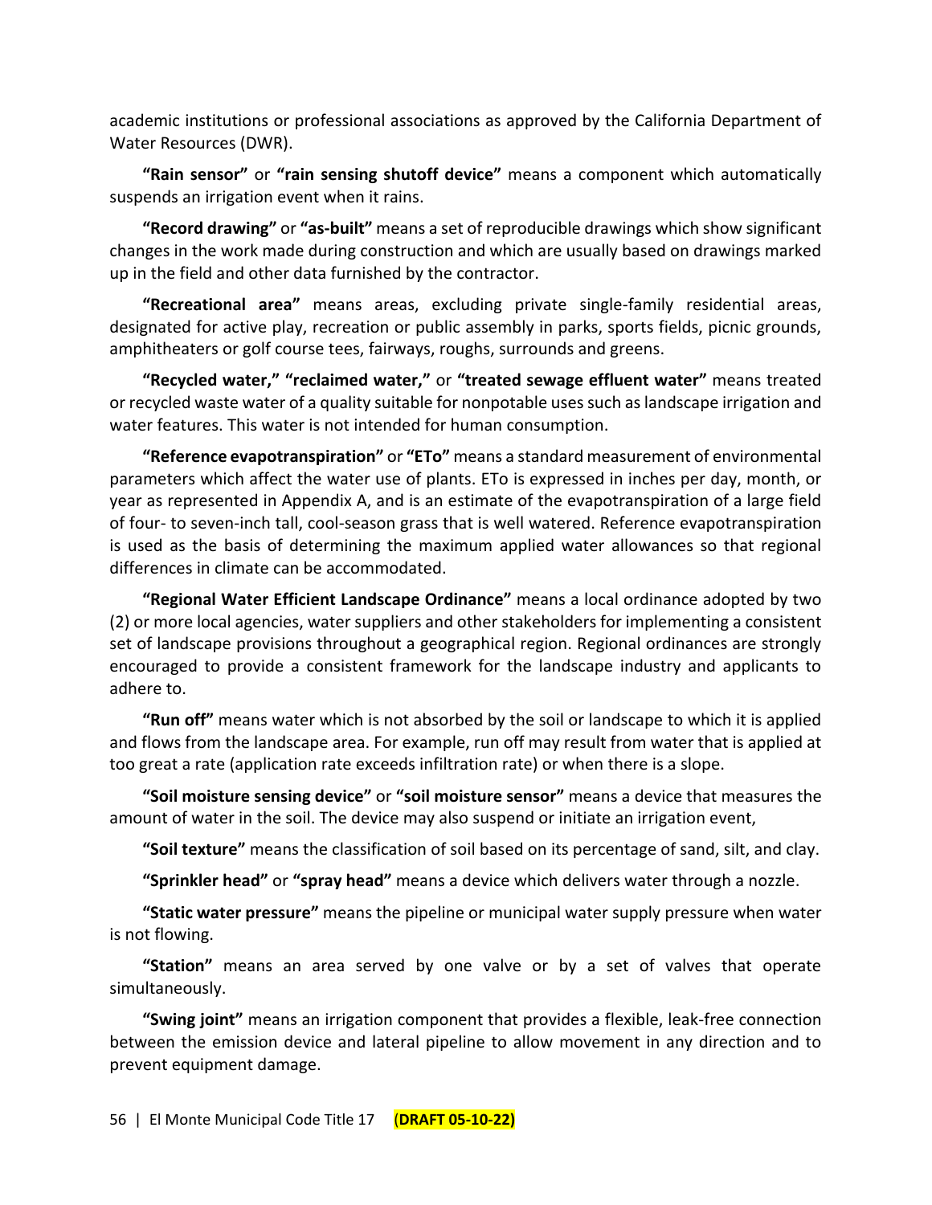academic institutions or professional associations as approved by the California Department of Water Resources (DWR).

**"Rain sensor"** or **"rain sensing shutoff device"** means a component which automatically suspends an irrigation event when it rains.

**"Record drawing"** or **"as-built"** means a set of reproducible drawings which show significant changes in the work made during construction and which are usually based on drawings marked up in the field and other data furnished by the contractor.

**"Recreational area"** means areas, excluding private single-family residential areas, designated for active play, recreation or public assembly in parks, sports fields, picnic grounds, amphitheaters or golf course tees, fairways, roughs, surrounds and greens.

**"Recycled water," "reclaimed water,"** or **"treated sewage effluent water"** means treated or recycled waste water of a quality suitable for nonpotable uses such as landscape irrigation and water features. This water is not intended for human consumption.

**"Reference evapotranspiration"** or **"ETo"** means a standard measurement of environmental parameters which affect the water use of plants. ETo is expressed in inches per day, month, or year as represented in Appendix A, and is an estimate of the evapotranspiration of a large field of four- to seven-inch tall, cool-season grass that is well watered. Reference evapotranspiration is used as the basis of determining the maximum applied water allowances so that regional differences in climate can be accommodated.

**"Regional Water Efficient Landscape Ordinance"** means a local ordinance adopted by two (2) or more local agencies, water suppliers and other stakeholders for implementing a consistent set of landscape provisions throughout a geographical region. Regional ordinances are strongly encouraged to provide a consistent framework for the landscape industry and applicants to adhere to.

**"Run off"** means water which is not absorbed by the soil or landscape to which it is applied and flows from the landscape area. For example, run off may result from water that is applied at too great a rate (application rate exceeds infiltration rate) or when there is a slope.

**"Soil moisture sensing device"** or **"soil moisture sensor"** means a device that measures the amount of water in the soil. The device may also suspend or initiate an irrigation event,

**"Soil texture"** means the classification of soil based on its percentage of sand, silt, and clay.

**"Sprinkler head"** or **"spray head"** means a device which delivers water through a nozzle.

**"Static water pressure"** means the pipeline or municipal water supply pressure when water is not flowing.

**"Station"** means an area served by one valve or by a set of valves that operate simultaneously.

**"Swing joint"** means an irrigation component that provides a flexible, leak-free connection between the emission device and lateral pipeline to allow movement in any direction and to prevent equipment damage.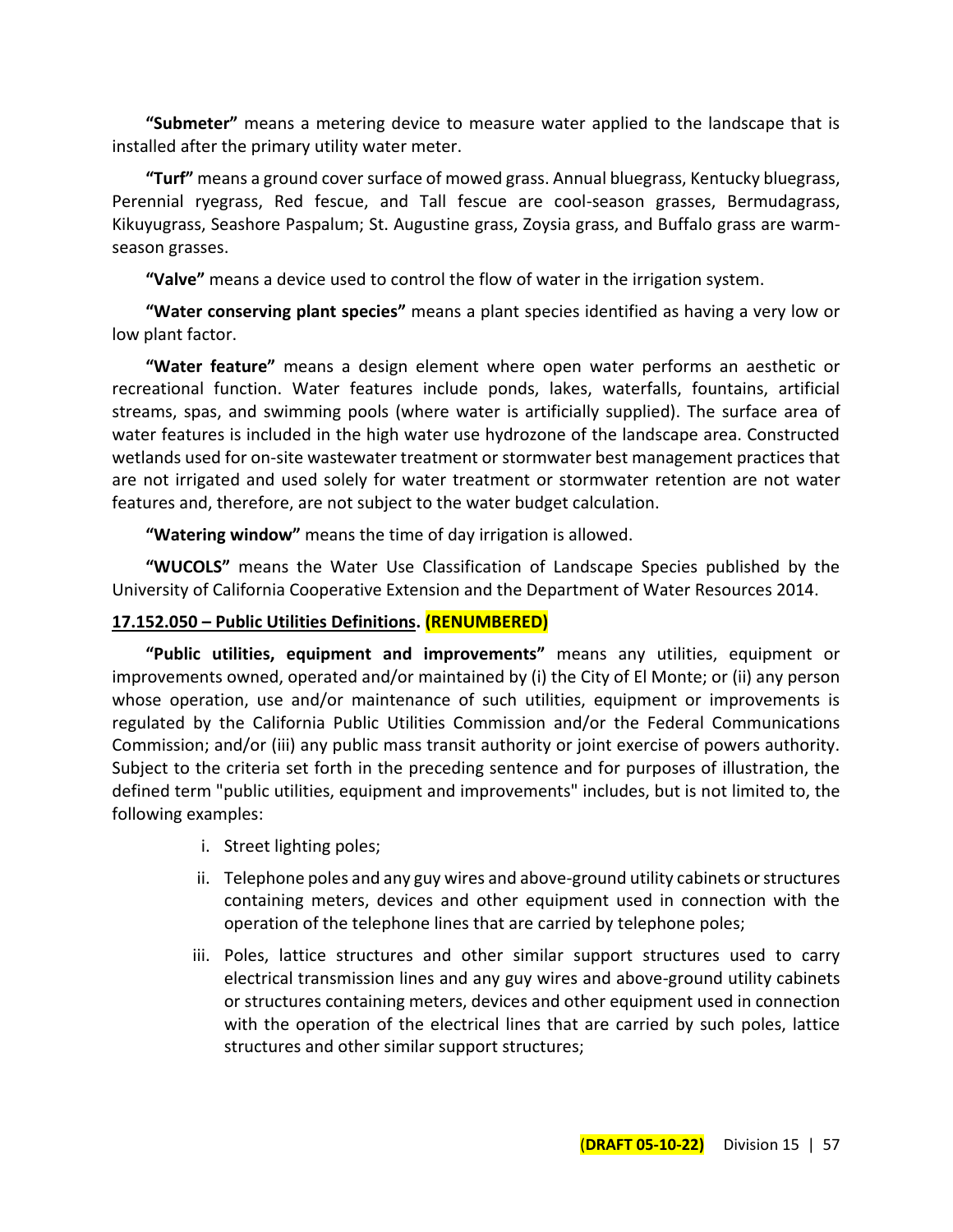**"Submeter"** means a metering device to measure water applied to the landscape that is installed after the primary utility water meter.

**"Turf"** means a ground cover surface of mowed grass. Annual bluegrass, Kentucky bluegrass, Perennial ryegrass, Red fescue, and Tall fescue are cool-season grasses, Bermudagrass, Kikuyugrass, Seashore Paspalum; St. Augustine grass, Zoysia grass, and Buffalo grass are warm-season grasses.

**"Valve"** means a device used to control the flow of water in the irrigation system.

**"Water conserving plant species"** means a plant species identified as having a very low or low plant factor.

**"Water feature"** means a design element where open water performs an aesthetic or recreational function. Water features include ponds, lakes, waterfalls, fountains, artificial streams, spas, and swimming pools (where water is artificially supplied). The surface area of water features is included in the high water use hydrozone of the landscape area. Constructed wetlands used for on-site wastewater treatment or stormwater best management practices that are not irrigated and used solely for water treatment or stormwater retention are not water features and, therefore, are not subject to the water budget calculation.

**"Watering window"** means the time of day irrigation is allowed.

**"WUCOLS"** means the Water Use Classification of Landscape Species published by the University of California Cooperative Extension and the Department of Water Resources 2014.

**17.152.050 – Public Utilities Definitions. (RENUMBERED)**

**"Public utilities, equipment and improvements"** means any utilities, equipment or improvements owned, operated and/or maintained by (i) the City of El Monte; or (ii) any person whose operation, use and/or maintenance of such utilities, equipment or improvements is regulated by the California Public Utilities Commission and/or the Federal Communications Commission; and/or (iii) any public mass transit authority or joint exercise of powers authority. Subject to the criteria set forth in the preceding sentence and for purposes of illustration, the defined term "public utilities, equipment and improvements" includes, but is not limited to, the following examples:

i. Street lighting poles;

ii. Telephone poles and any guy wires and above-ground utility cabinets or structures containing meters, devices and other equipment used in connection with the operation of the telephone lines that are carried by telephone poles;

iii. Poles, lattice structures and other similar support structures used to carry electrical transmission lines and any guy wires and above-ground utility cabinets or structures containing meters, devices and other equipment used in connection with the operation of the electrical lines that are carried by such poles, lattice structures and other similar support structures;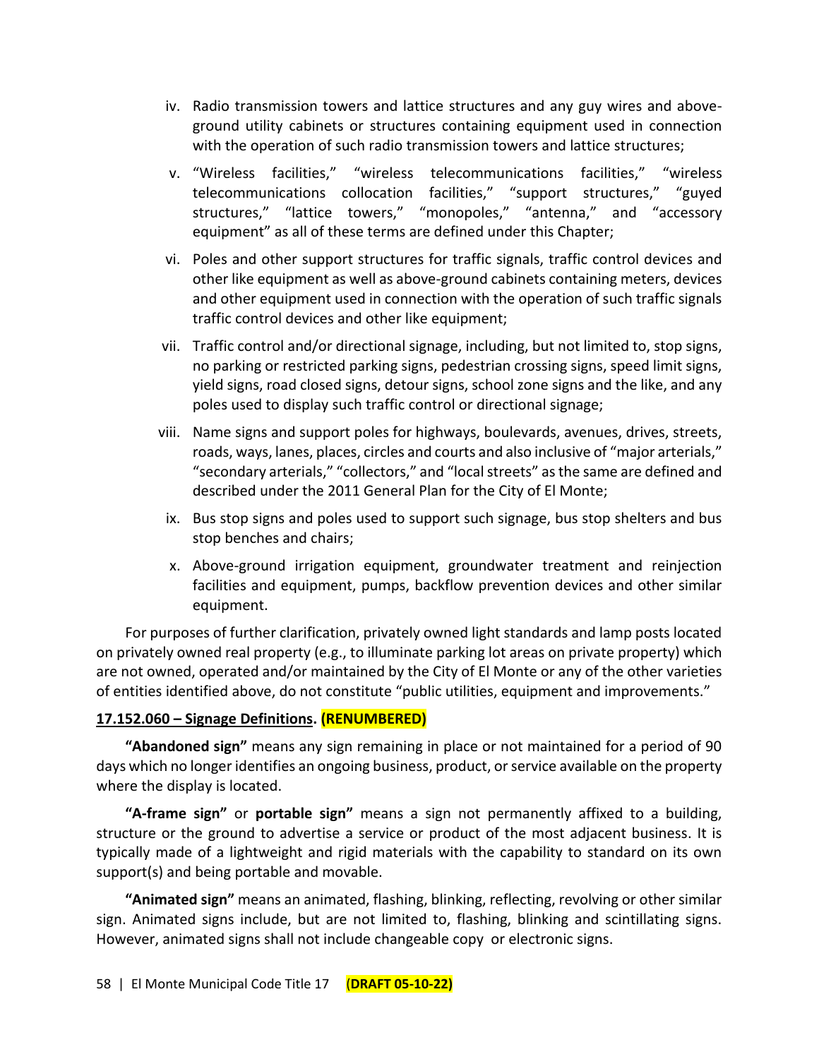iv. Radio transmission towers and lattice structures and any guy wires and above-ground utility cabinets or structures containing equipment used in connection with the operation of such radio transmission towers and lattice structures;

v. "Wireless facilities," "wireless telecommunications facilities," "wireless telecommunications collocation facilities," "support structures," "guyed structures," "lattice towers," "monopoles," "antenna," and "accessory equipment" as all of these terms are defined under this Chapter;

vi. Poles and other support structures for traffic signals, traffic control devices and other like equipment as well as above-ground cabinets containing meters, devices and other equipment used in connection with the operation of such traffic signals traffic control devices and other like equipment;

vii. Traffic control and/or directional signage, including, but not limited to, stop signs, no parking or restricted parking signs, pedestrian crossing signs, speed limit signs, yield signs, road closed signs, detour signs, school zone signs and the like, and any poles used to display such traffic control or directional signage;

viii. Name signs and support poles for highways, boulevards, avenues, drives, streets, roads, ways, lanes, places, circles and courts and also inclusive of "major arterials," "secondary arterials," "collectors," and "local streets" as the same are defined and described under the 2011 General Plan for the City of El Monte;

ix. Bus stop signs and poles used to support such signage, bus stop shelters and bus stop benches and chairs;

x. Above-ground irrigation equipment, groundwater treatment and reinjection facilities and equipment, pumps, backflow prevention devices and other similar equipment.

For purposes of further clarification, privately owned light standards and lamp posts located on privately owned real property (e.g., to illuminate parking lot areas on private property) which are not owned, operated and/or maintained by the City of El Monte or any of the other varieties of entities identified above, do not constitute "public utilities, equipment and improvements."

**17.152.060 – Signage Definitions. (RENUMBERED)**

**"Abandoned sign"** means any sign remaining in place or not maintained for a period of 90 days which no longer identifies an ongoing business, product, or service available on the property where the display is located.

**"A-frame sign"** or **portable sign"** means a sign not permanently affixed to a building, structure or the ground to advertise a service or product of the most adjacent business. It is typically made of a lightweight and rigid materials with the capability to standard on its own support(s) and being portable and movable.

**"Animated sign"** means an animated, flashing, blinking, reflecting, revolving or other similar sign. Animated signs include, but are not limited to, flashing, blinking and scintillating signs. However, animated signs shall not include changeable copy or electronic signs.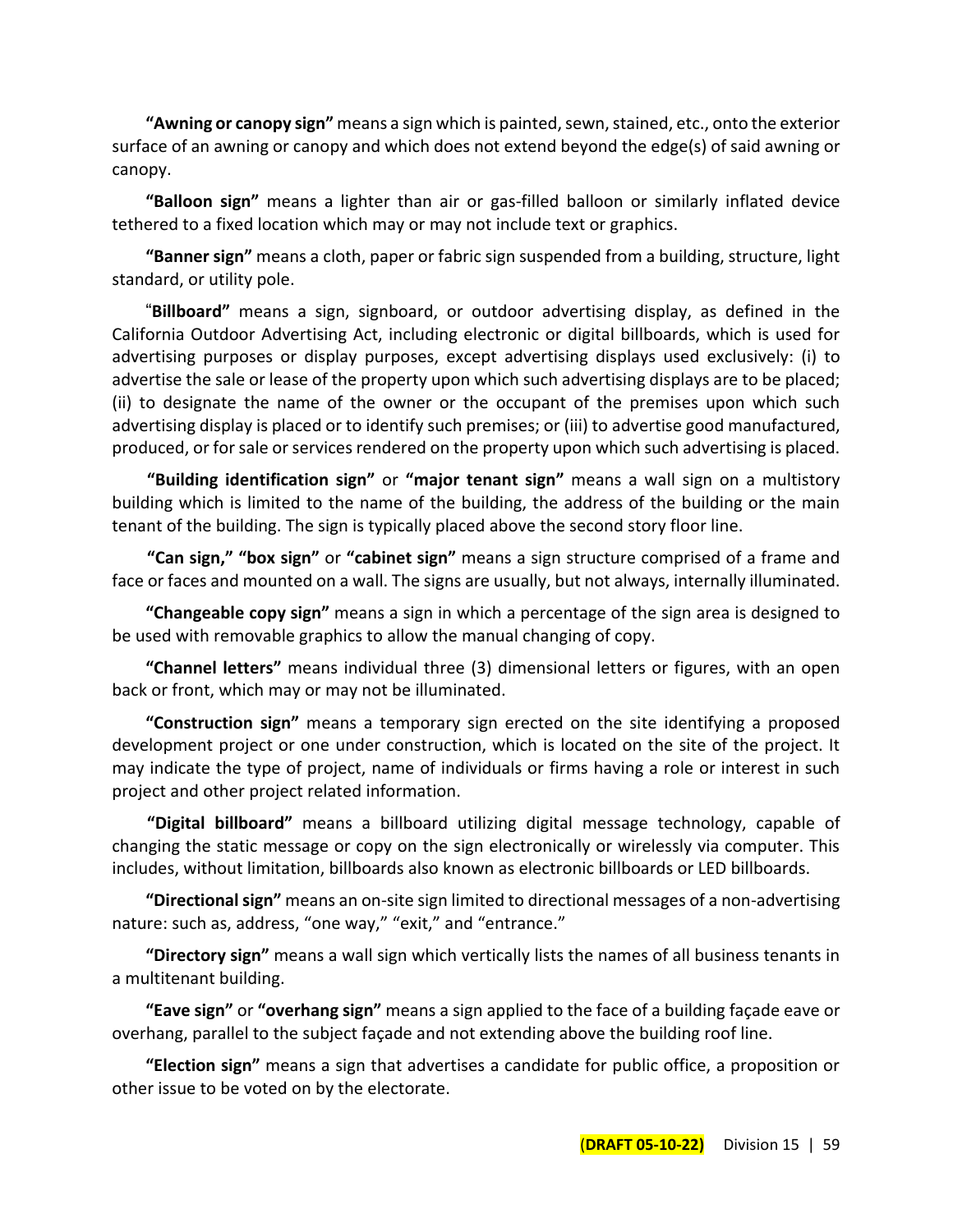**"Awning or canopy sign"** means a sign which is painted, sewn, stained, etc., onto the exterior surface of an awning or canopy and which does not extend beyond the edge(s) of said awning or canopy.

**"Balloon sign"** means a lighter than air or gas-filled balloon or similarly inflated device tethered to a fixed location which may or may not include text or graphics.

**"Banner sign"** means a cloth, paper or fabric sign suspended from a building, structure, light standard, or utility pole.

"**Billboard"** means a sign, signboard, or outdoor advertising display, as defined in the California Outdoor Advertising Act, including electronic or digital billboards, which is used for advertising purposes or display purposes, except advertising displays used exclusively: (i) to advertise the sale or lease of the property upon which such advertising displays are to be placed; (ii) to designate the name of the owner or the occupant of the premises upon which such advertising display is placed or to identify such premises; or (iii) to advertise good manufactured, produced, or for sale or services rendered on the property upon which such advertising is placed.

**"Building identification sign"** or **"major tenant sign"** means a wall sign on a multistory building which is limited to the name of the building, the address of the building or the main tenant of the building. The sign is typically placed above the second story floor line.

**"Can sign," "box sign"** or **"cabinet sign"** means a sign structure comprised of a frame and face or faces and mounted on a wall. The signs are usually, but not always, internally illuminated.

**"Changeable copy sign"** means a sign in which a percentage of the sign area is designed to be used with removable graphics to allow the manual changing of copy.

**"Channel letters"** means individual three (3) dimensional letters or figures, with an open back or front, which may or may not be illuminated.

**"Construction sign"** means a temporary sign erected on the site identifying a proposed development project or one under construction, which is located on the site of the project. It may indicate the type of project, name of individuals or firms having a role or interest in such project and other project related information.

**"Digital billboard"** means a billboard utilizing digital message technology, capable of changing the static message or copy on the sign electronically or wirelessly via computer. This includes, without limitation, billboards also known as electronic billboards or LED billboards.

**"Directional sign"** means an on-site sign limited to directional messages of a non-advertising nature: such as, address, "one way," "exit," and "entrance."

**"Directory sign"** means a wall sign which vertically lists the names of all business tenants in a multitenant building.

**"Eave sign"** or **"overhang sign"** means a sign applied to the face of a building façade eave or overhang, parallel to the subject façade and not extending above the building roof line.

**"Election sign"** means a sign that advertises a candidate for public office, a proposition or other issue to be voted on by the electorate.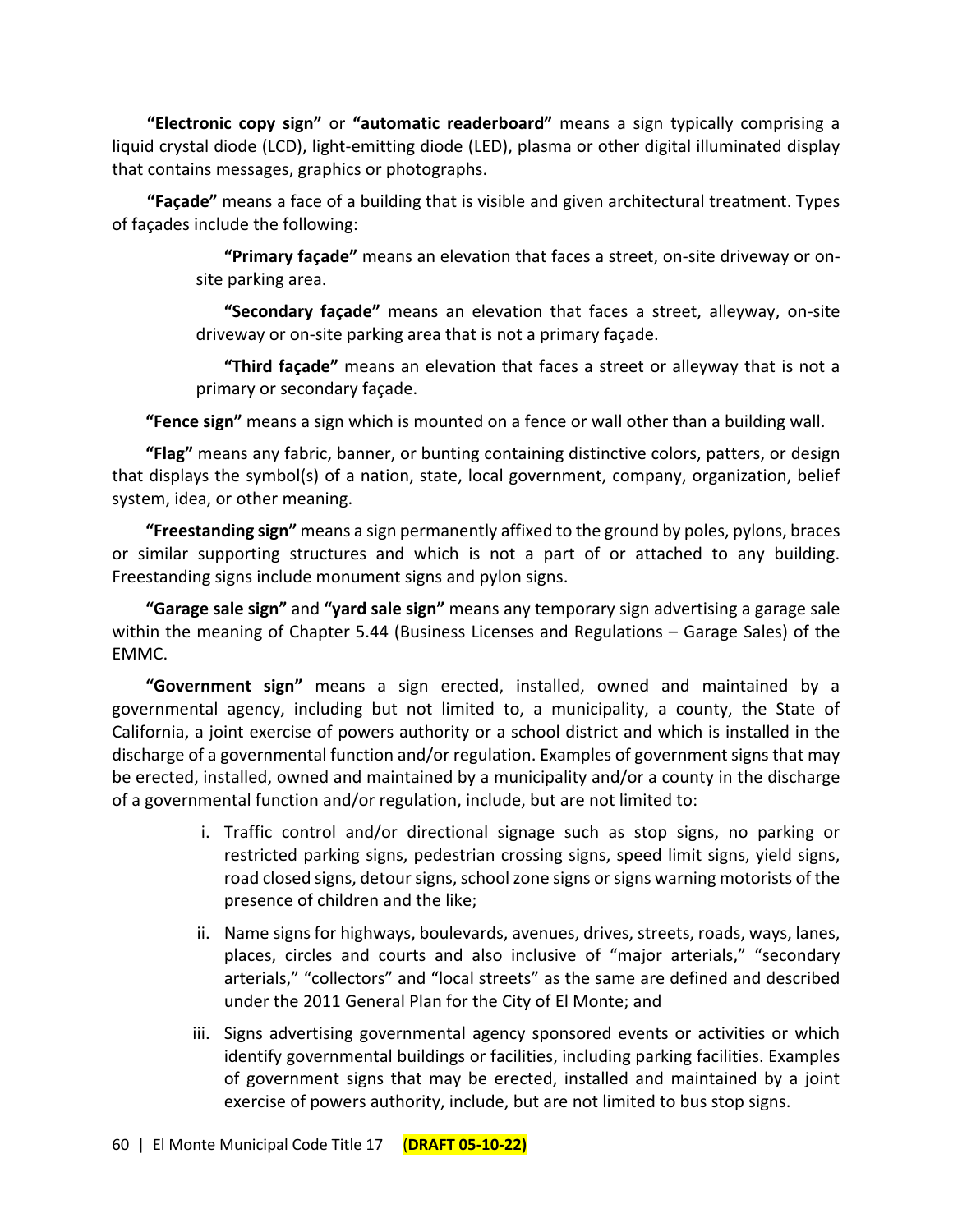**"Electronic copy sign"** or **"automatic readerboard"** means a sign typically comprising a liquid crystal diode (LCD), light-emitting diode (LED), plasma or other digital illuminated display that contains messages, graphics or photographs.

**"Façade"** means a face of a building that is visible and given architectural treatment. Types of façades include the following:

> **"Primary façade"** means an elevation that faces a street, on-site driveway or on-site parking area.
>
> **"Secondary façade"** means an elevation that faces a street, alleyway, on-site driveway or on-site parking area that is not a primary façade.
>
> **"Third façade"** means an elevation that faces a street or alleyway that is not a primary or secondary façade.

**"Fence sign"** means a sign which is mounted on a fence or wall other than a building wall.

**"Flag"** means any fabric, banner, or bunting containing distinctive colors, patters, or design that displays the symbol(s) of a nation, state, local government, company, organization, belief system, idea, or other meaning.

**"Freestanding sign"** means a sign permanently affixed to the ground by poles, pylons, braces or similar supporting structures and which is not a part of or attached to any building. Freestanding signs include monument signs and pylon signs.

**"Garage sale sign"** and **"yard sale sign"** means any temporary sign advertising a garage sale within the meaning of Chapter 5.44 (Business Licenses and Regulations – Garage Sales) of the EMMC.

**"Government sign"** means a sign erected, installed, owned and maintained by a governmental agency, including but not limited to, a municipality, a county, the State of California, a joint exercise of powers authority or a school district and which is installed in the discharge of a governmental function and/or regulation. Examples of government signs that may be erected, installed, owned and maintained by a municipality and/or a county in the discharge of a governmental function and/or regulation, include, but are not limited to:

i. Traffic control and/or directional signage such as stop signs, no parking or restricted parking signs, pedestrian crossing signs, speed limit signs, yield signs, road closed signs, detour signs, school zone signs or signs warning motorists of the presence of children and the like;

ii. Name signs for highways, boulevards, avenues, drives, streets, roads, ways, lanes, places, circles and courts and also inclusive of "major arterials," "secondary arterials," "collectors" and "local streets" as the same are defined and described under the 2011 General Plan for the City of El Monte; and

iii. Signs advertising governmental agency sponsored events or activities or which identify governmental buildings or facilities, including parking facilities. Examples of government signs that may be erected, installed and maintained by a joint exercise of powers authority, include, but are not limited to bus stop signs.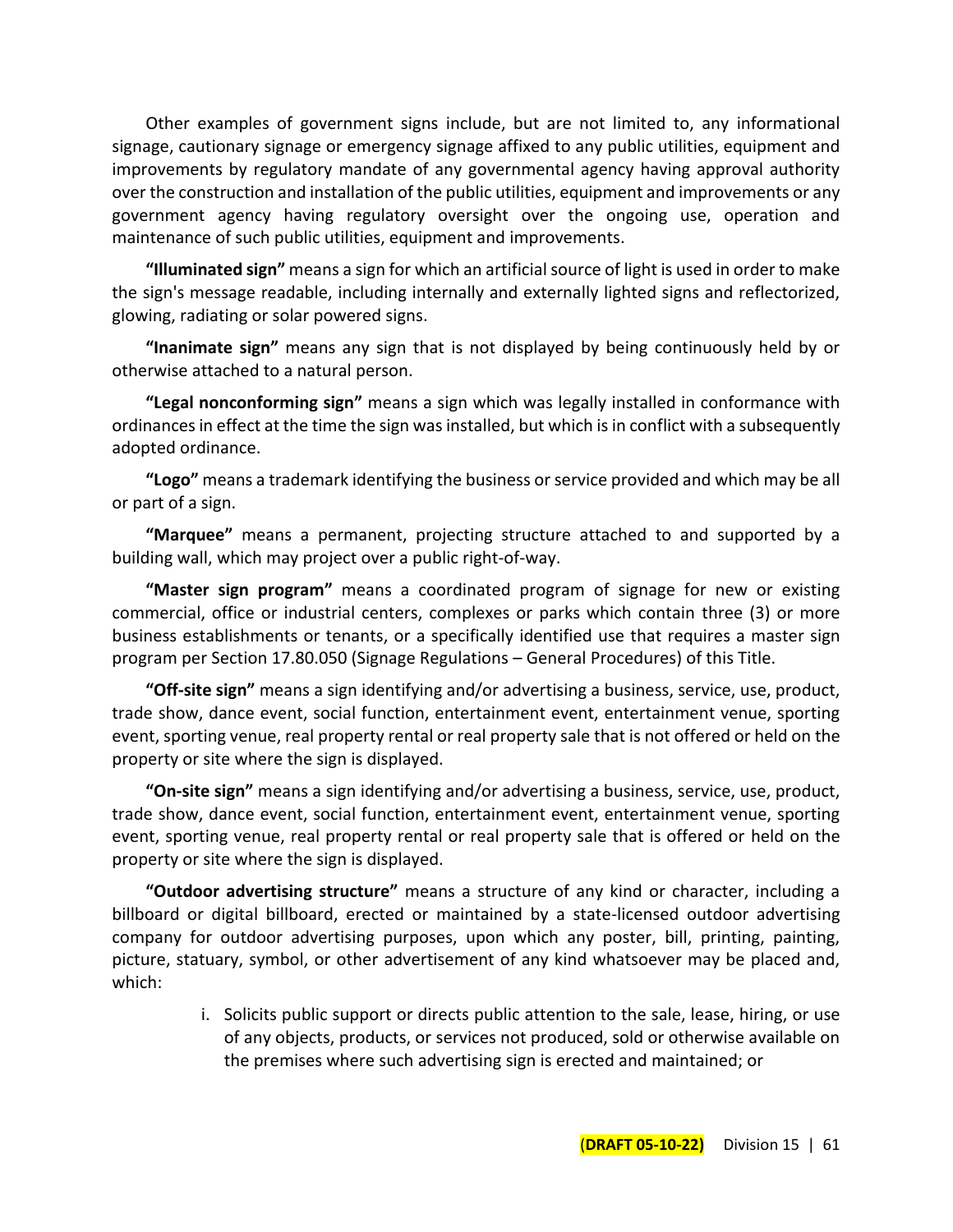Other examples of government signs include, but are not limited to, any informational signage, cautionary signage or emergency signage affixed to any public utilities, equipment and improvements by regulatory mandate of any governmental agency having approval authority over the construction and installation of the public utilities, equipment and improvements or any government agency having regulatory oversight over the ongoing use, operation and maintenance of such public utilities, equipment and improvements.

**"Illuminated sign"** means a sign for which an artificial source of light is used in order to make the sign's message readable, including internally and externally lighted signs and reflectorized, glowing, radiating or solar powered signs.

**"Inanimate sign"** means any sign that is not displayed by being continuously held by or otherwise attached to a natural person.

**"Legal nonconforming sign"** means a sign which was legally installed in conformance with ordinances in effect at the time the sign was installed, but which is in conflict with a subsequently adopted ordinance.

**"Logo"** means a trademark identifying the business or service provided and which may be all or part of a sign.

**"Marquee"** means a permanent, projecting structure attached to and supported by a building wall, which may project over a public right-of-way.

**"Master sign program"** means a coordinated program of signage for new or existing commercial, office or industrial centers, complexes or parks which contain three (3) or more business establishments or tenants, or a specifically identified use that requires a master sign program per Section 17.80.050 (Signage Regulations – General Procedures) of this Title.

**"Off-site sign"** means a sign identifying and/or advertising a business, service, use, product, trade show, dance event, social function, entertainment event, entertainment venue, sporting event, sporting venue, real property rental or real property sale that is not offered or held on the property or site where the sign is displayed.

**"On-site sign"** means a sign identifying and/or advertising a business, service, use, product, trade show, dance event, social function, entertainment event, entertainment venue, sporting event, sporting venue, real property rental or real property sale that is offered or held on the property or site where the sign is displayed.

**"Outdoor advertising structure"** means a structure of any kind or character, including a billboard or digital billboard, erected or maintained by a state-licensed outdoor advertising company for outdoor advertising purposes, upon which any poster, bill, printing, painting, picture, statuary, symbol, or other advertisement of any kind whatsoever may be placed and, which:

i. Solicits public support or directs public attention to the sale, lease, hiring, or use of any objects, products, or services not produced, sold or otherwise available on the premises where such advertising sign is erected and maintained; or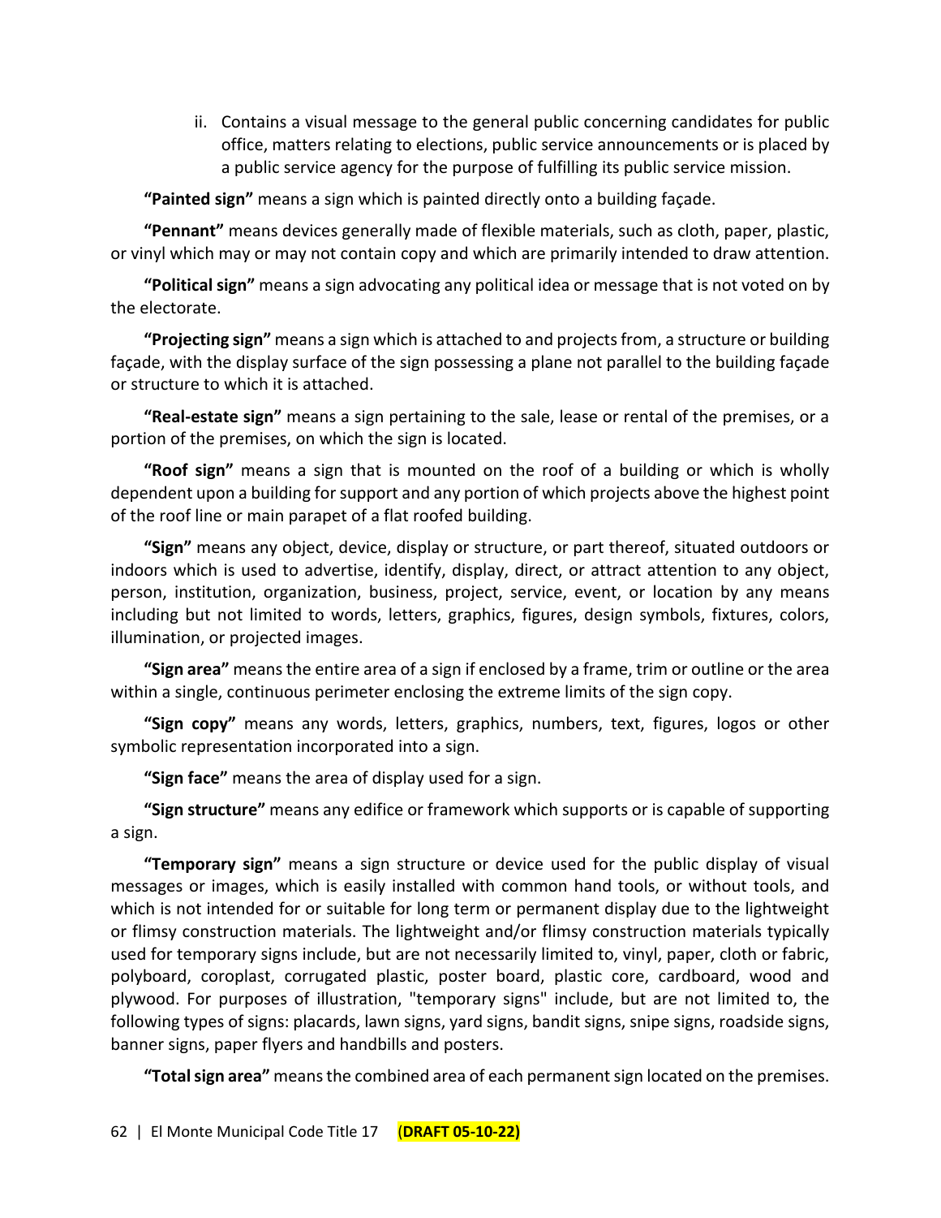ii. Contains a visual message to the general public concerning candidates for public office, matters relating to elections, public service announcements or is placed by a public service agency for the purpose of fulfilling its public service mission.

**"Painted sign"** means a sign which is painted directly onto a building façade.

**"Pennant"** means devices generally made of flexible materials, such as cloth, paper, plastic, or vinyl which may or may not contain copy and which are primarily intended to draw attention.

**"Political sign"** means a sign advocating any political idea or message that is not voted on by the electorate.

**"Projecting sign"** means a sign which is attached to and projects from, a structure or building façade, with the display surface of the sign possessing a plane not parallel to the building façade or structure to which it is attached.

**"Real-estate sign"** means a sign pertaining to the sale, lease or rental of the premises, or a portion of the premises, on which the sign is located.

**"Roof sign"** means a sign that is mounted on the roof of a building or which is wholly dependent upon a building for support and any portion of which projects above the highest point of the roof line or main parapet of a flat roofed building.

**"Sign"** means any object, device, display or structure, or part thereof, situated outdoors or indoors which is used to advertise, identify, display, direct, or attract attention to any object, person, institution, organization, business, project, service, event, or location by any means including but not limited to words, letters, graphics, figures, design symbols, fixtures, colors, illumination, or projected images.

**"Sign area"** means the entire area of a sign if enclosed by a frame, trim or outline or the area within a single, continuous perimeter enclosing the extreme limits of the sign copy.

**"Sign copy"** means any words, letters, graphics, numbers, text, figures, logos or other symbolic representation incorporated into a sign.

**"Sign face"** means the area of display used for a sign.

**"Sign structure"** means any edifice or framework which supports or is capable of supporting a sign.

**"Temporary sign"** means a sign structure or device used for the public display of visual messages or images, which is easily installed with common hand tools, or without tools, and which is not intended for or suitable for long term or permanent display due to the lightweight or flimsy construction materials. The lightweight and/or flimsy construction materials typically used for temporary signs include, but are not necessarily limited to, vinyl, paper, cloth or fabric, polyboard, coroplast, corrugated plastic, poster board, plastic core, cardboard, wood and plywood. For purposes of illustration, "temporary signs" include, but are not limited to, the following types of signs: placards, lawn signs, yard signs, bandit signs, snipe signs, roadside signs, banner signs, paper flyers and handbills and posters.

**"Total sign area"** means the combined area of each permanent sign located on the premises.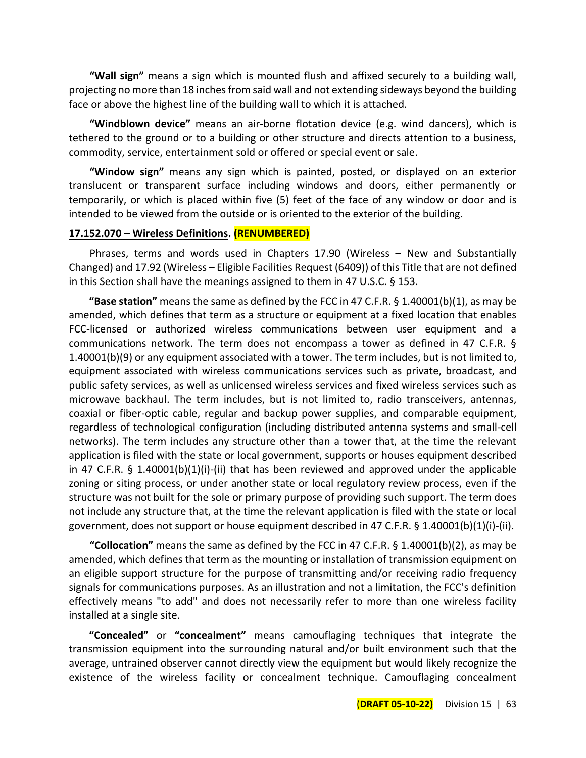**"Wall sign"** means a sign which is mounted flush and affixed securely to a building wall, projecting no more than 18 inches from said wall and not extending sideways beyond the building face or above the highest line of the building wall to which it is attached.

**"Windblown device"** means an air-borne flotation device (e.g. wind dancers), which is tethered to the ground or to a building or other structure and directs attention to a business, commodity, service, entertainment sold or offered or special event or sale.

**"Window sign"** means any sign which is painted, posted, or displayed on an exterior translucent or transparent surface including windows and doors, either permanently or temporarily, or which is placed within five (5) feet of the face of any window or door and is intended to be viewed from the outside or is oriented to the exterior of the building.

**17.152.070 – Wireless Definitions. (RENUMBERED)**

Phrases, terms and words used in Chapters 17.90 (Wireless – New and Substantially Changed) and 17.92 (Wireless – Eligible Facilities Request (6409)) of this Title that are not defined in this Section shall have the meanings assigned to them in 47 U.S.C. § 153.

**"Base station"** means the same as defined by the FCC in 47 C.F.R. § 1.40001(b)(1), as may be amended, which defines that term as a structure or equipment at a fixed location that enables FCC-licensed or authorized wireless communications between user equipment and a communications network. The term does not encompass a tower as defined in 47 C.F.R. § 1.40001(b)(9) or any equipment associated with a tower. The term includes, but is not limited to, equipment associated with wireless communications services such as private, broadcast, and public safety services, as well as unlicensed wireless services and fixed wireless services such as microwave backhaul. The term includes, but is not limited to, radio transceivers, antennas, coaxial or fiber-optic cable, regular and backup power supplies, and comparable equipment, regardless of technological configuration (including distributed antenna systems and small-cell networks). The term includes any structure other than a tower that, at the time the relevant application is filed with the state or local government, supports or houses equipment described in 47 C.F.R. § 1.40001(b)(1)(i)-(ii) that has been reviewed and approved under the applicable zoning or siting process, or under another state or local regulatory review process, even if the structure was not built for the sole or primary purpose of providing such support. The term does not include any structure that, at the time the relevant application is filed with the state or local government, does not support or house equipment described in 47 C.F.R. § 1.40001(b)(1)(i)-(ii).

**"Collocation"** means the same as defined by the FCC in 47 C.F.R. § 1.40001(b)(2), as may be amended, which defines that term as the mounting or installation of transmission equipment on an eligible support structure for the purpose of transmitting and/or receiving radio frequency signals for communications purposes. As an illustration and not a limitation, the FCC's definition effectively means "to add" and does not necessarily refer to more than one wireless facility installed at a single site.

**"Concealed"** or **"concealment"** means camouflaging techniques that integrate the transmission equipment into the surrounding natural and/or built environment such that the average, untrained observer cannot directly view the equipment but would likely recognize the existence of the wireless facility or concealment technique. Camouflaging concealment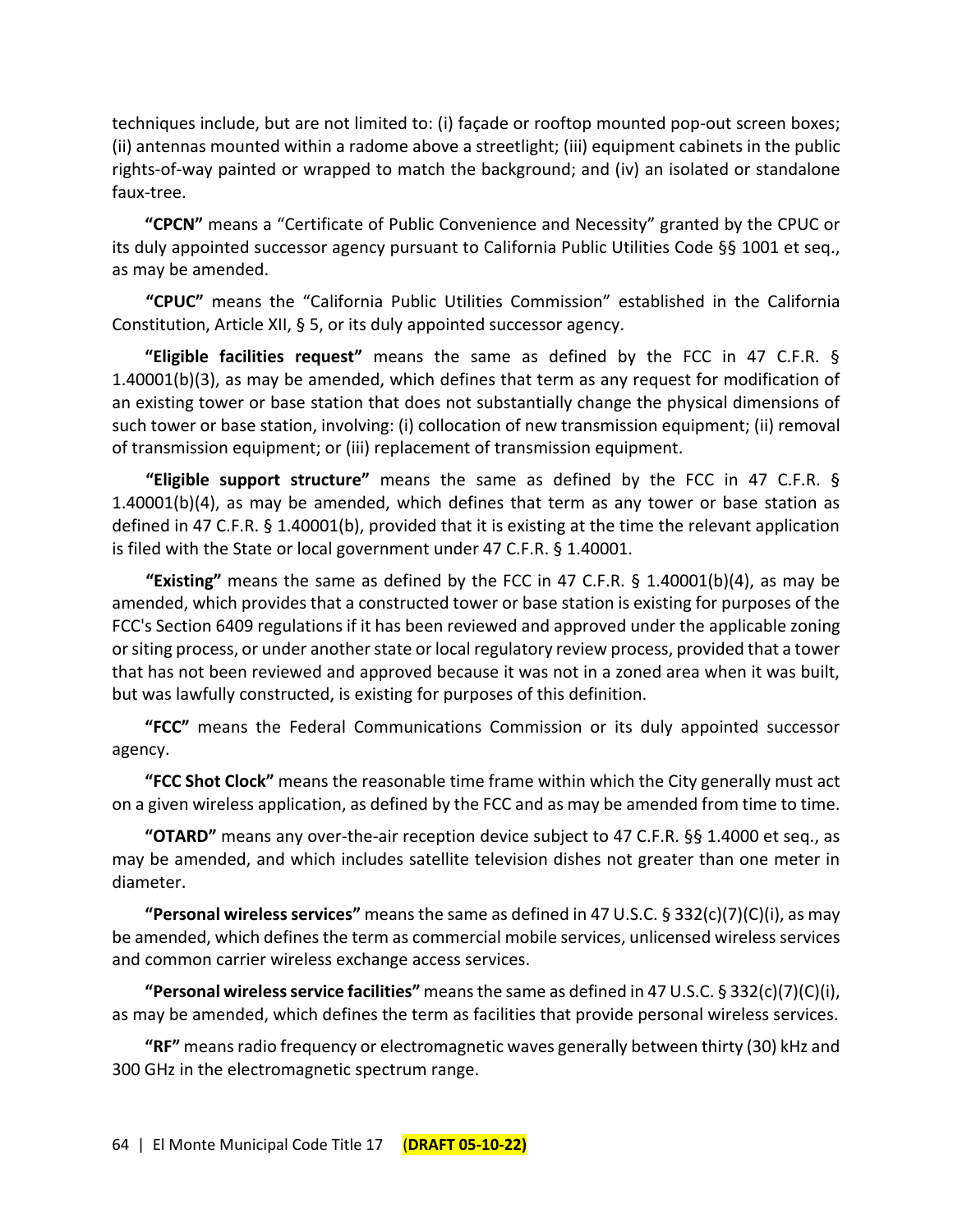techniques include, but are not limited to: (i) façade or rooftop mounted pop-out screen boxes; (ii) antennas mounted within a radome above a streetlight; (iii) equipment cabinets in the public rights-of-way painted or wrapped to match the background; and (iv) an isolated or standalone faux-tree.

**"CPCN"** means a "Certificate of Public Convenience and Necessity" granted by the CPUC or its duly appointed successor agency pursuant to California Public Utilities Code §§ 1001 et seq., as may be amended.

**"CPUC"** means the "California Public Utilities Commission" established in the California Constitution, Article XII, § 5, or its duly appointed successor agency.

**"Eligible facilities request"** means the same as defined by the FCC in 47 C.F.R. § 1.40001(b)(3), as may be amended, which defines that term as any request for modification of an existing tower or base station that does not substantially change the physical dimensions of such tower or base station, involving: (i) collocation of new transmission equipment; (ii) removal of transmission equipment; or (iii) replacement of transmission equipment.

**"Eligible support structure"** means the same as defined by the FCC in 47 C.F.R. § 1.40001(b)(4), as may be amended, which defines that term as any tower or base station as defined in 47 C.F.R. § 1.40001(b), provided that it is existing at the time the relevant application is filed with the State or local government under 47 C.F.R. § 1.40001.

**"Existing"** means the same as defined by the FCC in 47 C.F.R. § 1.40001(b)(4), as may be amended, which provides that a constructed tower or base station is existing for purposes of the FCC's Section 6409 regulations if it has been reviewed and approved under the applicable zoning or siting process, or under another state or local regulatory review process, provided that a tower that has not been reviewed and approved because it was not in a zoned area when it was built, but was lawfully constructed, is existing for purposes of this definition.

**"FCC"** means the Federal Communications Commission or its duly appointed successor agency.

**"FCC Shot Clock"** means the reasonable time frame within which the City generally must act on a given wireless application, as defined by the FCC and as may be amended from time to time.

**"OTARD"** means any over-the-air reception device subject to 47 C.F.R. §§ 1.4000 et seq., as may be amended, and which includes satellite television dishes not greater than one meter in diameter.

**"Personal wireless services"** means the same as defined in 47 U.S.C. § 332(c)(7)(C)(i), as may be amended, which defines the term as commercial mobile services, unlicensed wireless services and common carrier wireless exchange access services.

**"Personal wireless service facilities"** means the same as defined in 47 U.S.C. § 332(c)(7)(C)(i), as may be amended, which defines the term as facilities that provide personal wireless services.

**"RF"** means radio frequency or electromagnetic waves generally between thirty (30) kHz and 300 GHz in the electromagnetic spectrum range.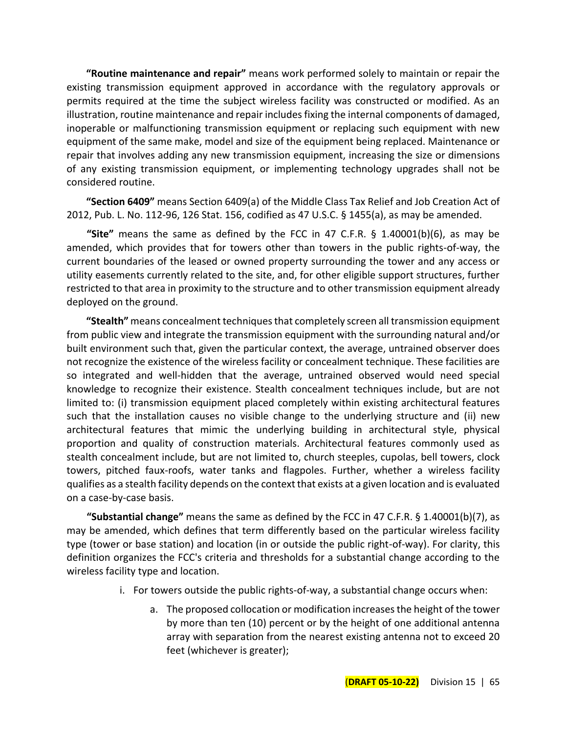**"Routine maintenance and repair"** means work performed solely to maintain or repair the existing transmission equipment approved in accordance with the regulatory approvals or permits required at the time the subject wireless facility was constructed or modified. As an illustration, routine maintenance and repair includes fixing the internal components of damaged, inoperable or malfunctioning transmission equipment or replacing such equipment with new equipment of the same make, model and size of the equipment being replaced. Maintenance or repair that involves adding any new transmission equipment, increasing the size or dimensions of any existing transmission equipment, or implementing technology upgrades shall not be considered routine.

**"Section 6409"** means Section 6409(a) of the Middle Class Tax Relief and Job Creation Act of 2012, Pub. L. No. 112-96, 126 Stat. 156, codified as 47 U.S.C. § 1455(a), as may be amended.

**"Site"** means the same as defined by the FCC in 47 C.F.R. § 1.40001(b)(6), as may be amended, which provides that for towers other than towers in the public rights-of-way, the current boundaries of the leased or owned property surrounding the tower and any access or utility easements currently related to the site, and, for other eligible support structures, further restricted to that area in proximity to the structure and to other transmission equipment already deployed on the ground.

**"Stealth"** means concealment techniques that completely screen all transmission equipment from public view and integrate the transmission equipment with the surrounding natural and/or built environment such that, given the particular context, the average, untrained observer does not recognize the existence of the wireless facility or concealment technique. These facilities are so integrated and well-hidden that the average, untrained observed would need special knowledge to recognize their existence. Stealth concealment techniques include, but are not limited to: (i) transmission equipment placed completely within existing architectural features such that the installation causes no visible change to the underlying structure and (ii) new architectural features that mimic the underlying building in architectural style, physical proportion and quality of construction materials. Architectural features commonly used as stealth concealment include, but are not limited to, church steeples, cupolas, bell towers, clock towers, pitched faux-roofs, water tanks and flagpoles. Further, whether a wireless facility qualifies as a stealth facility depends on the context that exists at a given location and is evaluated on a case-by-case basis.

**"Substantial change"** means the same as defined by the FCC in 47 C.F.R. § 1.40001(b)(7), as may be amended, which defines that term differently based on the particular wireless facility type (tower or base station) and location (in or outside the public right-of-way). For clarity, this definition organizes the FCC's criteria and thresholds for a substantial change according to the wireless facility type and location.

i. For towers outside the public rights-of-way, a substantial change occurs when:

   a. The proposed collocation or modification increases the height of the tower by more than ten (10) percent or by the height of one additional antenna array with separation from the nearest existing antenna not to exceed 20 feet (whichever is greater);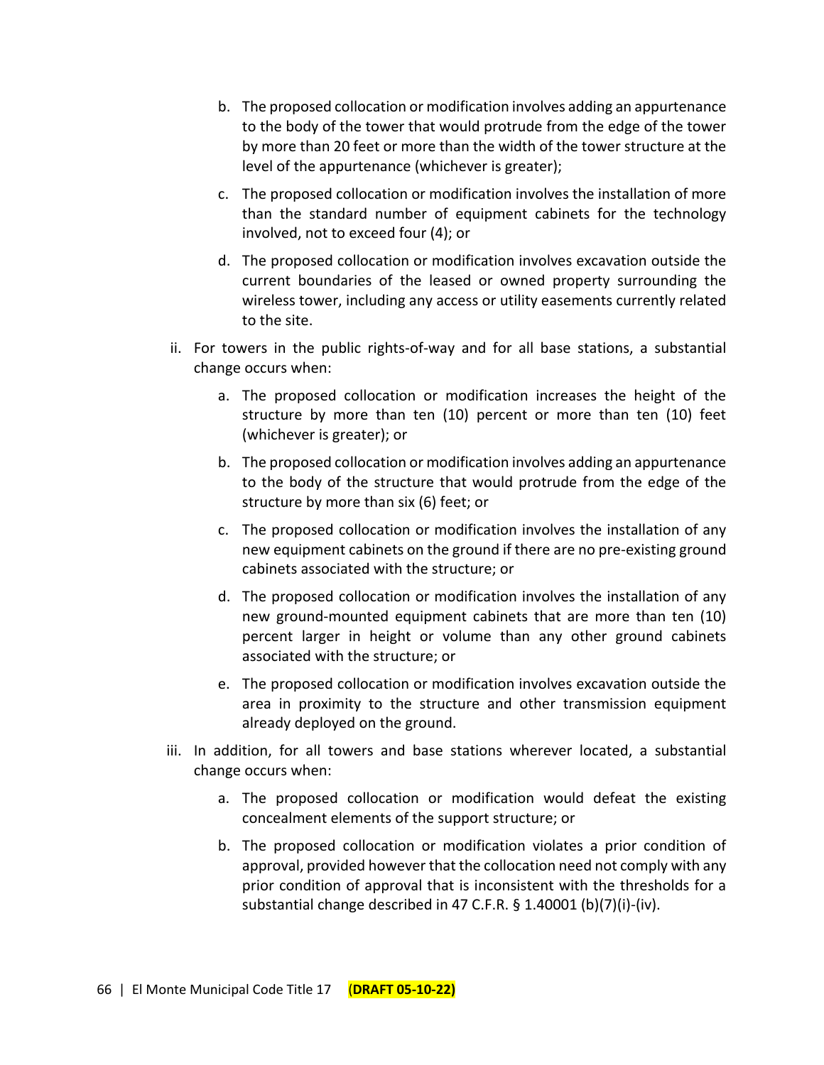b. The proposed collocation or modification involves adding an appurtenance to the body of the tower that would protrude from the edge of the tower by more than 20 feet or more than the width of the tower structure at the level of the appurtenance (whichever is greater);

   c. The proposed collocation or modification involves the installation of more than the standard number of equipment cabinets for the technology involved, not to exceed four (4); or

   d. The proposed collocation or modification involves excavation outside the current boundaries of the leased or owned property surrounding the wireless tower, including any access or utility easements currently related to the site.

ii. For towers in the public rights-of-way and for all base stations, a substantial change occurs when:

   a. The proposed collocation or modification increases the height of the structure by more than ten (10) percent or more than ten (10) feet (whichever is greater); or

   b. The proposed collocation or modification involves adding an appurtenance to the body of the structure that would protrude from the edge of the structure by more than six (6) feet; or

   c. The proposed collocation or modification involves the installation of any new equipment cabinets on the ground if there are no pre-existing ground cabinets associated with the structure; or

   d. The proposed collocation or modification involves the installation of any new ground-mounted equipment cabinets that are more than ten (10) percent larger in height or volume than any other ground cabinets associated with the structure; or

   e. The proposed collocation or modification involves excavation outside the area in proximity to the structure and other transmission equipment already deployed on the ground.

iii. In addition, for all towers and base stations wherever located, a substantial change occurs when:

   a. The proposed collocation or modification would defeat the existing concealment elements of the support structure; or

   b. The proposed collocation or modification violates a prior condition of approval, provided however that the collocation need not comply with any prior condition of approval that is inconsistent with the thresholds for a substantial change described in 47 C.F.R. § 1.40001 (b)(7)(i)-(iv).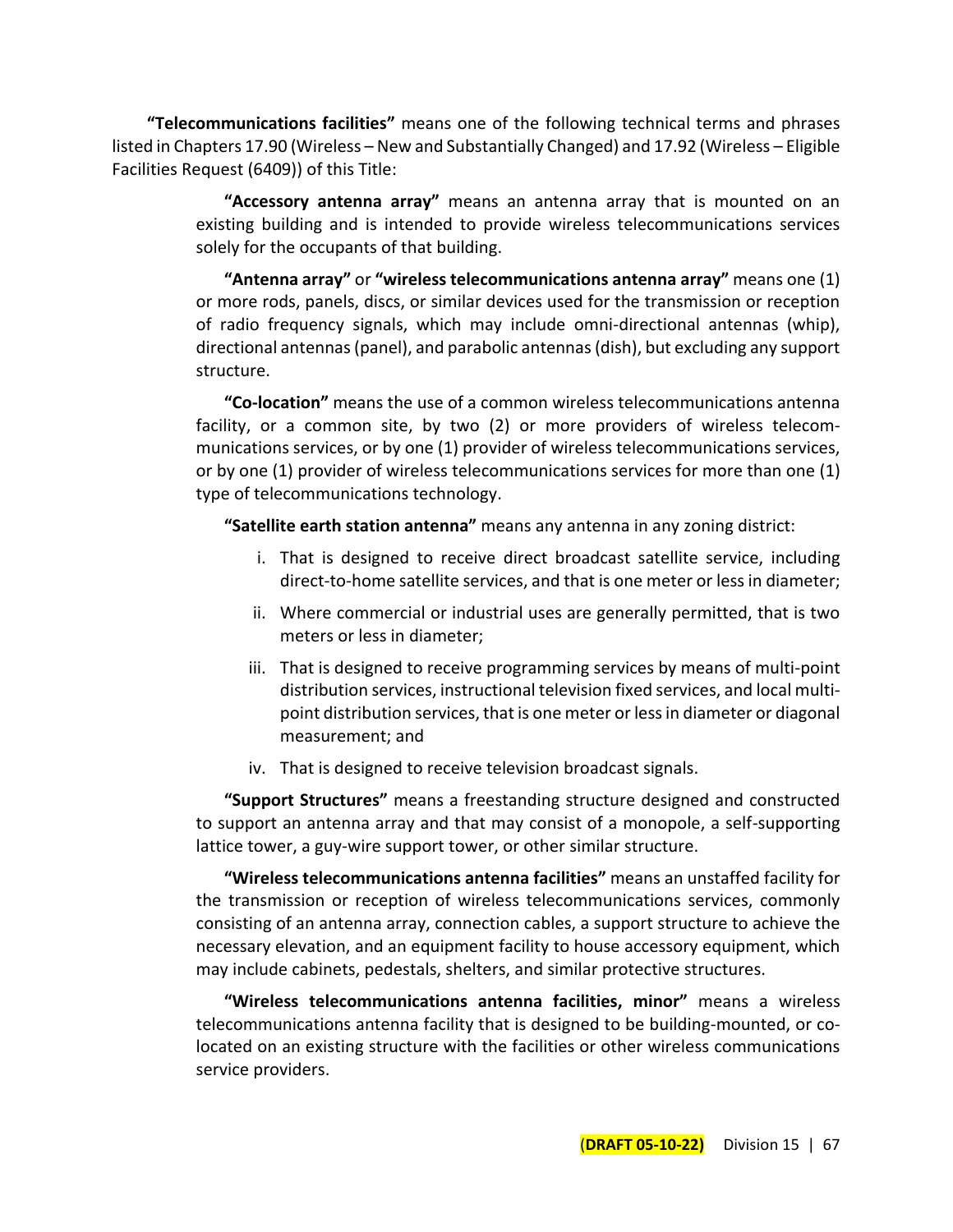**"Telecommunications facilities"** means one of the following technical terms and phrases listed in Chapters 17.90 (Wireless – New and Substantially Changed) and 17.92 (Wireless – Eligible Facilities Request (6409)) of this Title:

> **"Accessory antenna array"** means an antenna array that is mounted on an existing building and is intended to provide wireless telecommunications services solely for the occupants of that building.
>
> **"Antenna array"** or **"wireless telecommunications antenna array"** means one (1) or more rods, panels, discs, or similar devices used for the transmission or reception of radio frequency signals, which may include omni-directional antennas (whip), directional antennas (panel), and parabolic antennas (dish), but excluding any support structure.
>
> **"Co-location"** means the use of a common wireless telecommunications antenna facility, or a common site, by two (2) or more providers of wireless telecommunications services, or by one (1) provider of wireless telecommunications services, or by one (1) provider of wireless telecommunications services for more than one (1) type of telecommunications technology.
>
> **"Satellite earth station antenna"** means any antenna in any zoning district:
>
> i. That is designed to receive direct broadcast satellite service, including direct-to-home satellite services, and that is one meter or less in diameter;
>
> ii. Where commercial or industrial uses are generally permitted, that is two meters or less in diameter;
>
> iii. That is designed to receive programming services by means of multi-point distribution services, instructional television fixed services, and local multi-point distribution services, that is one meter or less in diameter or diagonal measurement; and
>
> iv. That is designed to receive television broadcast signals.
>
> **"Support Structures"** means a freestanding structure designed and constructed to support an antenna array and that may consist of a monopole, a self-supporting lattice tower, a guy-wire support tower, or other similar structure.
>
> **"Wireless telecommunications antenna facilities"** means an unstaffed facility for the transmission or reception of wireless telecommunications services, commonly consisting of an antenna array, connection cables, a support structure to achieve the necessary elevation, and an equipment facility to house accessory equipment, which may include cabinets, pedestals, shelters, and similar protective structures.
>
> **"Wireless telecommunications antenna facilities, minor"** means a wireless telecommunications antenna facility that is designed to be building-mounted, or co-located on an existing structure with the facilities or other wireless communications service providers.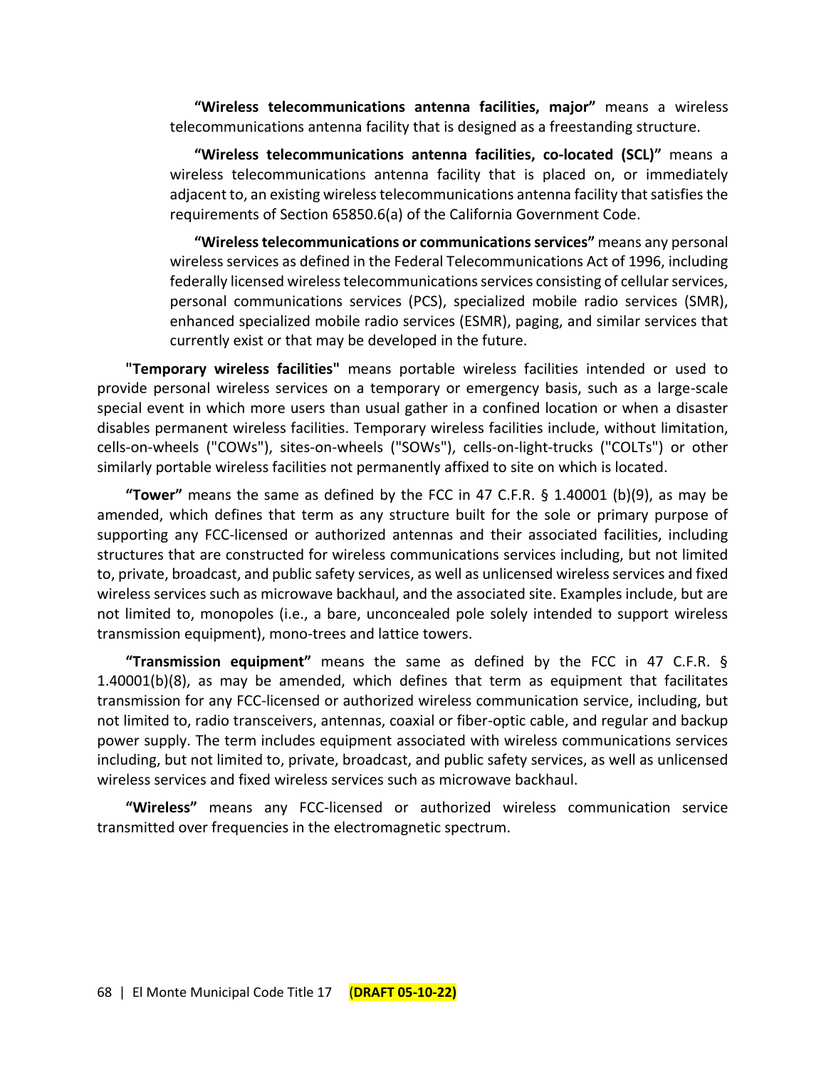**"Wireless telecommunications antenna facilities, major"** means a wireless telecommunications antenna facility that is designed as a freestanding structure.

**"Wireless telecommunications antenna facilities, co-located (SCL)"** means a wireless telecommunications antenna facility that is placed on, or immediately adjacent to, an existing wireless telecommunications antenna facility that satisfies the requirements of Section 65850.6(a) of the California Government Code.

**"Wireless telecommunications or communications services"** means any personal wireless services as defined in the Federal Telecommunications Act of 1996, including federally licensed wireless telecommunications services consisting of cellular services, personal communications services (PCS), specialized mobile radio services (SMR), enhanced specialized mobile radio services (ESMR), paging, and similar services that currently exist or that may be developed in the future.

**"Temporary wireless facilities"** means portable wireless facilities intended or used to provide personal wireless services on a temporary or emergency basis, such as a large-scale special event in which more users than usual gather in a confined location or when a disaster disables permanent wireless facilities. Temporary wireless facilities include, without limitation, cells-on-wheels ("COWs"), sites-on-wheels ("SOWs"), cells-on-light-trucks ("COLTs") or other similarly portable wireless facilities not permanently affixed to site on which is located.

**"Tower"** means the same as defined by the FCC in 47 C.F.R. § 1.40001 (b)(9), as may be amended, which defines that term as any structure built for the sole or primary purpose of supporting any FCC-licensed or authorized antennas and their associated facilities, including structures that are constructed for wireless communications services including, but not limited to, private, broadcast, and public safety services, as well as unlicensed wireless services and fixed wireless services such as microwave backhaul, and the associated site. Examples include, but are not limited to, monopoles (i.e., a bare, unconcealed pole solely intended to support wireless transmission equipment), mono-trees and lattice towers.

**"Transmission equipment"** means the same as defined by the FCC in 47 C.F.R. § 1.40001(b)(8), as may be amended, which defines that term as equipment that facilitates transmission for any FCC-licensed or authorized wireless communication service, including, but not limited to, radio transceivers, antennas, coaxial or fiber-optic cable, and regular and backup power supply. The term includes equipment associated with wireless communications services including, but not limited to, private, broadcast, and public safety services, as well as unlicensed wireless services and fixed wireless services such as microwave backhaul.

**"Wireless"** means any FCC-licensed or authorized wireless communication service transmitted over frequencies in the electromagnetic spectrum.